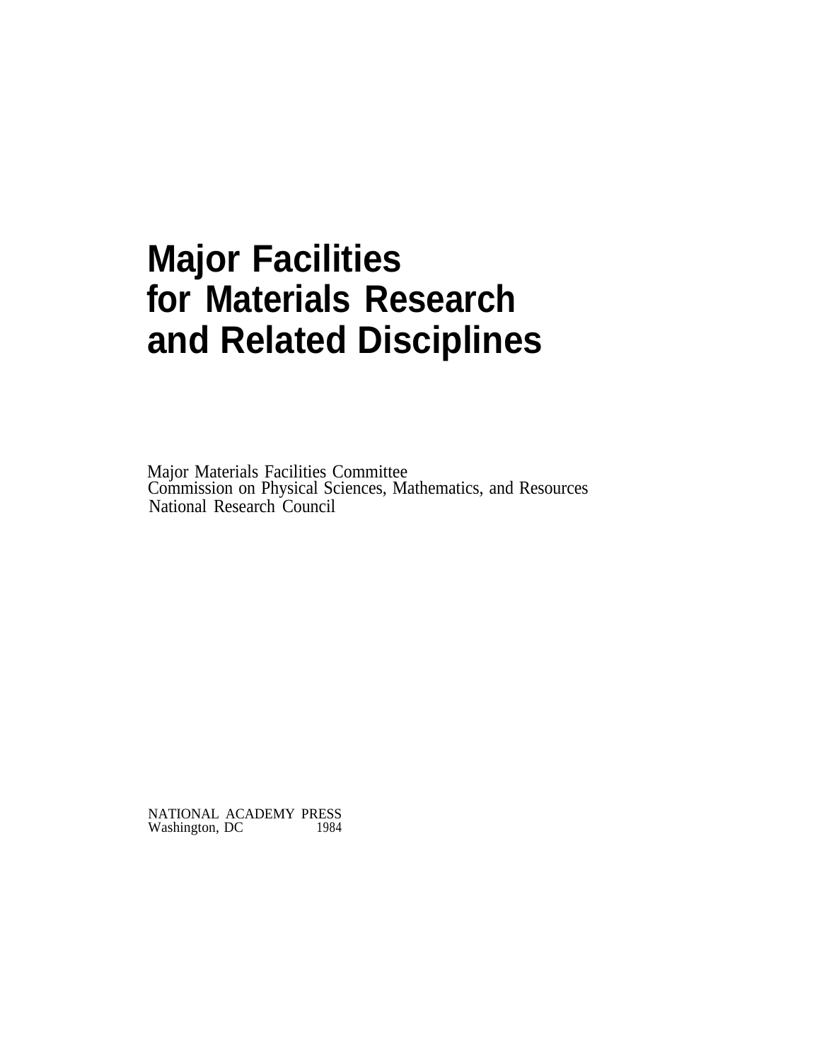# Major Facilities for Materials Research and Related Disciplines

Major Materials Facilities Committee
Commission on Physical Sciences, Mathematics, and Resources
National Research Council

NATIONAL ACADEMY PRESS
Washington, DC 1984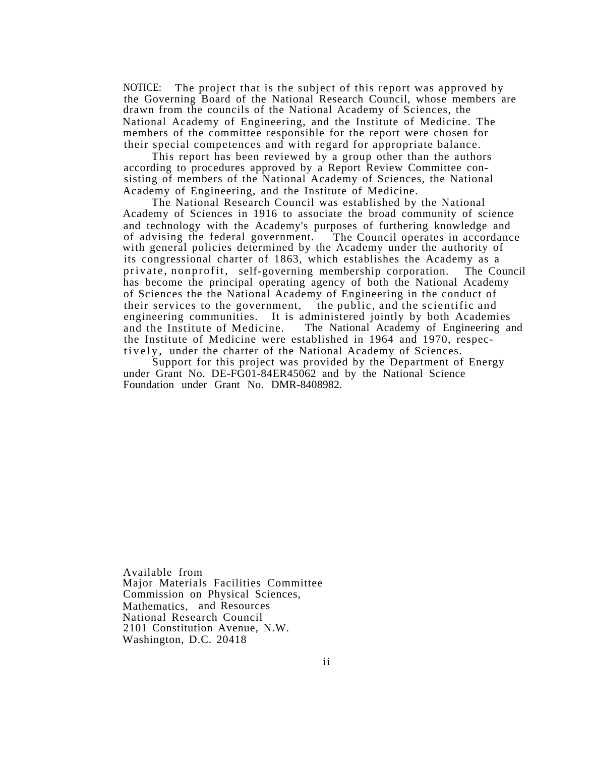NOTICE: The project that is the subject of this report was approved by the Governing Board of the National Research Council, whose members are drawn from the councils of the National Academy of Sciences, the National Academy of Engineering, and the Institute of Medicine. The members of the committee responsible for the report were chosen for their special competences and with regard for appropriate balance.

This report has been reviewed by a group other than the authors according to procedures approved by a Report Review Committee consisting of members of the National Academy of Sciences, the National Academy of Engineering, and the Institute of Medicine.

The National Research Council was established by the National Academy of Sciences in 1916 to associate the broad community of science and technology with the Academy's purposes of furthering knowledge and of advising the federal government. The Council operates in accordance with general policies determined by the Academy under the authority of its congressional charter of 1863, which establishes the Academy as a private, nonprofit, self-governing membership corporation. The Council has become the principal operating agency of both the National Academy of Sciences the the National Academy of Engineering in the conduct of their services to the government, the public, and the scientific and engineering communities. It is administered jointly by both Academies and the Institute of Medicine. The National Academy of Engineering and the Institute of Medicine were established in 1964 and 1970, respectively, under the charter of the National Academy of Sciences.

Support for this project was provided by the Department of Energy under Grant No. DE-FG01-84ER45062 and by the National Science Foundation under Grant No. DMR-8408982.

Available from  
Major Materials Facilities Committee  
Commission on Physical Sciences,  
Mathematics, and Resources  
National Research Council  
2101 Constitution Avenue, N.W.  
Washington, D.C. 20418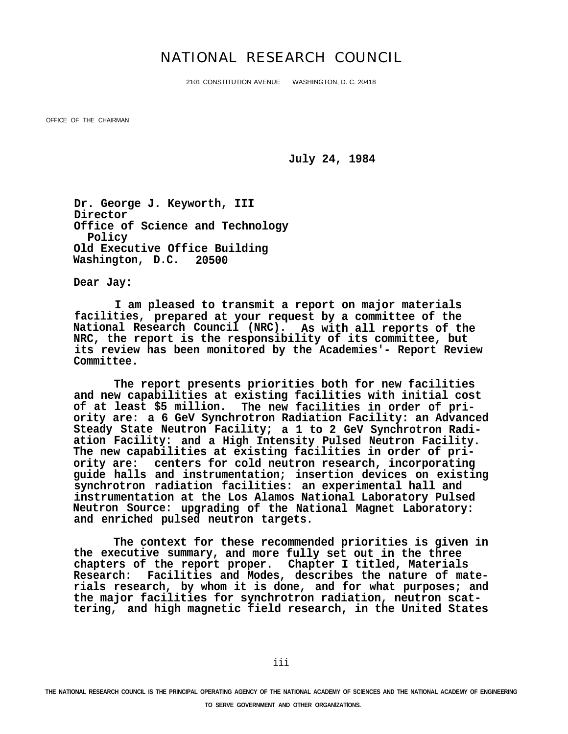# NATIONAL RESEARCH COUNCIL

2101 CONSTITUTION AVENUE WASHINGTON, D. C. 20418

OFFICE OF THE CHAIRMAN

July 24, 1984

Dr. George J. Keyworth, III
Director
Office of Science and Technology Policy
Old Executive Office Building
Washington, D.C. 20500

Dear Jay:

I am pleased to transmit a report on major materials facilities, prepared at your request by a committee of the National Research Council (NRC). As with all reports of the NRC, the report is the responsibility of its committee, but its review has been monitored by the Academies'- Report Review Committee.

The report presents priorities both for new facilities and new capabilities at existing facilities with initial cost of at least $5 million. The new facilities in order of priority are: a 6 GeV Synchrotron Radiation Facility: an Advanced Steady State Neutron Facility; a 1 to 2 GeV Synchrotron Radiation Facility: and a High Intensity Pulsed Neutron Facility. The new capabilities at existing facilities in order of priority are: centers for cold neutron research, incorporating guide halls and instrumentation; insertion devices on existing synchrotron radiation facilities: an experimental hall and instrumentation at the Los Alamos National Laboratory Pulsed Neutron Source: upgrading of the National Magnet Laboratory: and enriched pulsed neutron targets.

The context for these recommended priorities is given in the executive summary, and more fully set out in the three chapters of the report proper. Chapter I titled, Materials Research: Facilities and Modes, describes the nature of materials research, by whom it is done, and for what purposes; and the major facilities for synchrotron radiation, neutron scattering, and high magnetic field research, in the United States

THE NATIONAL RESEARCH COUNCIL IS THE PRINCIPAL OPERATING AGENCY OF THE NATIONAL ACADEMY OF SCIENCES AND THE NATIONAL ACADEMY OF ENGINEERING TO SERVE GOVERNMENT AND OTHER ORGANIZATIONS.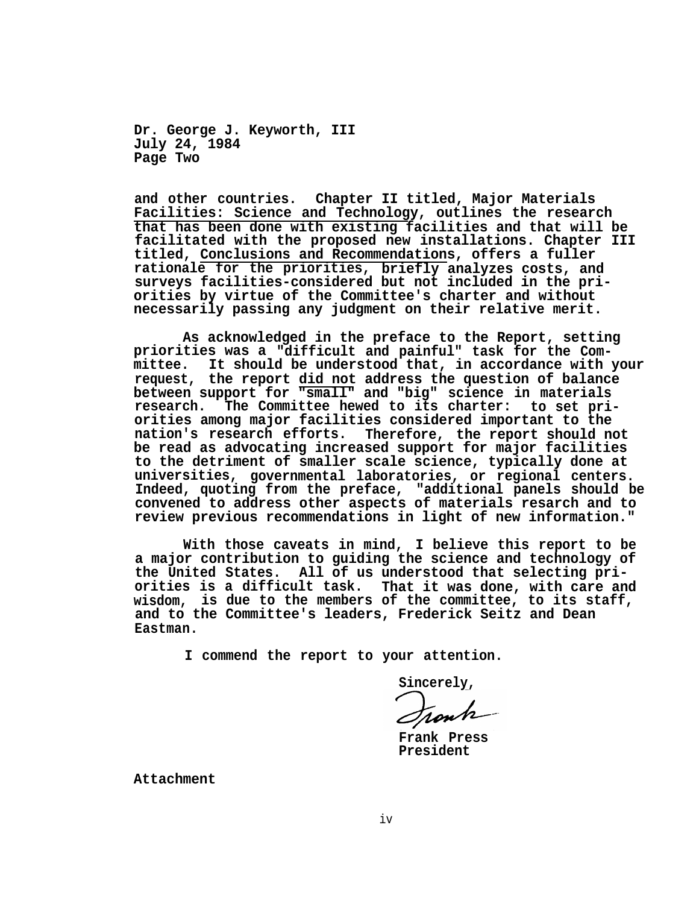Dr. George J. Keyworth, III
July 24, 1984
Page Two

and other countries. Chapter II titled, Major Materials Facilities: Science and Technology, outlines the research that has been done with existing facilities and that will be facilitated with the proposed new installations. Chapter III titled, Conclusions and Recommendations, offers a fuller rationale for the priorities, briefly analyzes costs, and surveys facilities-considered but not included in the priorities by virtue of the Committee's charter and without necessarily passing any judgment on their relative merit.

As acknowledged in the preface to the Report, setting priorities was a "difficult and painful" task for the Committee. It should be understood that, in accordance with your request, the report did not address the question of balance between support for "small" and "big" science in materials research. The Committee hewed to its charter: to set priorities among major facilities considered important to the nation's research efforts. Therefore, the report should not be read as advocating increased support for major facilities to the detriment of smaller scale science, typically done at universities, governmental laboratories, or regional centers. Indeed, quoting from the preface, "additional panels should be convened to address other aspects of materials resarch and to review previous recommendations in light of new information."

With those caveats in mind, I believe this report to be a major contribution to guiding the science and technology of the United States. All of us understood that selecting priorities is a difficult task. That it was done, with care and wisdom, is due to the members of the committee, to its staff, and to the Committee's leaders, Frederick Seitz and Dean Eastman.

I commend the report to your attention.

Sincerely,

Frank Press
President

Attachment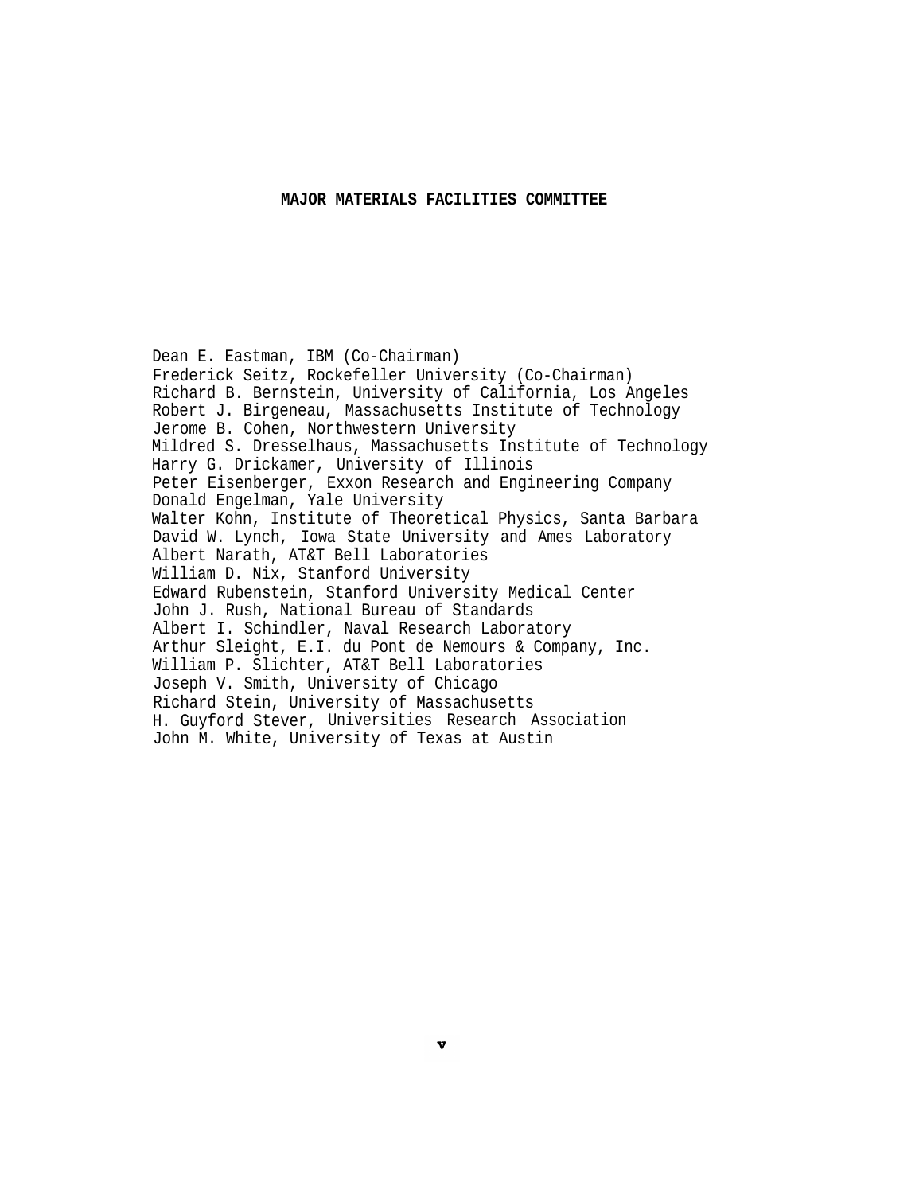# MAJOR MATERIALS FACILITIES COMMITTEE

Dean E. Eastman, IBM (Co-Chairman)
Frederick Seitz, Rockefeller University (Co-Chairman)
Richard B. Bernstein, University of California, Los Angeles
Robert J. Birgeneau, Massachusetts Institute of Technology
Jerome B. Cohen, Northwestern University
Mildred S. Dresselhaus, Massachusetts Institute of Technology
Harry G. Drickamer, University of Illinois
Peter Eisenberger, Exxon Research and Engineering Company
Donald Engelman, Yale University
Walter Kohn, Institute of Theoretical Physics, Santa Barbara
David W. Lynch, Iowa State University and Ames Laboratory
Albert Narath, AT&T Bell Laboratories
William D. Nix, Stanford University
Edward Rubenstein, Stanford University Medical Center
John J. Rush, National Bureau of Standards
Albert I. Schindler, Naval Research Laboratory
Arthur Sleight, E.I. du Pont de Nemours & Company, Inc.
William P. Slichter, AT&T Bell Laboratories
Joseph V. Smith, University of Chicago
Richard Stein, University of Massachusetts
H. Guyford Stever, Universities Research Association
John M. White, University of Texas at Austin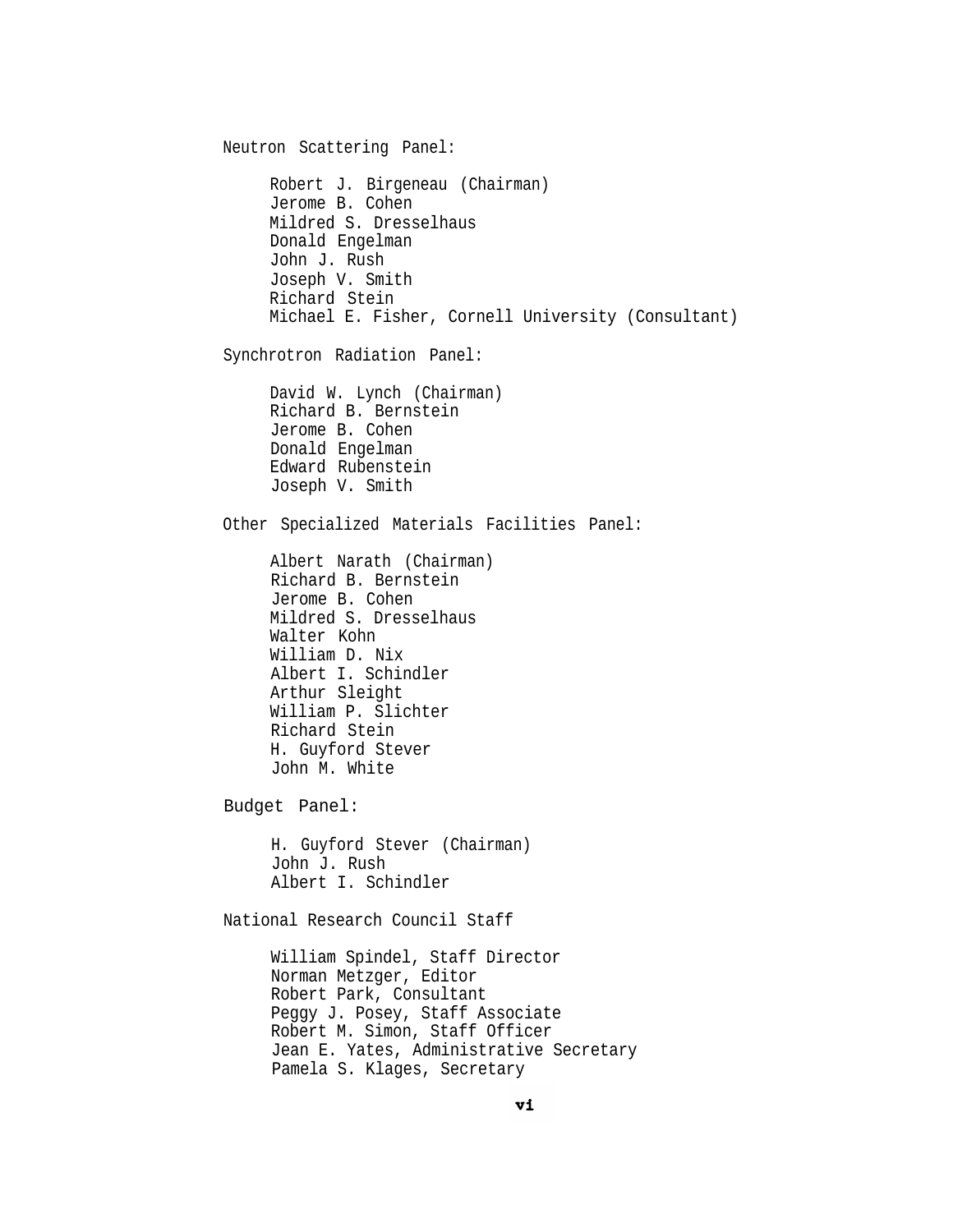Neutron Scattering Panel:

Robert J. Birgeneau (Chairman)
Jerome B. Cohen
Mildred S. Dresselhaus
Donald Engelman
John J. Rush
Joseph V. Smith
Richard Stein
Michael E. Fisher, Cornell University (Consultant)

Synchrotron Radiation Panel:

David W. Lynch (Chairman)
Richard B. Bernstein
Jerome B. Cohen
Donald Engelman
Edward Rubenstein
Joseph V. Smith

Other Specialized Materials Facilities Panel:

Albert Narath (Chairman)
Richard B. Bernstein
Jerome B. Cohen
Mildred S. Dresselhaus
Walter Kohn
William D. Nix
Albert I. Schindler
Arthur Sleight
William P. Slichter
Richard Stein
H. Guyford Stever
John M. White

Budget Panel:

H. Guyford Stever (Chairman)
John J. Rush
Albert I. Schindler

National Research Council Staff

William Spindel, Staff Director
Norman Metzger, Editor
Robert Park, Consultant
Peggy J. Posey, Staff Associate
Robert M. Simon, Staff Officer
Jean E. Yates, Administrative Secretary
Pamela S. Klages, Secretary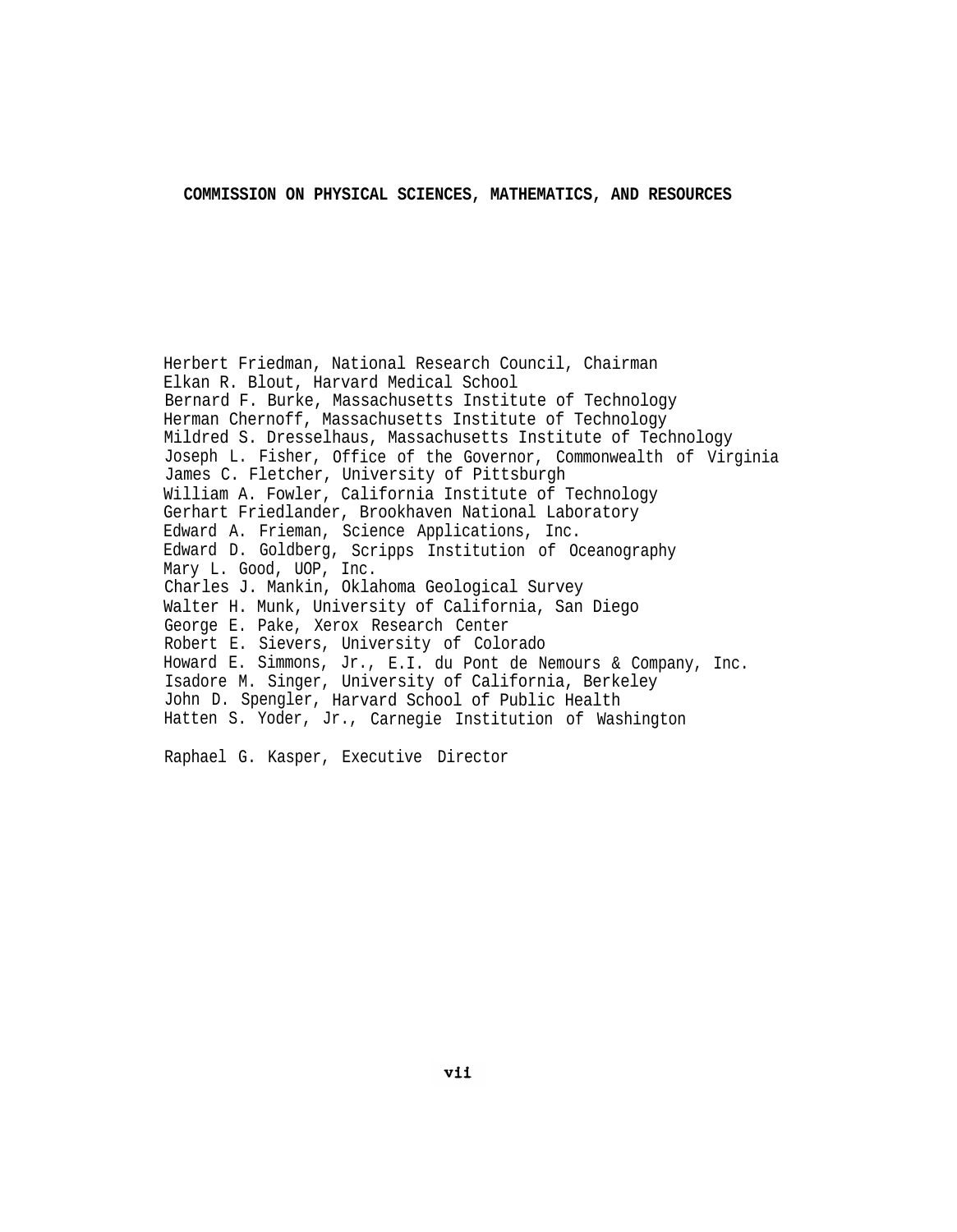## COMMISSION ON PHYSICAL SCIENCES, MATHEMATICS, AND RESOURCES

Herbert Friedman, National Research Council, Chairman
Elkan R. Blout, Harvard Medical School
Bernard F. Burke, Massachusetts Institute of Technology
Herman Chernoff, Massachusetts Institute of Technology
Mildred S. Dresselhaus, Massachusetts Institute of Technology
Joseph L. Fisher, Office of the Governor, Commonwealth of Virginia
James C. Fletcher, University of Pittsburgh
William A. Fowler, California Institute of Technology
Gerhart Friedlander, Brookhaven National Laboratory
Edward A. Frieman, Science Applications, Inc.
Edward D. Goldberg, Scripps Institution of Oceanography
Mary L. Good, UOP, Inc.
Charles J. Mankin, Oklahoma Geological Survey
Walter H. Munk, University of California, San Diego
George E. Pake, Xerox Research Center
Robert E. Sievers, University of Colorado
Howard E. Simmons, Jr., E.I. du Pont de Nemours & Company, Inc.
Isadore M. Singer, University of California, Berkeley
John D. Spengler, Harvard School of Public Health
Hatten S. Yoder, Jr., Carnegie Institution of Washington

Raphael G. Kasper, Executive Director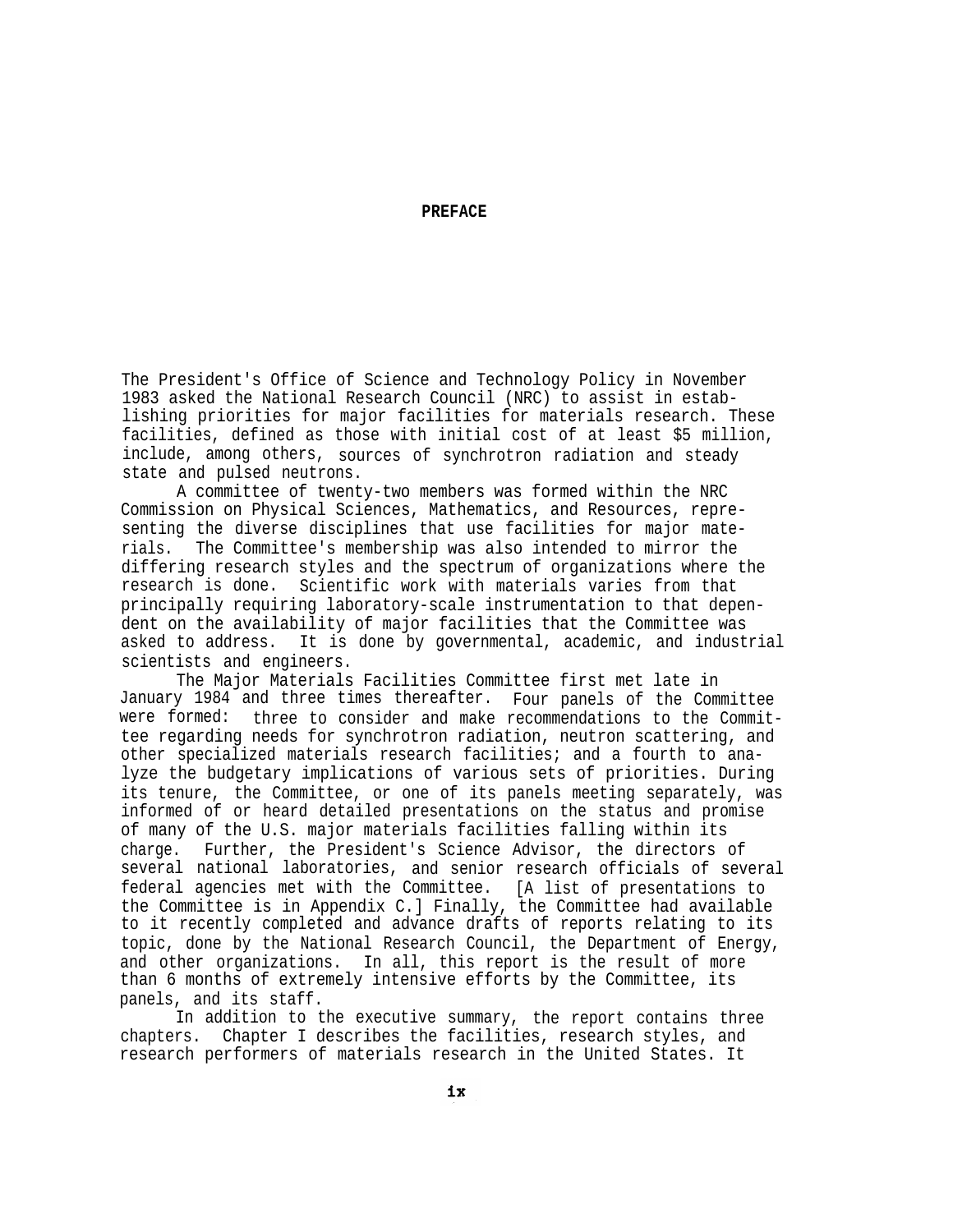# PREFACE

The President's Office of Science and Technology Policy in November 1983 asked the National Research Council (NRC) to assist in establishing priorities for major facilities for materials research. These facilities, defined as those with initial cost of at least $5 million, include, among others, sources of synchrotron radiation and steady state and pulsed neutrons.

A committee of twenty-two members was formed within the NRC Commission on Physical Sciences, Mathematics, and Resources, representing the diverse disciplines that use facilities for major materials. The Committee's membership was also intended to mirror the differing research styles and the spectrum of organizations where the research is done. Scientific work with materials varies from that principally requiring laboratory-scale instrumentation to that dependent on the availability of major facilities that the Committee was asked to address. It is done by governmental, academic, and industrial scientists and engineers.

The Major Materials Facilities Committee first met late in January 1984 and three times thereafter. Four panels of the Committee were formed: three to consider and make recommendations to the Committee regarding needs for synchrotron radiation, neutron scattering, and other specialized materials research facilities; and a fourth to analyze the budgetary implications of various sets of priorities. During its tenure, the Committee, or one of its panels meeting separately, was informed of or heard detailed presentations on the status and promise of many of the U.S. major materials facilities falling within its charge. Further, the President's Science Advisor, the directors of several national laboratories, and senior research officials of several federal agencies met with the Committee. [A list of presentations to the Committee is in Appendix C.] Finally, the Committee had available to it recently completed and advance drafts of reports relating to its topic, done by the National Research Council, the Department of Energy, and other organizations. In all, this report is the result of more than 6 months of extremely intensive efforts by the Committee, its panels, and its staff.

In addition to the executive summary, the report contains three chapters. Chapter I describes the facilities, research styles, and research performers of materials research in the United States. It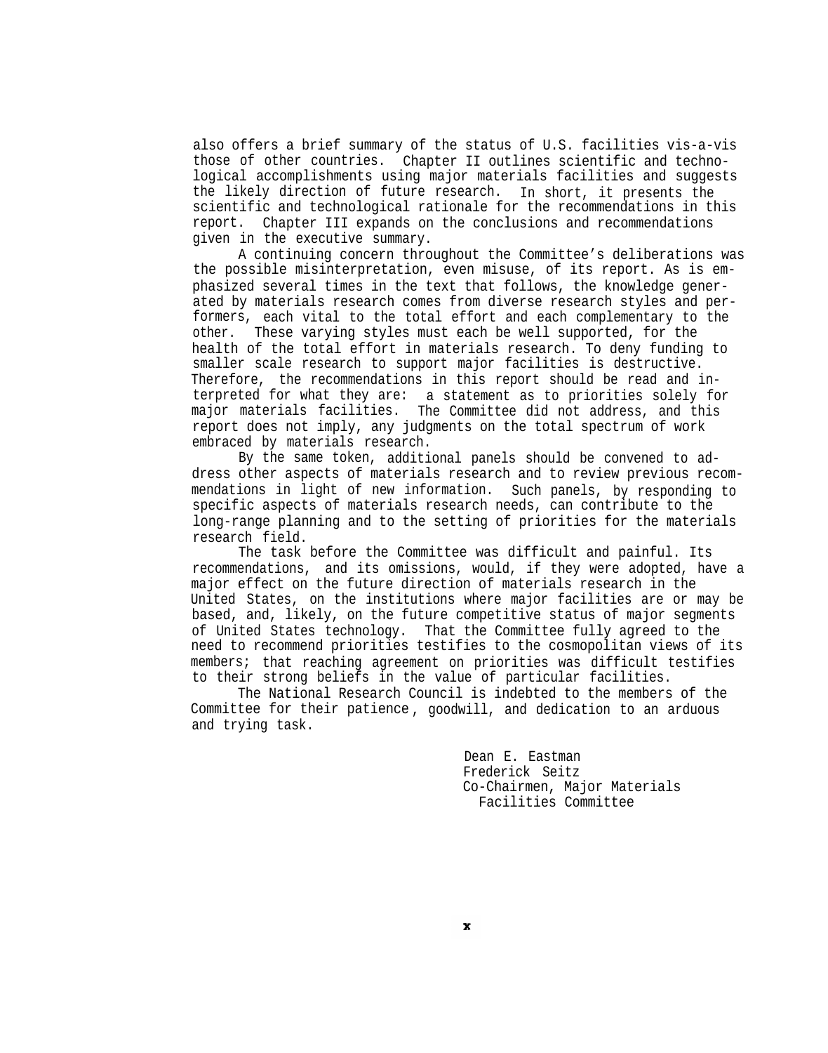also offers a brief summary of the status of U.S. facilities vis-a-vis those of other countries. Chapter II outlines scientific and technological accomplishments using major materials facilities and suggests the likely direction of future research. In short, it presents the scientific and technological rationale for the recommendations in this report. Chapter III expands on the conclusions and recommendations given in the executive summary.

A continuing concern throughout the Committee's deliberations was the possible misinterpretation, even misuse, of its report. As is emphasized several times in the text that follows, the knowledge generated by materials research comes from diverse research styles and performers, each vital to the total effort and each complementary to the other. These varying styles must each be well supported, for the health of the total effort in materials research. To deny funding to smaller scale research to support major facilities is destructive. Therefore, the recommendations in this report should be read and interpreted for what they are: a statement as to priorities solely for major materials facilities. The Committee did not address, and this report does not imply, any judgments on the total spectrum of work embraced by materials research.

By the same token, additional panels should be convened to address other aspects of materials research and to review previous recommendations in light of new information. Such panels, by responding to specific aspects of materials research needs, can contribute to the long-range planning and to the setting of priorities for the materials research field.

The task before the Committee was difficult and painful. Its recommendations, and its omissions, would, if they were adopted, have a major effect on the future direction of materials research in the United States, on the institutions where major facilities are or may be based, and, likely, on the future competitive status of major segments of United States technology. That the Committee fully agreed to the need to recommend priorities testifies to the cosmopolitan views of its members; that reaching agreement on priorities was difficult testifies to their strong beliefs in the value of particular facilities.

The National Research Council is indebted to the members of the Committee for their patience, goodwill, and dedication to an arduous and trying task.

Dean E. Eastman
Frederick Seitz
Co-Chairmen, Major Materials Facilities Committee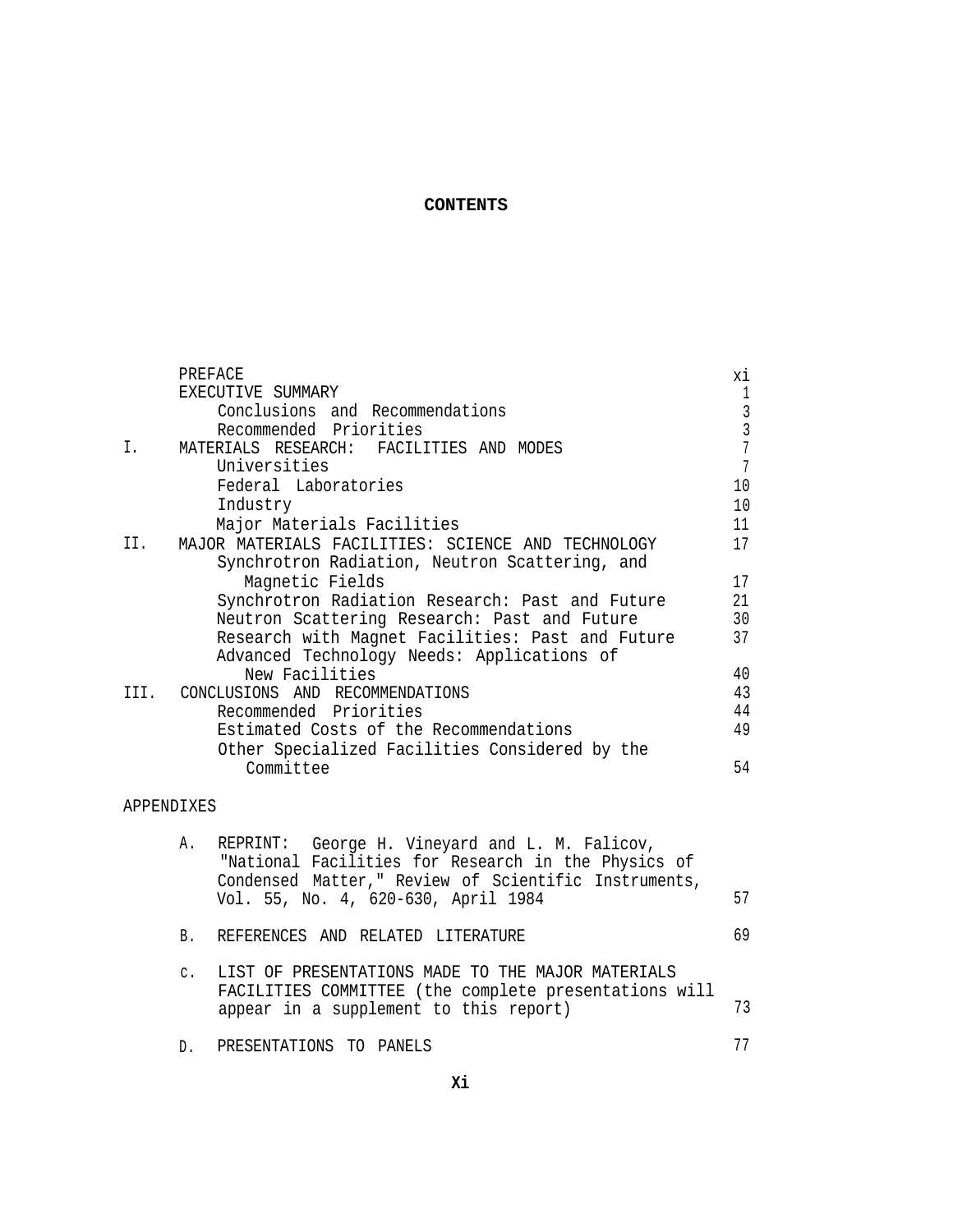# CONTENTS

| | | |
|---|---|---|
| | PREFACE | xi |
| | EXECUTIVE SUMMARY | 1 |
| | Conclusions and Recommendations | 3 |
| | Recommended Priorities | 3 |
| I. | MATERIALS RESEARCH: FACILITIES AND MODES | 7 |
| | Universities | 7 |
| | Federal Laboratories | 10 |
| | Industry | 10 |
| | Major Materials Facilities | 11 |
| II. | MAJOR MATERIALS FACILITIES: SCIENCE AND TECHNOLOGY | 17 |
| | Synchrotron Radiation, Neutron Scattering, and Magnetic Fields | 17 |
| | Synchrotron Radiation Research: Past and Future | 21 |
| | Neutron Scattering Research: Past and Future | 30 |
| | Research with Magnet Facilities: Past and Future | 37 |
| | Advanced Technology Needs: Applications of New Facilities | 40 |
| III. | CONCLUSIONS AND RECOMMENDATIONS | 43 |
| | Recommended Priorities | 44 |
| | Estimated Costs of the Recommendations | 49 |
| | Other Specialized Facilities Considered by the Committee | 54 |

APPENDIXES

| | | |
|---|---|---|
| A. | REPRINT: George H. Vineyard and L. M. Falicov, "National Facilities for Research in the Physics of Condensed Matter," Review of Scientific Instruments, Vol. 55, No. 4, 620-630, April 1984 | 57 |
| B. | REFERENCES AND RELATED LITERATURE | 69 |
| C. | LIST OF PRESENTATIONS MADE TO THE MAJOR MATERIALS FACILITIES COMMITTEE (the complete presentations will appear in a supplement to this report) | 73 |
| D. | PRESENTATIONS TO PANELS | 77 |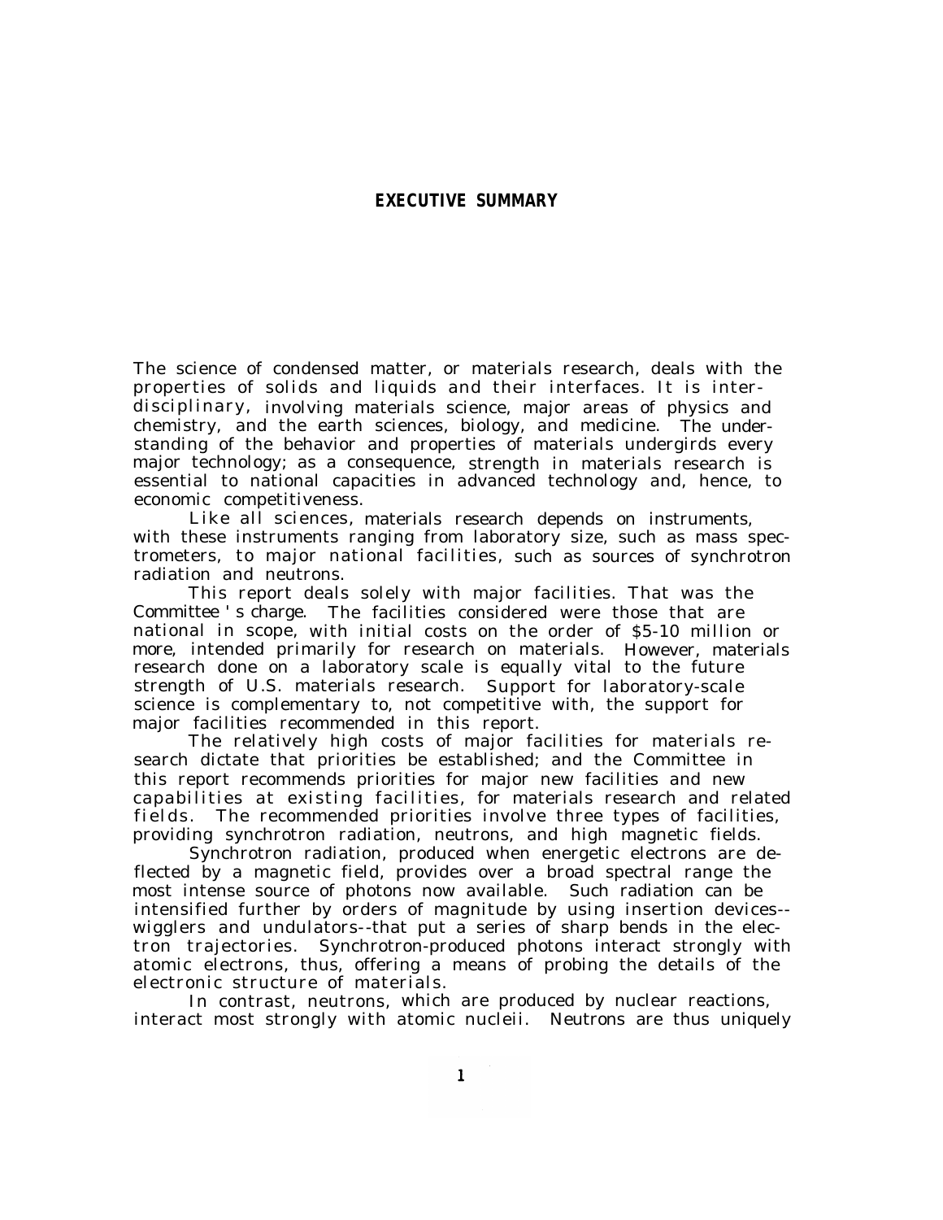# EXECUTIVE SUMMARY

The science of condensed matter, or materials research, deals with the properties of solids and liquids and their interfaces. It is interdisciplinary, involving materials science, major areas of physics and chemistry, and the earth sciences, biology, and medicine. The understanding of the behavior and properties of materials undergirds every major technology; as a consequence, strength in materials research is essential to national capacities in advanced technology and, hence, to economic competitiveness.

Like all sciences, materials research depends on instruments, with these instruments ranging from laboratory size, such as mass spectrometers, to major national facilities, such as sources of synchrotron radiation and neutrons.

This report deals solely with major facilities. That was the Committee's charge. The facilities considered were those that are national in scope, with initial costs on the order of $5-10 million or more, intended primarily for research on materials. However, materials research done on a laboratory scale is equally vital to the future strength of U.S. materials research. Support for laboratory-scale science is complementary to, not competitive with, the support for major facilities recommended in this report.

The relatively high costs of major facilities for materials research dictate that priorities be established; and the Committee in this report recommends priorities for major new facilities and new capabilities at existing facilities, for materials research and related fields. The recommended priorities involve three types of facilities, providing synchrotron radiation, neutrons, and high magnetic fields.

Synchrotron radiation, produced when energetic electrons are deflected by a magnetic field, provides over a broad spectral range the most intense source of photons now available. Such radiation can be intensified further by orders of magnitude by using insertion devices--wigglers and undulators--that put a series of sharp bends in the electron trajectories. Synchrotron-produced photons interact strongly with atomic electrons, thus, offering a means of probing the details of the electronic structure of materials.

In contrast, neutrons, which are produced by nuclear reactions, interact most strongly with atomic nucleii. Neutrons are thus uniquely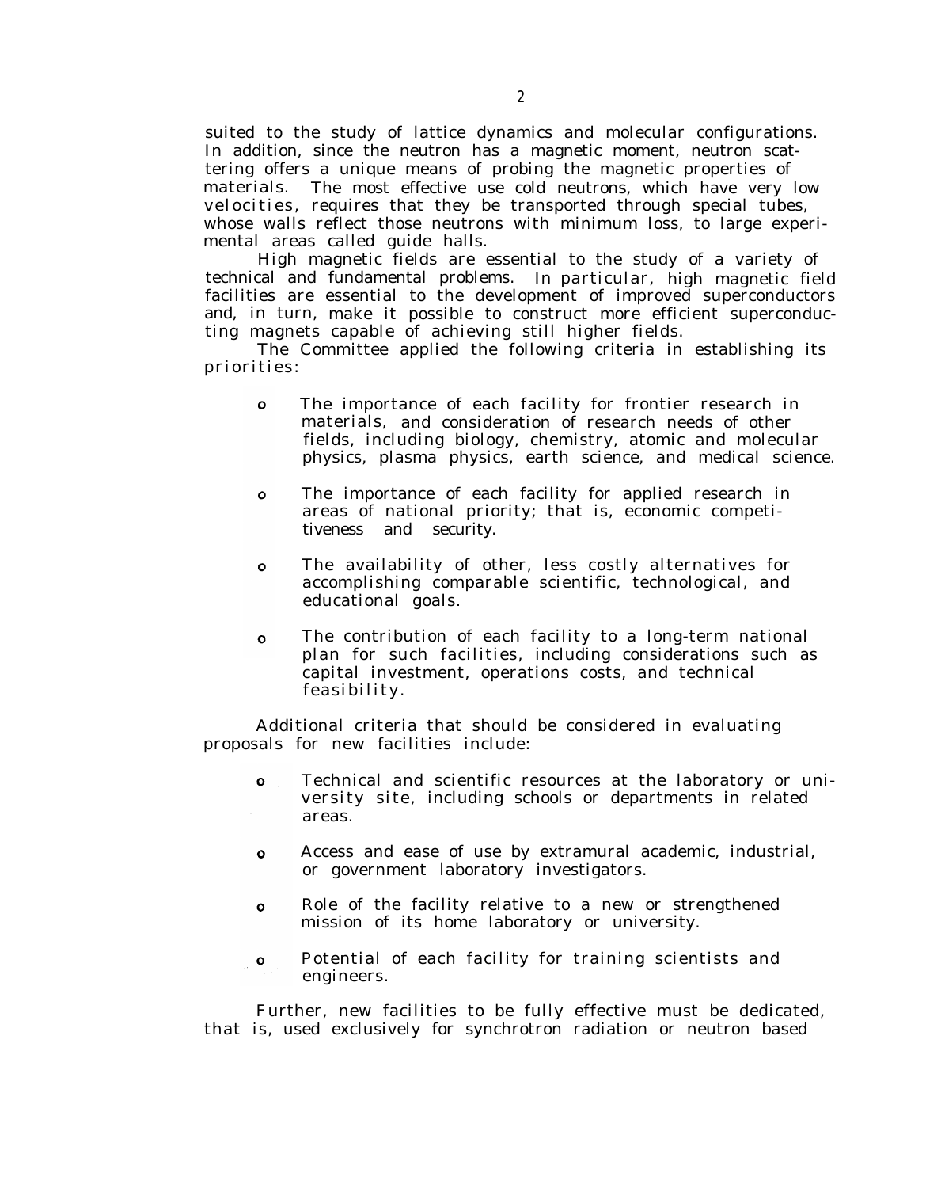suited to the study of lattice dynamics and molecular configurations. In addition, since the neutron has a magnetic moment, neutron scattering offers a unique means of probing the magnetic properties of materials. The most effective use cold neutrons, which have very low velocities, requires that they be transported through special tubes, whose walls reflect those neutrons with minimum loss, to large experimental areas called guide halls.

High magnetic fields are essential to the study of a variety of technical and fundamental problems. In particular, high magnetic field facilities are essential to the development of improved superconductors and, in turn, make it possible to construct more efficient superconducting magnets capable of achieving still higher fields.

The Committee applied the following criteria in establishing its priorities:

- The importance of each facility for frontier research in materials, and consideration of research needs of other fields, including biology, chemistry, atomic and molecular physics, plasma physics, earth science, and medical science.
- The importance of each facility for applied research in areas of national priority; that is, economic competitiveness and security.
- The availability of other, less costly alternatives for accomplishing comparable scientific, technological, and educational goals.
- The contribution of each facility to a long-term national plan for such facilities, including considerations such as capital investment, operations costs, and technical feasibility.

Additional criteria that should be considered in evaluating proposals for new facilities include:

- Technical and scientific resources at the laboratory or university site, including schools or departments in related areas.
- Access and ease of use by extramural academic, industrial, or government laboratory investigators.
- Role of the facility relative to a new or strengthened mission of its home laboratory or university.
- Potential of each facility for training scientists and engineers.

Further, new facilities to be fully effective must be dedicated, that is, used exclusively for synchrotron radiation or neutron based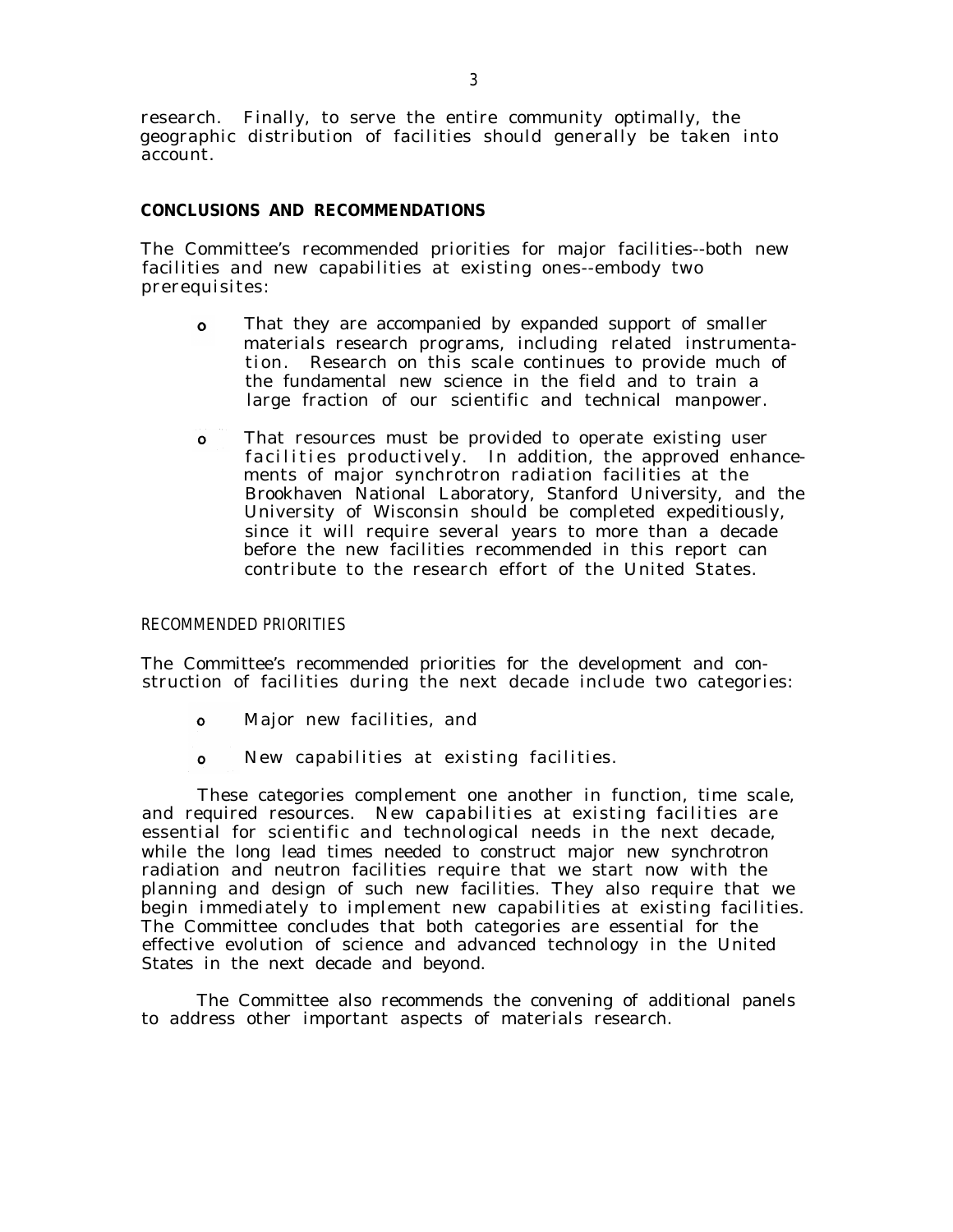research. Finally, to serve the entire community optimally, the geographic distribution of facilities should generally be taken into account.

## CONCLUSIONS AND RECOMMENDATIONS

The Committee's recommended priorities for major facilities--both new facilities and new capabilities at existing ones--embody two prerequisites:

- That they are accompanied by expanded support of smaller materials research programs, including related instrumentation. Research on this scale continues to provide much of the fundamental new science in the field and to train a large fraction of our scientific and technical manpower.

- That resources must be provided to operate existing user facilities productively. In addition, the approved enhancements of major synchrotron radiation facilities at the Brookhaven National Laboratory, Stanford University, and the University of Wisconsin should be completed expeditiously, since it will require several years to more than a decade before the new facilities recommended in this report can contribute to the research effort of the United States.

### RECOMMENDED PRIORITIES

The Committee's recommended priorities for the development and construction of facilities during the next decade include two categories:

- Major new facilities, and

- New capabilities at existing facilities.

These categories complement one another in function, time scale, and required resources. New capabilities at existing facilities are essential for scientific and technological needs in the next decade, while the long lead times needed to construct major new synchrotron radiation and neutron facilities require that we start now with the planning and design of such new facilities. They also require that we begin immediately to implement new capabilities at existing facilities. The Committee concludes that both categories are essential for the effective evolution of science and advanced technology in the United States in the next decade and beyond.

The Committee also recommends the convening of additional panels to address other important aspects of materials research.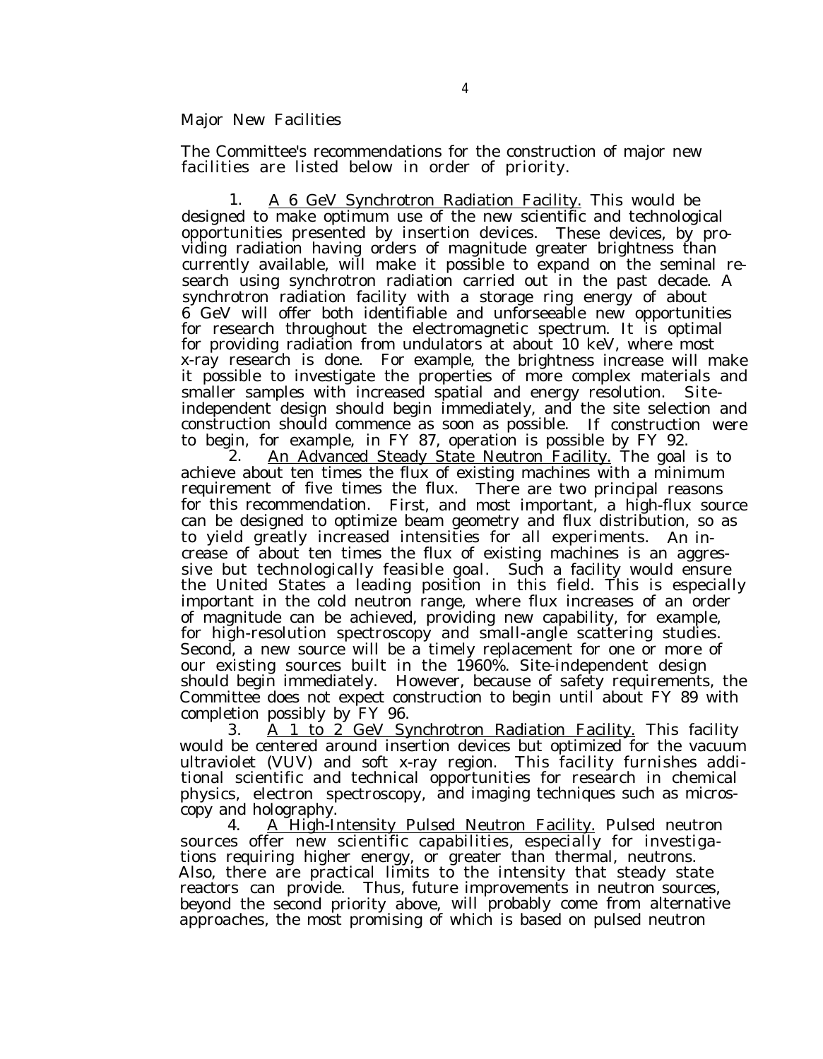## Major New Facilities

The Committee's recommendations for the construction of major new facilities are listed below in order of priority.

1. A 6 GeV Synchrotron Radiation Facility. This would be designed to make optimum use of the new scientific and technological opportunities presented by insertion devices. These devices, by providing radiation having orders of magnitude greater brightness than currently available, will make it possible to expand on the seminal research using synchrotron radiation carried out in the past decade. A synchrotron radiation facility with a storage ring energy of about 6 GeV will offer both identifiable and unforseeable new opportunities for research throughout the electromagnetic spectrum. It is optimal for providing radiation from undulators at about 10 keV, where most x-ray research is done. For example, the brightness increase will make it possible to investigate the properties of more complex materials and smaller samples with increased spatial and energy resolution. Site-independent design should begin immediately, and the site selection and construction should commence as soon as possible. If construction were to begin, for example, in FY 87, operation is possible by FY 92.

2. An Advanced Steady State Neutron Facility. The goal is to achieve about ten times the flux of existing machines with a minimum requirement of five times the flux. There are two principal reasons for this recommendation. First, and most important, a high-flux source can be designed to optimize beam geometry and flux distribution, so as to yield greatly increased intensities for all experiments. An increase of about ten times the flux of existing machines is an aggressive but technologically feasible goal. Such a facility would ensure the United States a leading position in this field. This is especially important in the cold neutron range, where flux increases of an order of magnitude can be achieved, providing new capability, for example, for high-resolution spectroscopy and small-angle scattering studies. Second, a new source will be a timely replacement for one or more of our existing sources built in the 1960%. Site-independent design should begin immediately. However, because of safety requirements, the Committee does not expect construction to begin until about FY 89 with completion possibly by FY 96.

3. A 1 to 2 GeV Synchrotron Radiation Facility. This facility would be centered around insertion devices but optimized for the vacuum ultraviolet (VUV) and soft x-ray region. This facility furnishes additional scientific and technical opportunities for research in chemical physics, electron spectroscopy, and imaging techniques such as microscopy and holography.

4. A High-Intensity Pulsed Neutron Facility. Pulsed neutron sources offer new scientific capabilities, especially for investigations requiring higher energy, or greater than thermal, neutrons. Also, there are practical limits to the intensity that steady state reactors can provide. Thus, future improvements in neutron sources, beyond the second priority above, will probably come from alternative approaches, the most promising of which is based on pulsed neutron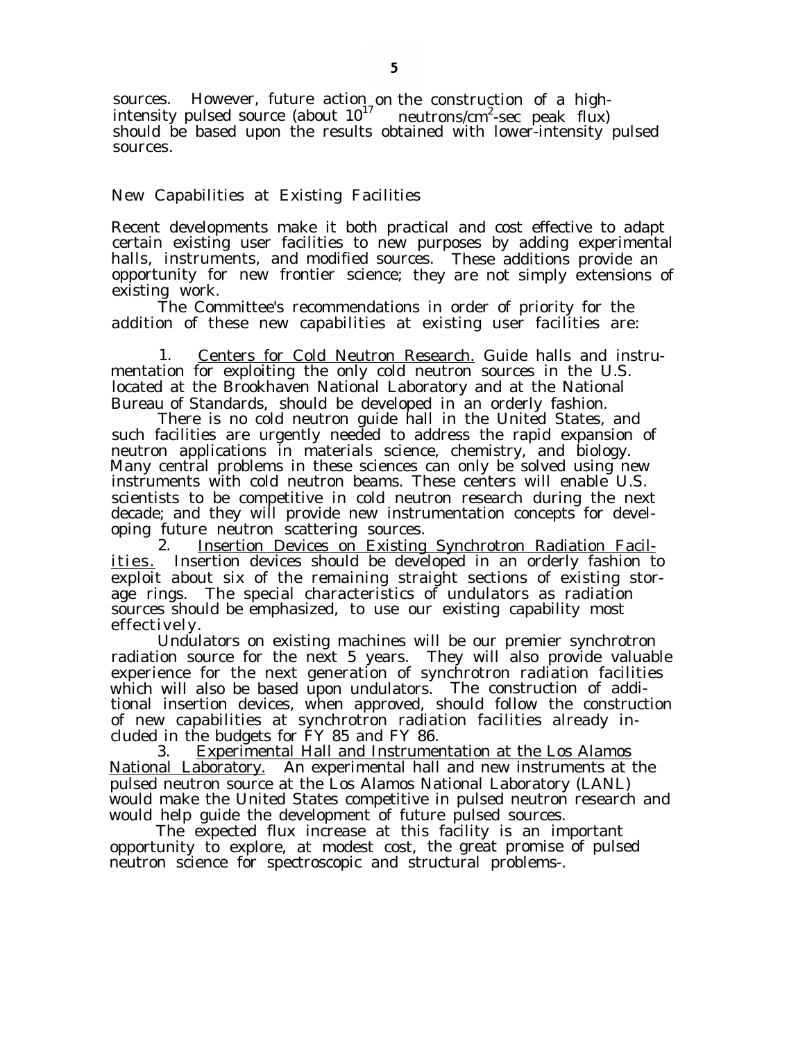sources. However, future action on the construction of a high-intensity pulsed source (about $10^{17}$ neutrons/$cm^2$-sec peak flux) should be based upon the results obtained with lower-intensity pulsed sources.

## New Capabilities at Existing Facilities

Recent developments make it both practical and cost effective to adapt certain existing user facilities to new purposes by adding experimental halls, instruments, and modified sources. These additions provide an opportunity for new frontier science; they are not simply extensions of existing work.

The Committee's recommendations in order of priority for the addition of these new capabilities at existing user facilities are:

1. Centers for Cold Neutron Research. Guide halls and instrumentation for exploiting the only cold neutron sources in the U.S. located at the Brookhaven National Laboratory and at the National Bureau of Standards, should be developed in an orderly fashion.

   There is no cold neutron guide hall in the United States, and such facilities are urgently needed to address the rapid expansion of neutron applications in materials science, chemistry, and biology. Many central problems in these sciences can only be solved using new instruments with cold neutron beams. These centers will enable U.S. scientists to be competitive in cold neutron research during the next decade; and they will provide new instrumentation concepts for developing future neutron scattering sources.

2. Insertion Devices on Existing Synchrotron Radiation Facilities. Insertion devices should be developed in an orderly fashion to exploit about six of the remaining straight sections of existing storage rings. The special characteristics of undulators as radiation sources should be emphasized, to use our existing capability most effectively.

   Undulators on existing machines will be our premier synchrotron radiation source for the next 5 years. They will also provide valuable experience for the next generation of synchrotron radiation facilities which will also be based upon undulators. The construction of additional insertion devices, when approved, should follow the construction of new capabilities at synchrotron radiation facilities already included in the budgets for FY 85 and FY 86.

3. Experimental Hall and Instrumentation at the Los Alamos National Laboratory. An experimental hall and new instruments at the pulsed neutron source at the Los Alamos National Laboratory (LANL) would make the United States competitive in pulsed neutron research and would help guide the development of future pulsed sources.

   The expected flux increase at this facility is an important opportunity to explore, at modest cost, the great promise of pulsed neutron science for spectroscopic and structural problems-.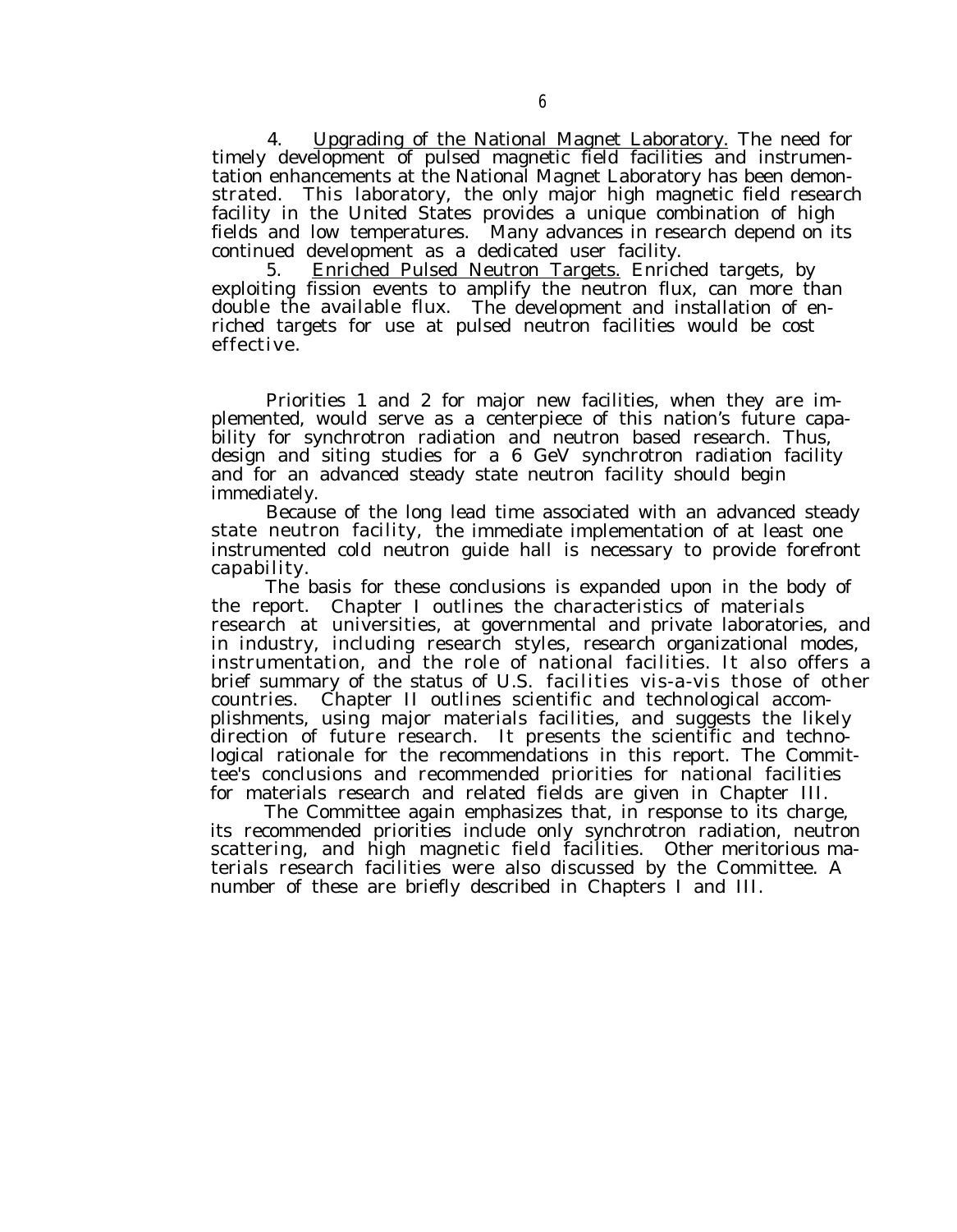4. Upgrading of the National Magnet Laboratory. The need for timely development of pulsed magnetic field facilities and instrumentation enhancements at the National Magnet Laboratory has been demonstrated. This laboratory, the only major high magnetic field research facility in the United States provides a unique combination of high fields and low temperatures. Many advances in research depend on its continued development as a dedicated user facility.

5. Enriched Pulsed Neutron Targets. Enriched targets, by exploiting fission events to amplify the neutron flux, can more than double the available flux. The development and installation of enriched targets for use at pulsed neutron facilities would be cost effective.

Priorities 1 and 2 for major new facilities, when they are implemented, would serve as a centerpiece of this nation's future capability for synchrotron radiation and neutron based research. Thus, design and siting studies for a 6 GeV synchrotron radiation facility and for an advanced steady state neutron facility should begin immediately.

Because of the long lead time associated with an advanced steady state neutron facility, the immediate implementation of at least one instrumented cold neutron guide hall is necessary to provide forefront capability.

The basis for these conclusions is expanded upon in the body of the report. Chapter I outlines the characteristics of materials research at universities, at governmental and private laboratories, and in industry, including research styles, research organizational modes, instrumentation, and the role of national facilities. It also offers a brief summary of the status of U.S. facilities vis-a-vis those of other countries. Chapter II outlines scientific and technological accomplishments, using major materials facilities, and suggests the likely direction of future research. It presents the scientific and technological rationale for the recommendations in this report. The Committee's conclusions and recommended priorities for national facilities for materials research and related fields are given in Chapter III.

The Committee again emphasizes that, in response to its charge, its recommended priorities include only synchrotron radiation, neutron scattering, and high magnetic field facilities. Other meritorious materials research facilities were also discussed by the Committee. A number of these are briefly described in Chapters I and III.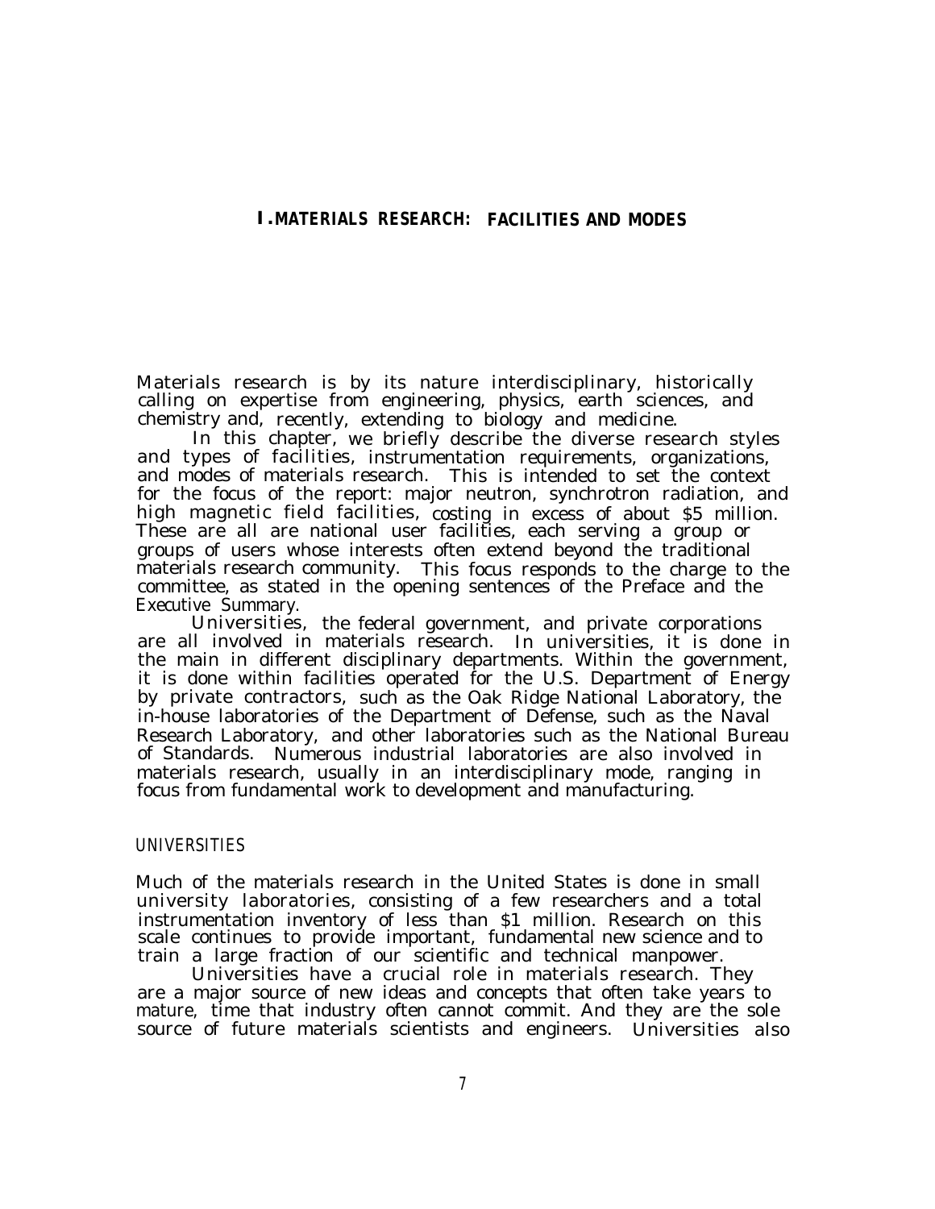# I. MATERIALS RESEARCH: FACILITIES AND MODES

Materials research is by its nature interdisciplinary, historically calling on expertise from engineering, physics, earth sciences, and chemistry and, recently, extending to biology and medicine.

In this chapter, we briefly describe the diverse research styles and types of facilities, instrumentation requirements, organizations, and modes of materials research. This is intended to set the context for the focus of the report: major neutron, synchrotron radiation, and high magnetic field facilities, costing in excess of about $5 million. These are all are national user facilities, each serving a group or groups of users whose interests often extend beyond the traditional materials research community. This focus responds to the charge to the committee, as stated in the opening sentences of the Preface and the Executive Summary.

Universities, the federal government, and private corporations are all involved in materials research. In universities, it is done in the main in different disciplinary departments. Within the government, it is done within facilities operated for the U.S. Department of Energy by private contractors, such as the Oak Ridge National Laboratory, the in-house laboratories of the Department of Defense, such as the Naval Research Laboratory, and other laboratories such as the National Bureau of Standards. Numerous industrial laboratories are also involved in materials research, usually in an interdisciplinary mode, ranging in focus from fundamental work to development and manufacturing.

## UNIVERSITIES

Much of the materials research in the United States is done in small university laboratories, consisting of a few researchers and a total instrumentation inventory of less than $1 million. Research on this scale continues to provide important, fundamental new science and to train a large fraction of our scientific and technical manpower.

Universities have a crucial role in materials research. They are a major source of new ideas and concepts that often take years to mature, time that industry often cannot commit. And they are the sole source of future materials scientists and engineers. Universities also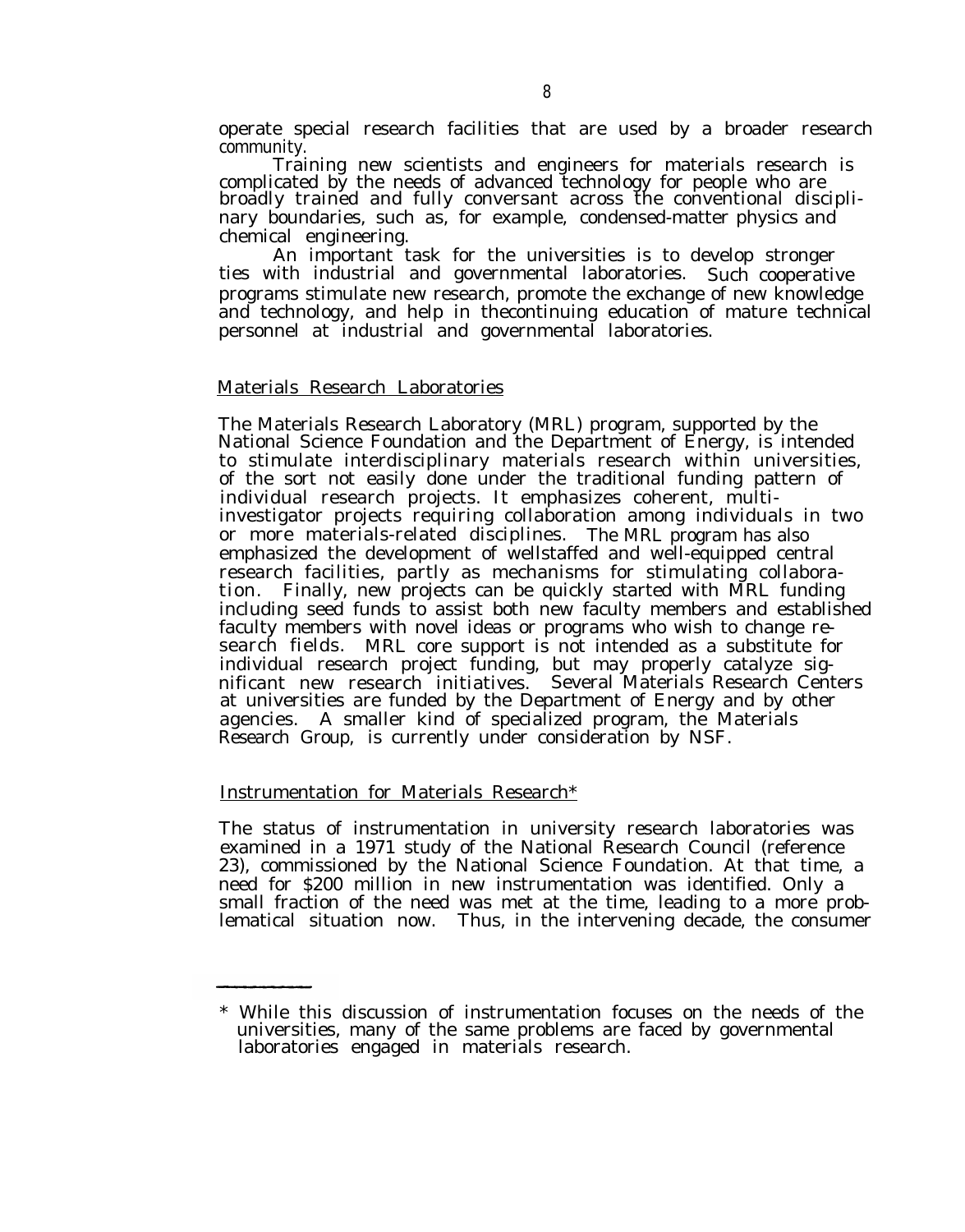operate special research facilities that are used by a broader research community.

Training new scientists and engineers for materials research is complicated by the needs of advanced technology for people who are broadly trained and fully conversant across the conventional disciplinary boundaries, such as, for example, condensed-matter physics and chemical engineering.

An important task for the universities is to develop stronger ties with industrial and governmental laboratories. Such cooperative programs stimulate new research, promote the exchange of new knowledge and technology, and help in thecontinuing education of mature technical personnel at industrial and governmental laboratories.

## Materials Research Laboratories

The Materials Research Laboratory (MRL) program, supported by the National Science Foundation and the Department of Energy, is intended to stimulate interdisciplinary materials research within universities, of the sort not easily done under the traditional funding pattern of individual research projects. It emphasizes coherent, multi-investigator projects requiring collaboration among individuals in two or more materials-related disciplines. The MRL program has also emphasized the development of wellstaffed and well-equipped central research facilities, partly as mechanisms for stimulating collaboration. Finally, new projects can be quickly started with MRL funding including seed funds to assist both new faculty members and established faculty members with novel ideas or programs who wish to change research fields. MRL core support is not intended as a substitute for individual research project funding, but may properly catalyze significant new research initiatives. Several Materials Research Centers at universities are funded by the Department of Energy and by other agencies. A smaller kind of specialized program, the Materials Research Group, is currently under consideration by NSF.

## Instrumentation for Materials Research*

The status of instrumentation in university research laboratories was examined in a 1971 study of the National Research Council (reference 23), commissioned by the National Science Foundation. At that time, a need for $200 million in new instrumentation was identified. Only a small fraction of the need was met at the time, leading to a more problematical situation now. Thus, in the intervening decade, the consumer

---

* While this discussion of instrumentation focuses on the needs of the universities, many of the same problems are faced by governmental laboratories engaged in materials research.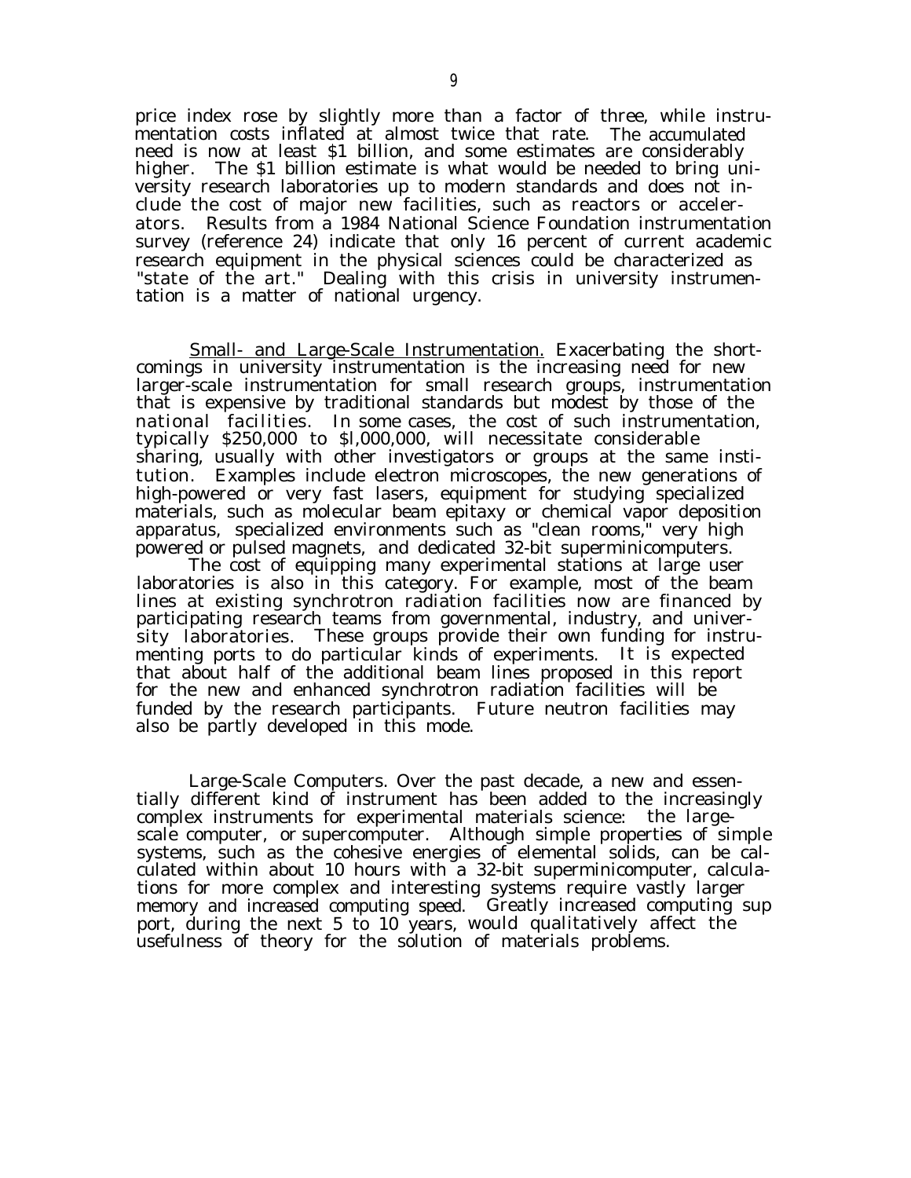price index rose by slightly more than a factor of three, while instrumentation costs inflated at almost twice that rate. The accumulated need is now at least $1 billion, and some estimates are considerably higher. The $1 billion estimate is what would be needed to bring university research laboratories up to modern standards and does not include the cost of major new facilities, such as reactors or accelerators. Results from a 1984 National Science Foundation instrumentation survey (reference 24) indicate that only 16 percent of current academic research equipment in the physical sciences could be characterized as "state of the art." Dealing with this crisis in university instrumentation is a matter of national urgency.

Small- and Large-Scale Instrumentation. Exacerbating the shortcomings in university instrumentation is the increasing need for new larger-scale instrumentation for small research groups, instrumentation that is expensive by traditional standards but modest by those of the national facilities. In some cases, the cost of such instrumentation, typically $250,000 to $l,000,000, will necessitate considerable sharing, usually with other investigators or groups at the same institution. Examples include electron microscopes, the new generations of high-powered or very fast lasers, equipment for studying specialized materials, such as molecular beam epitaxy or chemical vapor deposition apparatus, specialized environments such as "clean rooms," very high powered or pulsed magnets, and dedicated 32-bit superminicomputers.

The cost of equipping many experimental stations at large user laboratories is also in this category. For example, most of the beam lines at existing synchrotron radiation facilities now are financed by participating research teams from governmental, industry, and university laboratories. These groups provide their own funding for instrumenting ports to do particular kinds of experiments. It is expected that about half of the additional beam lines proposed in this report for the new and enhanced synchrotron radiation facilities will be funded by the research participants. Future neutron facilities may also be partly developed in this mode.

Large-Scale Computers. Over the past decade, a new and essentially different kind of instrument has been added to the increasingly complex instruments for experimental materials science: the large-scale computer, or supercomputer. Although simple properties of simple systems, such as the cohesive energies of elemental solids, can be calculated within about 10 hours with a 32-bit superminicomputer, calculations for more complex and interesting systems require vastly larger memory and increased computing speed. Greatly increased computing support, during the next 5 to 10 years, would qualitatively affect the usefulness of theory for the solution of materials problems.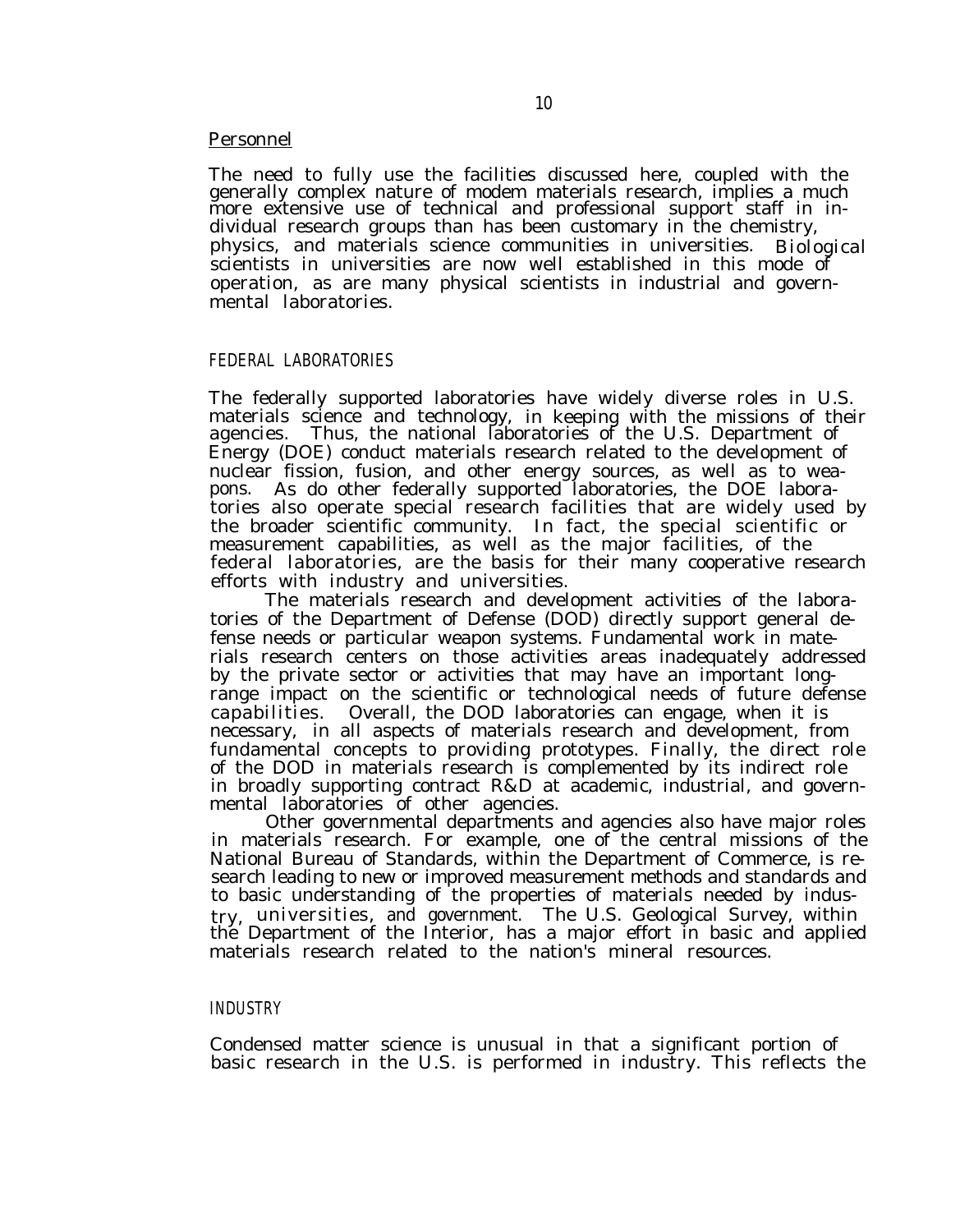### Personnel

The need to fully use the facilities discussed here, coupled with the generally complex nature of modern materials research, implies a much more extensive use of technical and professional support staff in individual research groups than has been customary in the chemistry, physics, and materials science communities in universities. Biological scientists in universities are now well established in this mode of operation, as are many physical scientists in industrial and governmental laboratories.

## FEDERAL LABORATORIES

The federally supported laboratories have widely diverse roles in U.S. materials science and technology, in keeping with the missions of their agencies. Thus, the national laboratories of the U.S. Department of Energy (DOE) conduct materials research related to the development of nuclear fission, fusion, and other energy sources, as well as to weapons. As do other federally supported laboratories, the DOE laboratories also operate special research facilities that are widely used by the broader scientific community. In fact, the special scientific or measurement capabilities, as well as the major facilities, of the federal laboratories, are the basis for their many cooperative research efforts with industry and universities.

The materials research and development activities of the laboratories of the Department of Defense (DOD) directly support general defense needs or particular weapon systems. Fundamental work in materials research centers on those activities areas inadequately addressed by the private sector or activities that may have an important long-range impact on the scientific or technological needs of future defense capabilities. Overall, the DOD laboratories can engage, when it is necessary, in all aspects of materials research and development, from fundamental concepts to providing prototypes. Finally, the direct role of the DOD in materials research is complemented by its indirect role in broadly supporting contract R&D at academic, industrial, and governmental laboratories of other agencies.

Other governmental departments and agencies also have major roles in materials research. For example, one of the central missions of the National Bureau of Standards, within the Department of Commerce, is research leading to new or improved measurement methods and standards and to basic understanding of the properties of materials needed by industry, universities, and government. The U.S. Geological Survey, within the Department of the Interior, has a major effort in basic and applied materials research related to the nation's mineral resources.

## INDUSTRY

Condensed matter science is unusual in that a significant portion of basic research in the U.S. is performed in industry. This reflects the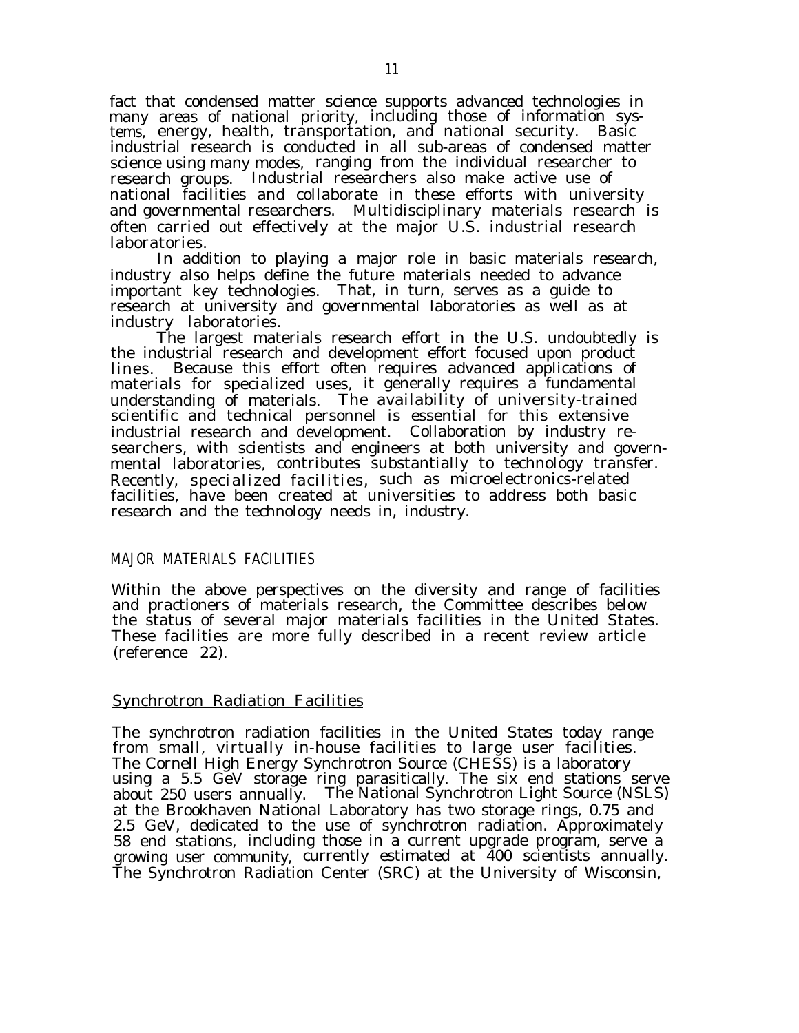fact that condensed matter science supports advanced technologies in many areas of national priority, including those of information systems, energy, health, transportation, and national security. Basic industrial research is conducted in all sub-areas of condensed matter science using many modes, ranging from the individual researcher to research groups. Industrial researchers also make active use of national facilities and collaborate in these efforts with university and governmental researchers. Multidisciplinary materials research is often carried out effectively at the major U.S. industrial research laboratories.

In addition to playing a major role in basic materials research, industry also helps define the future materials needed to advance important key technologies. That, in turn, serves as a guide to research at university and governmental laboratories as well as at industry laboratories.

The largest materials research effort in the U.S. undoubtedly is the industrial research and development effort focused upon product lines. Because this effort often requires advanced applications of materials for specialized uses, it generally requires a fundamental understanding of materials. The availability of university-trained scientific and technical personnel is essential for this extensive industrial research and development. Collaboration by industry researchers, with scientists and engineers at both university and governmental laboratories, contributes substantially to technology transfer. Recently, specialized facilities, such as microelectronics-related facilities, have been created at universities to address both basic research and the technology needs in, industry.

## MAJOR MATERIALS FACILITIES

Within the above perspectives on the diversity and range of facilities and practioners of materials research, the Committee describes below the status of several major materials facilities in the United States. These facilities are more fully described in a recent review article (reference 22).

### Synchrotron Radiation Facilities

The synchrotron radiation facilities in the United States today range from small, virtually in-house facilities to large user facilities. The Cornell High Energy Synchrotron Source (CHESS) is a laboratory using a 5.5 GeV storage ring parasitically. The six end stations serve about 250 users annually. The National Synchrotron Light Source (NSLS) at the Brookhaven National Laboratory has two storage rings, 0.75 and 2.5 GeV, dedicated to the use of synchrotron radiation. Approximately 58 end stations, including those in a current upgrade program, serve a growing user community, currently estimated at 400 scientists annually. The Synchrotron Radiation Center (SRC) at the University of Wisconsin,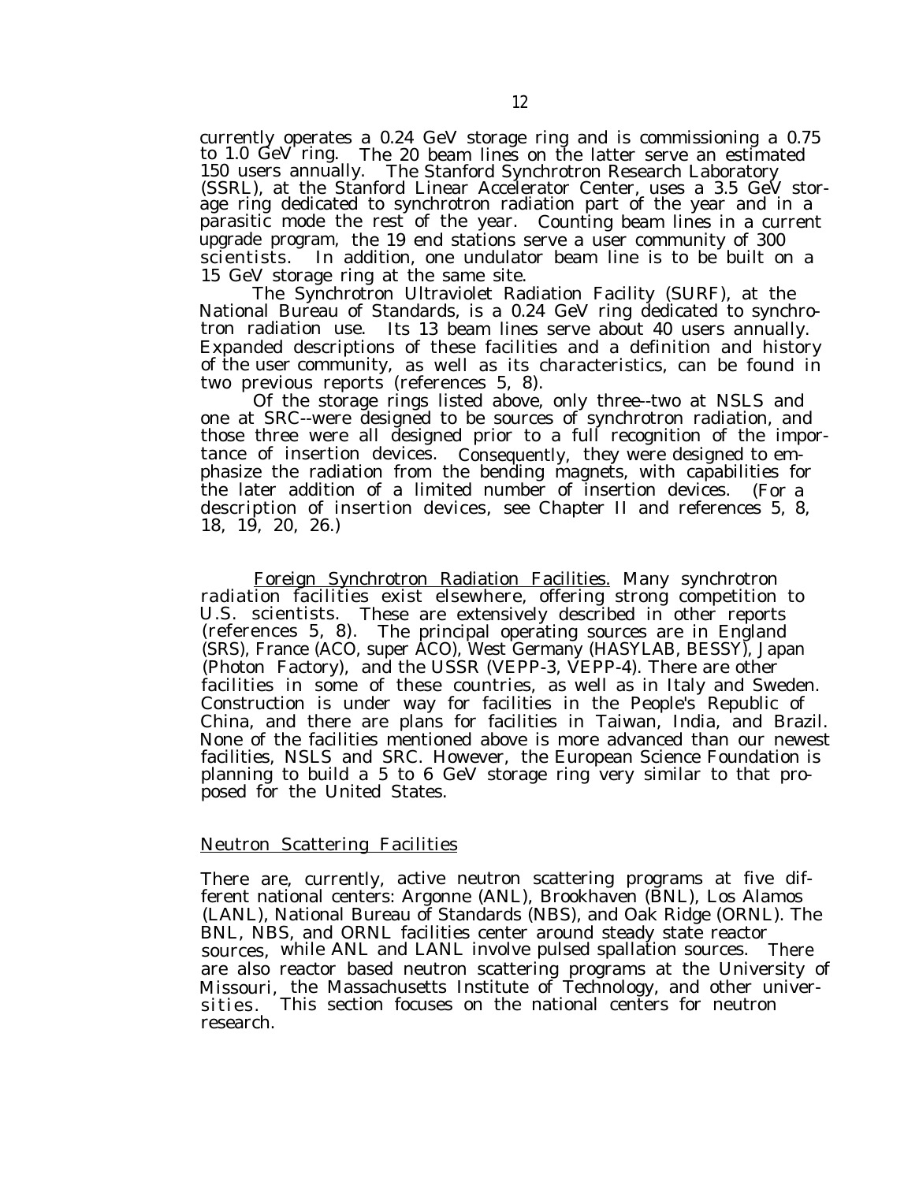currently operates a 0.24 GeV storage ring and is commissioning a 0.75 to 1.0 GeV ring. The 20 beam lines on the latter serve an estimated 150 users annually. The Stanford Synchrotron Research Laboratory (SSRL), at the Stanford Linear Accelerator Center, uses a 3.5 GeV storage ring dedicated to synchrotron radiation part of the year and in a parasitic mode the rest of the year. Counting beam lines in a current upgrade program, the 19 end stations serve a user community of 300 scientists. In addition, one undulator beam line is to be built on a 15 GeV storage ring at the same site.

The Synchrotron Ultraviolet Radiation Facility (SURF), at the National Bureau of Standards, is a 0.24 GeV ring dedicated to synchrotron radiation use. Its 13 beam lines serve about 40 users annually. Expanded descriptions of these facilities and a definition and history of the user community, as well as its characteristics, can be found in two previous reports (references 5, 8).

Of the storage rings listed above, only three--two at NSLS and one at SRC--were designed to be sources of synchrotron radiation, and those three were all designed prior to a full recognition of the importance of insertion devices. Consequently, they were designed to emphasize the radiation from the bending magnets, with capabilities for the later addition of a limited number of insertion devices. (For a description of insertion devices, see Chapter II and references 5, 8, 18, 19, 20, 26.)

Foreign Synchrotron Radiation Facilities. Many synchrotron radiation facilities exist elsewhere, offering strong competition to U.S. scientists. These are extensively described in other reports (references 5, 8). The principal operating sources are in England (SRS), France (ACO, super ACO), West Germany (HASYLAB, BESSY), Japan (Photon Factory), and the USSR (VEPP-3, VEPP-4). There are other facilities in some of these countries, as well as in Italy and Sweden. Construction is under way for facilities in the People's Republic of China, and there are plans for facilities in Taiwan, India, and Brazil. None of the facilities mentioned above is more advanced than our newest facilities, NSLS and SRC. However, the European Science Foundation is planning to build a 5 to 6 GeV storage ring very similar to that proposed for the United States.

## Neutron Scattering Facilities

There are, currently, active neutron scattering programs at five different national centers: Argonne (ANL), Brookhaven (BNL), Los Alamos (LANL), National Bureau of Standards (NBS), and Oak Ridge (ORNL). The BNL, NBS, and ORNL facilities center around steady state reactor sources, while ANL and LANL involve pulsed spallation sources. There are also reactor based neutron scattering programs at the University of Missouri, the Massachusetts Institute of Technology, and other universities. This section focuses on the national centers for neutron research.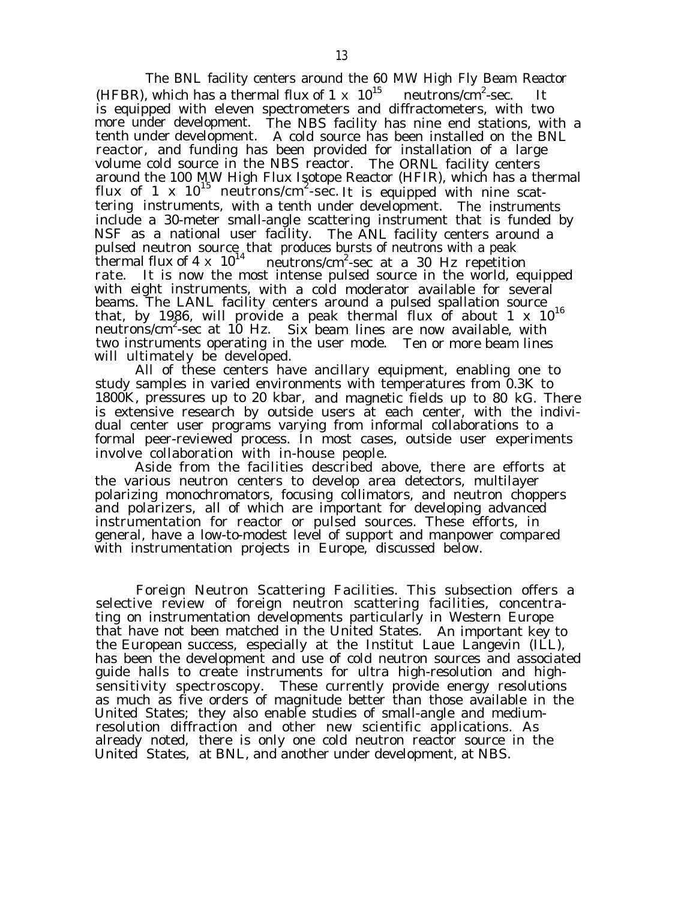The BNL facility centers around the 60 MW High Fly Beam Reactor (HFBR), which has a thermal flux of $1 \times 10^{15}$ neutrons/cm$^2$-sec. It is equipped with eleven spectrometers and diffractometers, with two more under development. The NBS facility has nine end stations, with a tenth under development. A cold source has been installed on the BNL reactor, and funding has been provided for installation of a large volume cold source in the NBS reactor. The ORNL facility centers around the 100 MW High Flux Isotope Reactor (HFIR), which has a thermal flux of $1 \times 10^{15}$ neutrons/cm$^2$-sec. It is equipped with nine scattering instruments, with a tenth under development. The instruments include a 30-meter small-angle scattering instrument that is funded by NSF as a national user facility. The ANL facility centers around a pulsed neutron source that produces bursts of neutrons with a peak thermal flux of $4 \times 10^{14}$ neutrons/cm$^2$-sec at a 30 Hz repetition rate. It is now the most intense pulsed source in the world, equipped with eight instruments, with a cold moderator available for several beams. The LANL facility centers around a pulsed spallation source that, by 1986, will provide a peak thermal flux of about $1 \times 10^{16}$ neutrons/cm$^2$-sec at 10 Hz. Six beam lines are now available, with two instruments operating in the user mode. Ten or more beam lines will ultimately be developed.

All of these centers have ancillary equipment, enabling one to study samples in varied environments with temperatures from 0.3K to 1800K, pressures up to 20 kbar, and magnetic fields up to 80 kG. There is extensive research by outside users at each center, with the individual center user programs varying from informal collaborations to a formal peer-reviewed process. In most cases, outside user experiments involve collaboration with in-house people.

Aside from the facilities described above, there are efforts at the various neutron centers to develop area detectors, multilayer polarizing monochromators, focusing collimators, and neutron choppers and polarizers, all of which are important for developing advanced instrumentation for reactor or pulsed sources. These efforts, in general, have a low-to-modest level of support and manpower compared with instrumentation projects in Europe, discussed below.

*Foreign Neutron Scattering Facilities.* This subsection offers a selective review of foreign neutron scattering facilities, concentrating on instrumentation developments particularly in Western Europe that have not been matched in the United States. An important key to the European success, especially at the Institut Laue Langevin (ILL), has been the development and use of cold neutron sources and associated guide halls to create instruments for ultra high-resolution and high-sensitivity spectroscopy. These currently provide energy resolutions as much as five orders of magnitude better than those available in the United States; they also enable studies of small-angle and medium-resolution diffraction and other new scientific applications. As already noted, there is only one cold neutron reactor source in the United States, at BNL, and another under development, at NBS.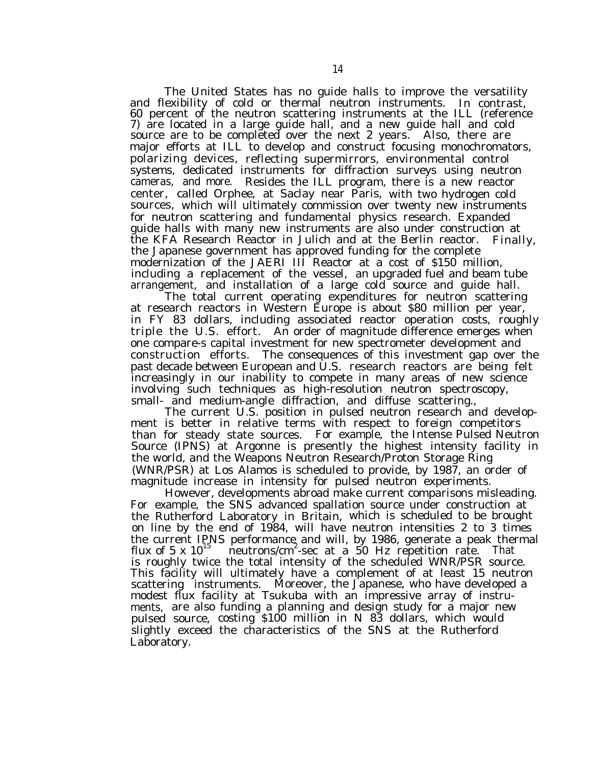The United States has no guide halls to improve the versatility and flexibility of cold or thermal neutron instruments. In contrast, 60 percent of the neutron scattering instruments at the ILL (reference 7) are located in a large guide hall, and a new guide hall and cold source are to be completed over the next 2 years. Also, there are major efforts at ILL to develop and construct focusing monochromators, polarizing devices, reflecting supermirrors, environmental control systems, dedicated instruments for diffraction surveys using neutron cameras, and more. Resides the ILL program, there is a new reactor center, called Orphee, at Saclay near Paris, with two hydrogen cold sources, which will ultimately commission over twenty new instruments for neutron scattering and fundamental physics research. Expanded guide halls with many new instruments are also under construction at the KFA Research Reactor in Julich and at the Berlin reactor. Finally, the Japanese government has approved funding for the complete modernization of the JAERI III Reactor at a cost of $150 million, including a replacement of the vessel, an upgraded fuel and beam tube arrangement, and installation of a large cold source and guide hall.

The total current operating expenditures for neutron scattering at research reactors in Western Europe is about $80 million per year, in FY 83 dollars, including associated reactor operation costs, roughly triple the U.S. effort. An order of magnitude difference emerges when one compare-s capital investment for new spectrometer development and construction efforts. The consequences of this investment gap over the past decade between European and U.S. research reactors are being felt increasingly in our inability to compete in many areas of new science involving such techniques as high-resolution neutron spectroscopy, small- and medium-angle diffraction, and diffuse scattering.,

The current U.S. position in pulsed neutron research and development is better in relative terms with respect to foreign competitors than for steady state sources. For example, the Intense Pulsed Neutron Source (IPNS) at Argonne is presently the highest intensity facility in the world, and the Weapons Neutron Research/Proton Storage Ring (WNR/PSR) at Los Alamos is scheduled to provide, by 1987, an order of magnitude increase in intensity for pulsed neutron experiments.

However, developments abroad make current comparisons misleading. For example, the SNS advanced spallation source under construction at the Rutherford Laboratory in Britain, which is scheduled to be brought on line by the end of 1984, will have neutron intensities 2 to 3 times the current IPNS performance and will, by 1986, generate a peak thermal flux of $5 \times 10^{15}$ neutrons/$cm^2$-sec at a 50 Hz repetition rate. That is roughly twice the total intensity of the scheduled WNR/PSR source. This facility will ultimately have a complement of at least 15 neutron scattering instruments. Moreover, the Japanese, who have developed a modest flux facility at Tsukuba with an impressive array of instruments, are also funding a planning and design study for a major new pulsed source, costing $100 million in N 83 dollars, which would slightly exceed the characteristics of the SNS at the Rutherford Laboratory.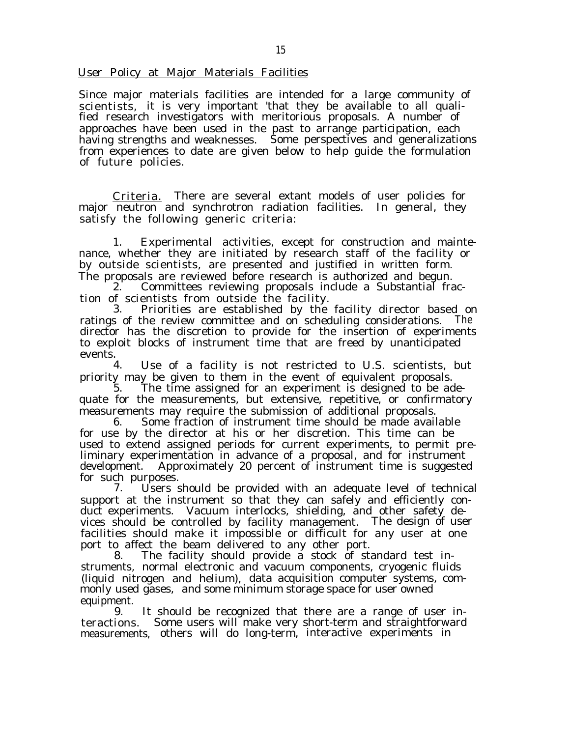## User Policy at Major Materials Facilities

Since major materials facilities are intended for a large community of scientists, it is very important 'that they be available to all qualified research investigators with meritorious proposals. A number of approaches have been used in the past to arrange participation, each having strengths and weaknesses. Some perspectives and generalizations from experiences to date are given below to help guide the formulation of future policies.

Criteria. There are several extant models of user policies for major neutron and synchrotron radiation facilities. In general, they satisfy the following generic criteria:

1. Experimental activities, except for construction and maintenance, whether they are initiated by research staff of the facility or by outside scientists, are presented and justified in written form. The proposals are reviewed before research is authorized and begun.
2. Committees reviewing proposals include a Substantial fraction of scientists from outside the facility.
3. Priorities are established by the facility director based on ratings of the review committee and on scheduling considerations. The director has the discretion to provide for the insertion of experiments to exploit blocks of instrument time that are freed by unanticipated events.
4. Use of a facility is not restricted to U.S. scientists, but priority may be given to them in the event of equivalent proposals.
5. The time assigned for an experiment is designed to be adequate for the measurements, but extensive, repetitive, or confirmatory measurements may require the submission of additional proposals.
6. Some fraction of instrument time should be made available for use by the director at his or her discretion. This time can be used to extend assigned periods for current experiments, to permit preliminary experimentation in advance of a proposal, and for instrument development. Approximately 20 percent of instrument time is suggested for such purposes.
7. Users should be provided with an adequate level of technical support at the instrument so that they can safely and efficiently conduct experiments. Vacuum interlocks, shielding, and other safety devices should be controlled by facility management. The design of user facilities should make it impossible or difficult for any user at one port to affect the beam delivered to any other port.
8. The facility should provide a stock of standard test instruments, normal electronic and vacuum components, cryogenic fluids (liquid nitrogen and helium), data acquisition computer systems, commonly used gases, and some minimum storage space for user owned equipment.
9. It should be recognized that there are a range of user interactions. Some users will make very short-term and straightforward measurements, others will do long-term, interactive experiments in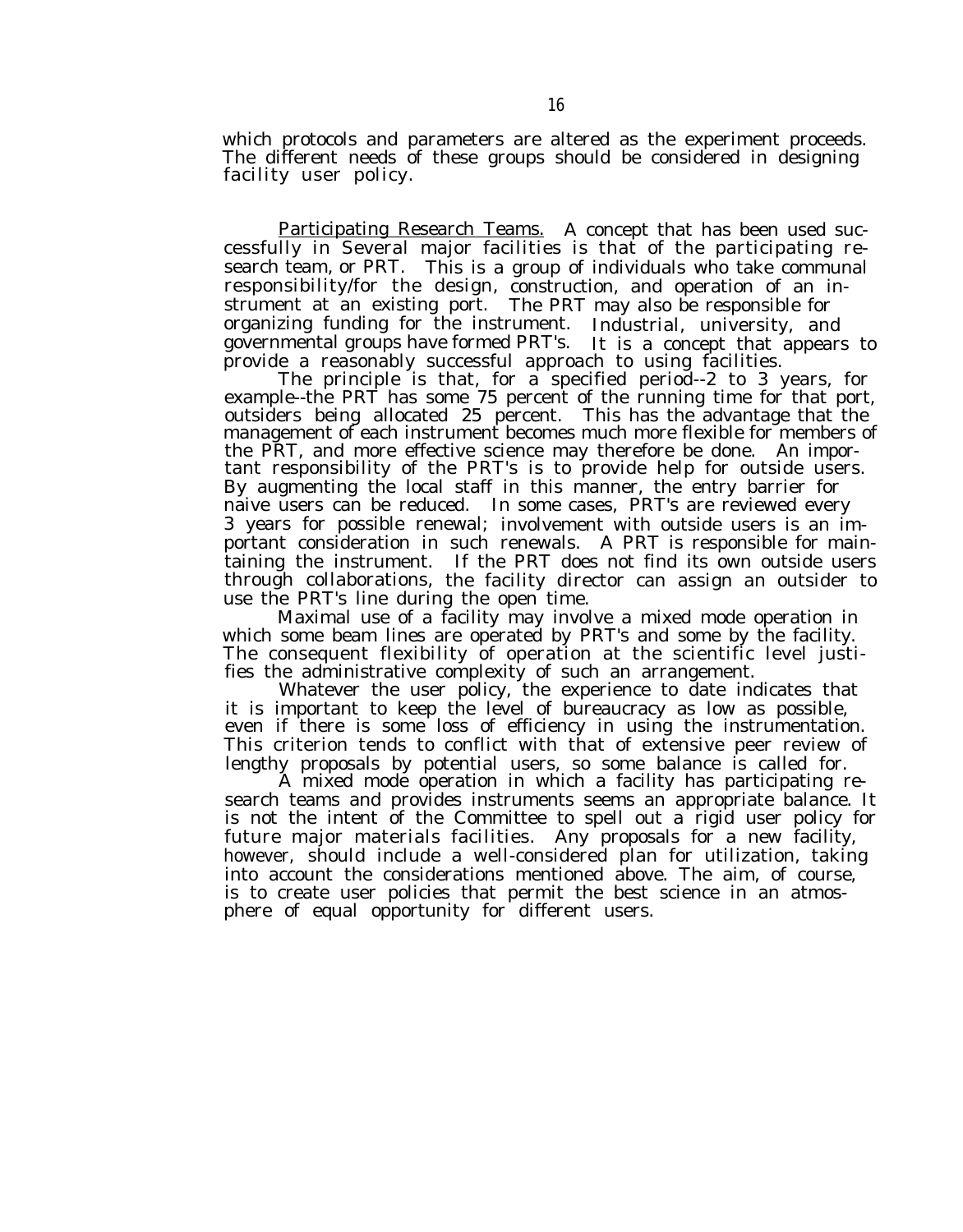which protocols and parameters are altered as the experiment proceeds. The different needs of these groups should be considered in designing facility user policy.

Participating Research Teams. A concept that has been used successfully in Several major facilities is that of the participating research team, or PRT. This is a group of individuals who take communal responsibility/for the design, construction, and operation of an instrument at an existing port. The PRT may also be responsible for organizing funding for the instrument. Industrial, university, and governmental groups have formed PRT's. It is a concept that appears to provide a reasonably successful approach to using facilities.

The principle is that, for a specified period--2 to 3 years, for example--the PRT has some 75 percent of the running time for that port, outsiders being allocated 25 percent. This has the advantage that the management of each instrument becomes much more flexible for members of the PRT, and more effective science may therefore be done. An important responsibility of the PRT's is to provide help for outside users. By augmenting the local staff in this manner, the entry barrier for naive users can be reduced. In some cases, PRT's are reviewed every 3 years for possible renewal; involvement with outside users is an important consideration in such renewals. A PRT is responsible for maintaining the instrument. If the PRT does not find its own outside users through collaborations, the facility director can assign an outsider to use the PRT's line during the open time.

Maximal use of a facility may involve a mixed mode operation in which some beam lines are operated by PRT's and some by the facility. The consequent flexibility of operation at the scientific level justifies the administrative complexity of such an arrangement.

Whatever the user policy, the experience to date indicates that it is important to keep the level of bureaucracy as low as possible, even if there is some loss of efficiency in using the instrumentation. This criterion tends to conflict with that of extensive peer review of lengthy proposals by potential users, so some balance is called for.

A mixed mode operation in which a facility has participating research teams and provides instruments seems an appropriate balance. It is not the intent of the Committee to spell out a rigid user policy for future major materials facilities. Any proposals for a new facility, however, should include a well-considered plan for utilization, taking into account the considerations mentioned above. The aim, of course, is to create user policies that permit the best science in an atmosphere of equal opportunity for different users.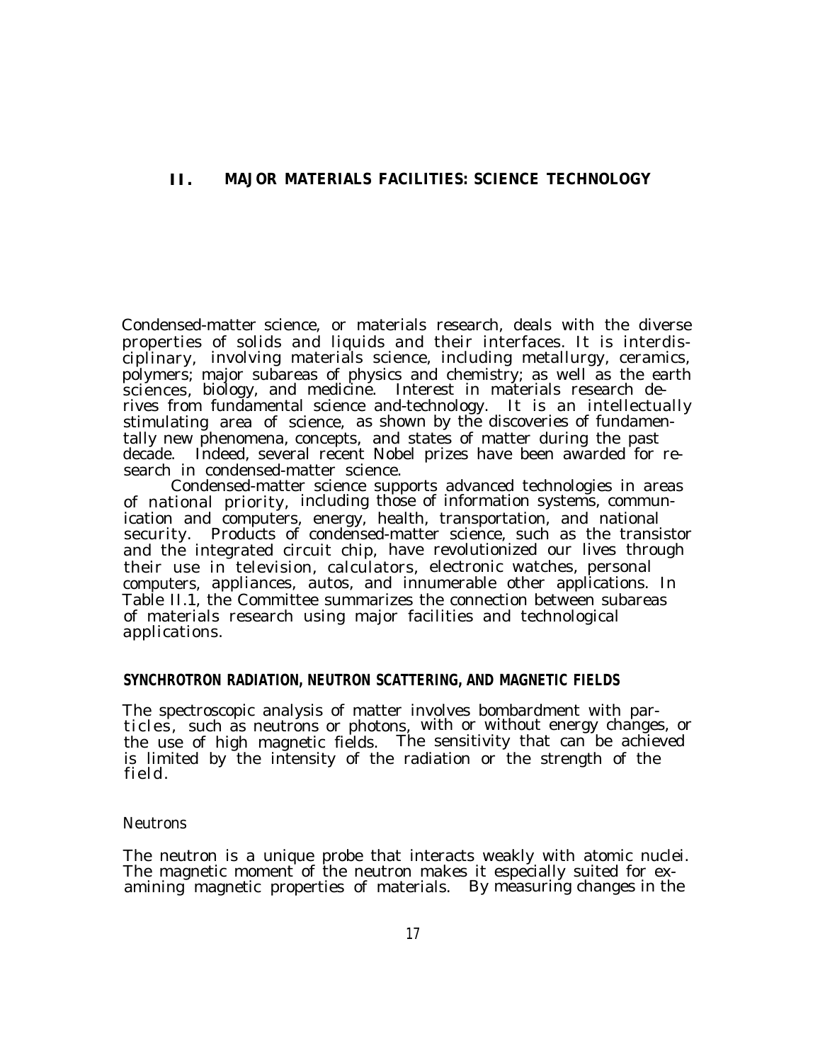# II. MAJOR MATERIALS FACILITIES: SCIENCE TECHNOLOGY

Condensed-matter science, or materials research, deals with the diverse properties of solids and liquids and their interfaces. It is interdisciplinary, involving materials science, including metallurgy, ceramics, polymers; major subareas of physics and chemistry; as well as the earth sciences, biology, and medicine. Interest in materials research derives from fundamental science and-technology. It is an intellectually stimulating area of science, as shown by the discoveries of fundamentally new phenomena, concepts, and states of matter during the past decade. Indeed, several recent Nobel prizes have been awarded for research in condensed-matter science.

Condensed-matter science supports advanced technologies in areas of national priority, including those of information systems, communication and computers, energy, health, transportation, and national security. Products of condensed-matter science, such as the transistor and the integrated circuit chip, have revolutionized our lives through their use in television, calculators, electronic watches, personal computers, appliances, autos, and innumerable other applications. In Table II.1, the Committee summarizes the connection between subareas of materials research using major facilities and technological applications.

## SYNCHROTRON RADIATION, NEUTRON SCATTERING, AND MAGNETIC FIELDS

The spectroscopic analysis of matter involves bombardment with particles, such as neutrons or photons, with or without energy changes, or the use of high magnetic fields. The sensitivity that can be achieved is limited by the intensity of the radiation or the strength of the field.

### Neutrons

The neutron is a unique probe that interacts weakly with atomic nuclei. The magnetic moment of the neutron makes it especially suited for examining magnetic properties of materials. By measuring changes in the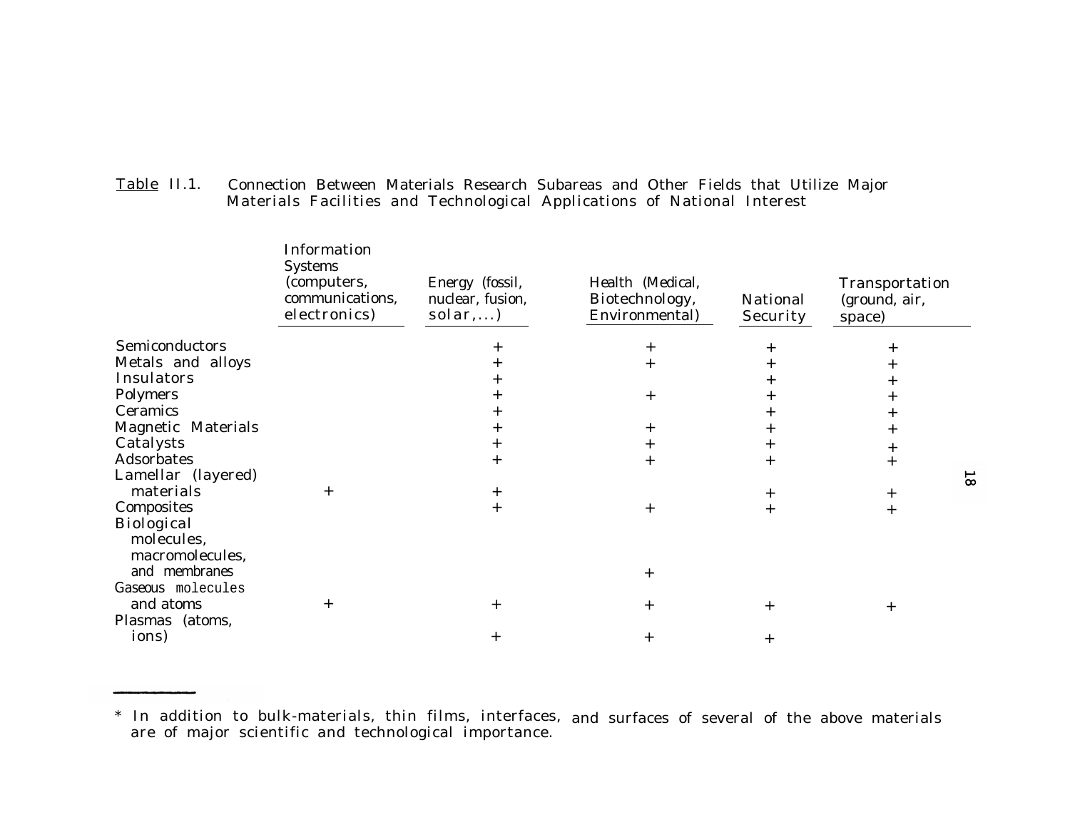Table II.1. Connection Between Materials Research Subareas and Other Fields that Utilize Major Materials Facilities and Technological Applications of National Interest

| | Information Systems (computers, communications, electronics) | Energy (fossil, nuclear, fusion, solar,...) | Health (Medical, Biotechnology, Environmental) | National Security | Transportation (ground, air, space) |
|---|---|---|---|---|---|
| Semiconductors | | + | + | + | + |
| Metals and alloys | | + | + | + | + |
| Insulators | | + | | + | + |
| Polymers | | + | + | + | + |
| Ceramics | | + | | + | + |
| Magnetic Materials | | + | + | + | + |
| Catalysts | | + | + | + | + |
| Adsorbates | | + | + | + | + |
| Lamellar (layered) materials | + | + | | + | + |
| Composites | | + | + | + | + |
| Biological molecules, macromolecules, and membranes | | | + | | |
| Gaseous molecules and atoms | + | + | + | + | + |
| Plasmas (atoms, ions) | | + | + | + | |

* In addition to bulk-materials, thin films, interfaces, and surfaces of several of the above materials are of major scientific and technological importance.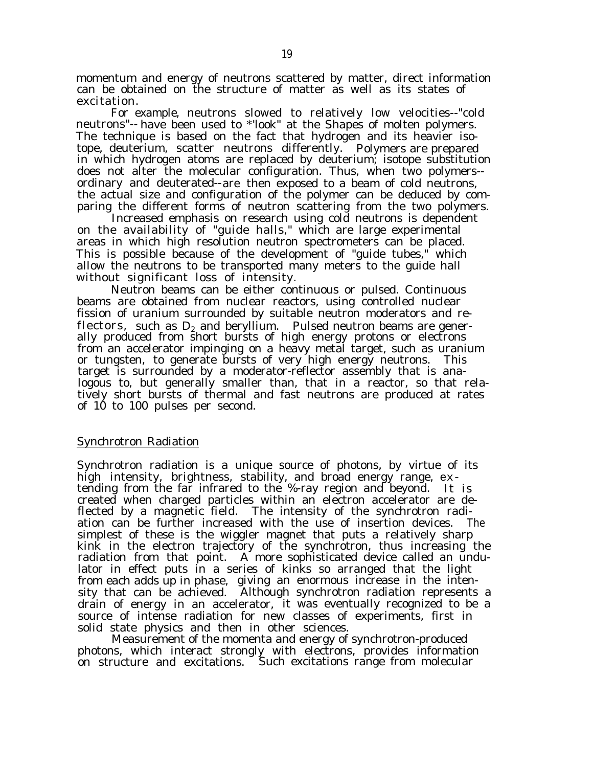momentum and energy of neutrons scattered by matter, direct information can be obtained on the structure of matter as well as its states of excitation.

For example, neutrons slowed to relatively low velocities--"cold neutrons"--have been used to *'look" at the Shapes of molten polymers. The technique is based on the fact that hydrogen and its heavier isotope, deuterium, scatter neutrons differently. Polymers are prepared in which hydrogen atoms are replaced by deuterium; isotope substitution does not alter the molecular configuration. Thus, when two polymers--ordinary and deuterated--are then exposed to a beam of cold neutrons, the actual size and configuration of the polymer can be deduced by comparing the different forms of neutron scattering from the two polymers.

Increased emphasis on research using cold neutrons is dependent on the availability of "guide halls," which are large experimental areas in which high resolution neutron spectrometers can be placed. This is possible because of the development of "guide tubes," which allow the neutrons to be transported many meters to the guide hall without significant loss of intensity.

Neutron beams can be either continuous or pulsed. Continuous beams are obtained from nuclear reactors, using controlled nuclear fission of uranium surrounded by suitable neutron moderators and reflectors, such as $D_2$ and beryllium. Pulsed neutron beams are generally produced from short bursts of high energy protons or electrons from an accelerator impinging on a heavy metal target, such as uranium or tungsten, to generate bursts of very high energy neutrons. This target is surrounded by a moderator-reflector assembly that is analogous to, but generally smaller than, that in a reactor, so that relatively short bursts of thermal and fast neutrons are produced at rates of 10 to 100 pulses per second.

## Synchrotron Radiation

Synchrotron radiation is a unique source of photons, by virtue of its high intensity, brightness, stability, and broad energy range, extending from the far infrared to the %-ray region and beyond. It is created when charged particles within an electron accelerator are deflected by a magnetic field. The intensity of the synchrotron radiation can be further increased with the use of insertion devices. The simplest of these is the wiggler magnet that puts a relatively sharp kink in the electron trajectory of the synchrotron, thus increasing the radiation from that point. A more sophisticated device called an undulator in effect puts in a series of kinks so arranged that the light from each adds up in phase, giving an enormous increase in the intensity that can be achieved. Although synchrotron radiation represents a drain of energy in an accelerator, it was eventually recognized to be a source of intense radiation for new classes of experiments, first in solid state physics and then in other sciences.

Measurement of the momenta and energy of synchrotron-produced photons, which interact strongly with electrons, provides information on structure and excitations. Such excitations range from molecular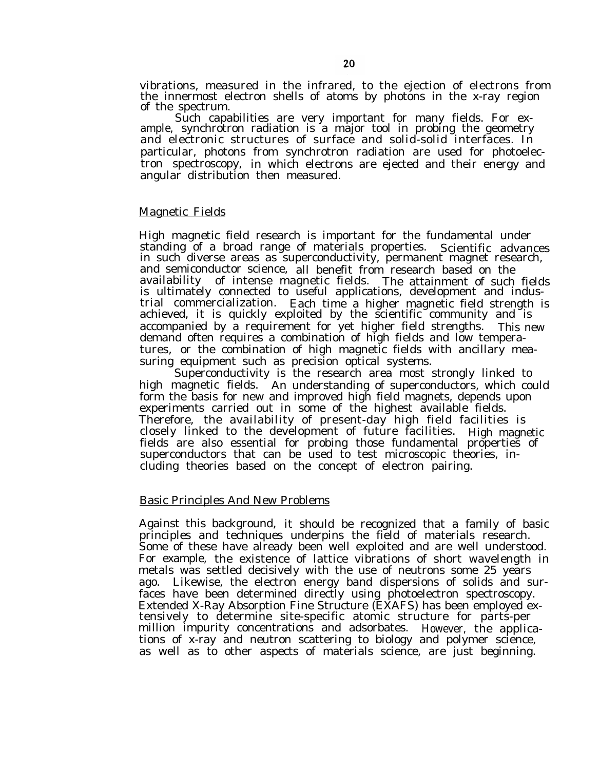vibrations, measured in the infrared, to the ejection of electrons from the innermost electron shells of atoms by photons in the x-ray region of the spectrum.

Such capabilities are very important for many fields. For example, synchrotron radiation is a major tool in probing the geometry and electronic structures of surface and solid-solid interfaces. In particular, photons from synchrotron radiation are used for photoelectron spectroscopy, in which electrons are ejected and their energy and angular distribution then measured.

## Magnetic Fields

High magnetic field research is important for the fundamental understanding of a broad range of materials properties. Scientific advances in such diverse areas as superconductivity, permanent magnet research, and semiconductor science, all benefit from research based on the availability of intense magnetic fields. The attainment of such fields is ultimately connected to useful applications, development and industrial commercialization. Each time a higher magnetic field strength is achieved, it is quickly exploited by the scientific community and is accompanied by a requirement for yet higher field strengths. This new demand often requires a combination of high fields and low temperatures, or the combination of high magnetic fields with ancillary measuring equipment such as precision optical systems.

Superconductivity is the research area most strongly linked to high magnetic fields. An understanding of superconductors, which could form the basis for new and improved high field magnets, depends upon experiments carried out in some of the highest available fields. Therefore, the availability of present-day high field facilities is closely linked to the development of future facilities. High magnetic fields are also essential for probing those fundamental properties of superconductors that can be used to test microscopic theories, including theories based on the concept of electron pairing.

## Basic Principles And New Problems

Against this background, it should be recognized that a family of basic principles and techniques underpins the field of materials research. Some of these have already been well exploited and are well understood. For example, the existence of lattice vibrations of short wavelength in metals was settled decisively with the use of neutrons some 25 years ago. Likewise, the electron energy band dispersions of solids and surfaces have been determined directly using photoelectron spectroscopy. Extended X-Ray Absorption Fine Structure (EXAFS) has been employed extensively to determine site-specific atomic structure for parts-per million impurity concentrations and adsorbates. However, the applications of x-ray and neutron scattering to biology and polymer science, as well as to other aspects of materials science, are just beginning.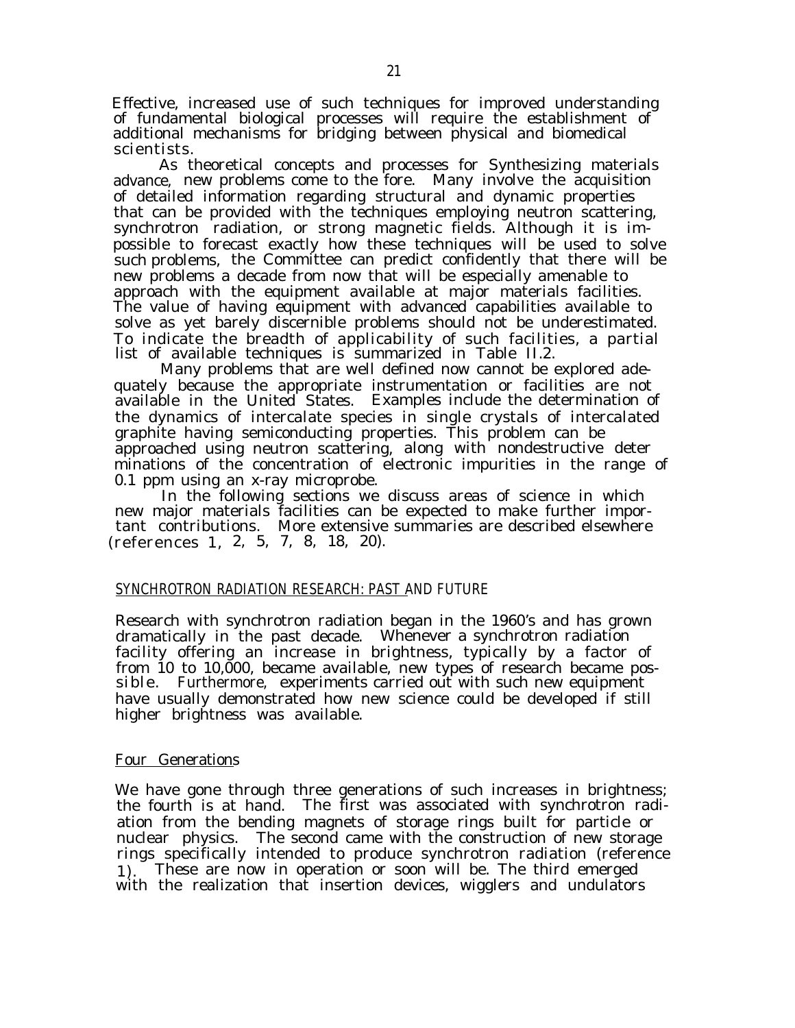Effective, increased use of such techniques for improved understanding of fundamental biological processes will require the establishment of additional mechanisms for bridging between physical and biomedical scientists.

As theoretical concepts and processes for Synthesizing materials advance, new problems come to the fore. Many involve the acquisition of detailed information regarding structural and dynamic properties that can be provided with the techniques employing neutron scattering, synchrotron radiation, or strong magnetic fields. Although it is impossible to forecast exactly how these techniques will be used to solve such problems, the Committee can predict confidently that there will be new problems a decade from now that will be especially amenable to approach with the equipment available at major materials facilities. The value of having equipment with advanced capabilities available to solve as yet barely discernible problems should not be underestimated. To indicate the breadth of applicability of such facilities, a partial list of available techniques is summarized in Table II.2.

Many problems that are well defined now cannot be explored adequately because the appropriate instrumentation or facilities are not available in the United States. Examples include the determination of the dynamics of intercalate species in single crystals of intercalated graphite having semiconducting properties. This problem can be approached using neutron scattering, along with nondestructive deter minations of the concentration of electronic impurities in the range of 0.1 ppm using an x-ray microprobe.

In the following sections we discuss areas of science in which new major materials facilities can be expected to make further important contributions. More extensive summaries are described elsewhere (references 1, 2, 5, 7, 8, 18, 20).

## SYNCHROTRON RADIATION RESEARCH: PAST AND FUTURE

Research with synchrotron radiation began in the 1960's and has grown dramatically in the past decade. Whenever a synchrotron radiation facility offering an increase in brightness, typically by a factor of from 10 to 10,000, became available, new types of research became possible. Furthermore, experiments carried out with such new equipment have usually demonstrated how new science could be developed if still higher brightness was available.

### Four Generations

We have gone through three generations of such increases in brightness; the fourth is at hand. The first was associated with synchrotron radiation from the bending magnets of storage rings built for particle or nuclear physics. The second came with the construction of new storage rings specifically intended to produce synchrotron radiation (reference 1). These are now in operation or soon will be. The third emerged with the realization that insertion devices, wigglers and undulators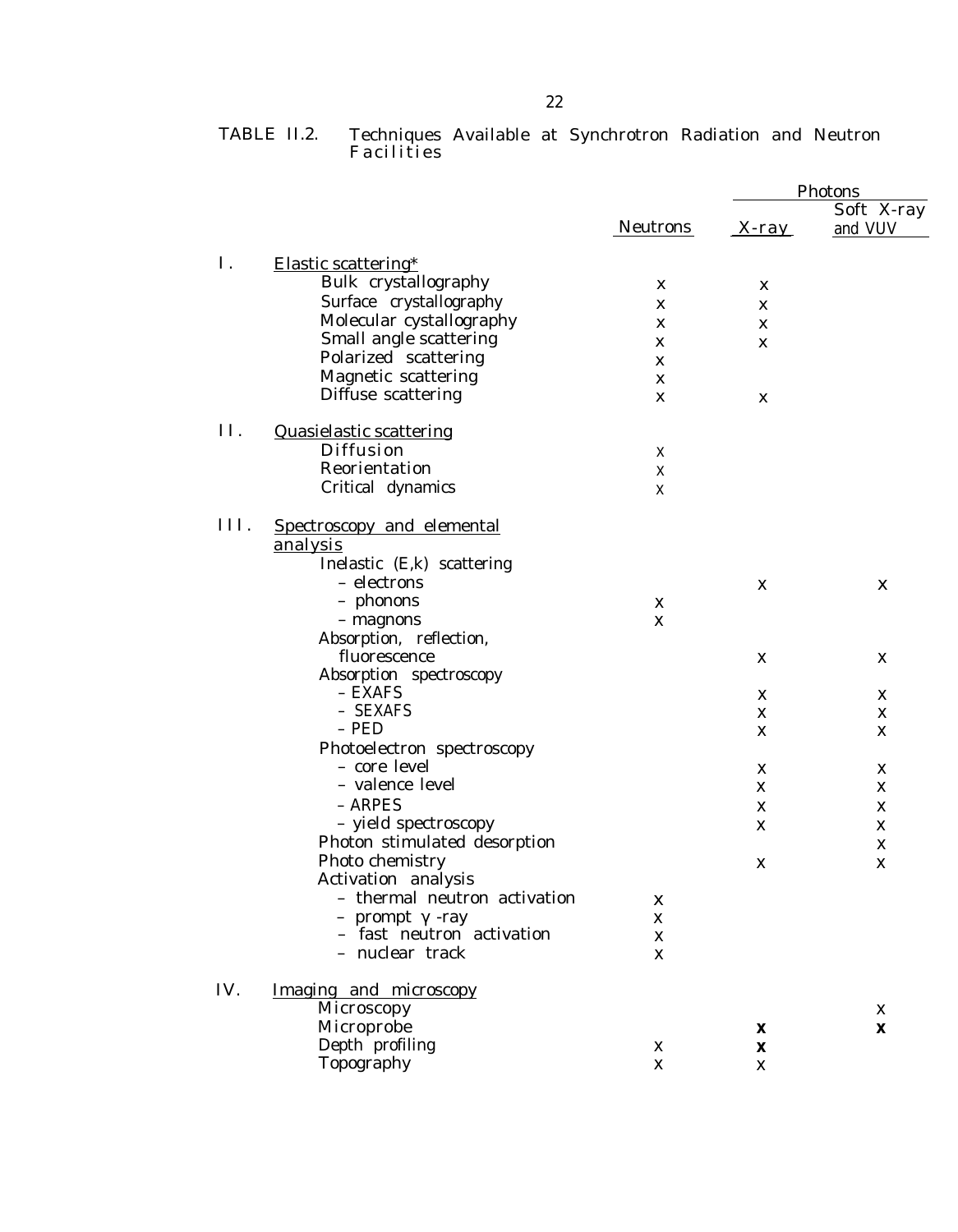TABLE II.2. Techniques Available at Synchrotron Radiation and Neutron Facilities

| | Neutrons | Photons | |
|---|---|---|---|
| | | X-ray | Soft X-ray and VUV |
| **I. Elastic scattering*** | | | |
| Bulk crystallography | x | x | |
| Surface crystallography | x | x | |
| Molecular cystallography | x | x | |
| Small angle scattering | x | x | |
| Polarized scattering | x | | |
| Magnetic scattering | x | | |
| Diffuse scattering | x | x | |
| **II. Quasielastic scattering** | | | |
| Diffusion | x | | |
| Reorientation | x | | |
| Critical dynamics | x | | |
| **III. Spectroscopy and elemental analysis** | | | |
| Inelastic (E,k) scattering | | | |
| – electrons | | x | x |
| – phonons | x | | |
| – magnons | x | | |
| Absorption, reflection, fluorescence | | x | x |
| Absorption spectroscopy | | | |
| – EXAFS | | x | x |
| – SEXAFS | | x | x |
| – PED | | x | x |
| Photoelectron spectroscopy | | | |
| – core level | | x | x |
| – valence level | | x | x |
| – ARPES | | x | x |
| – yield spectroscopy | | x | x |
| Photon stimulated desorption | | | x |
| Photo chemistry | | x | x |
| Activation analysis | | | |
| – thermal neutron activation | x | | |
| – prompt $\gamma$-ray | x | | |
| – fast neutron activation | x | | |
| – nuclear track | x | | |
| **IV. Imaging and microscopy** | | | |
| Microscopy | | | x |
| Microprobe | | x | x |
| Depth profiling | x | x | |
| Topography | x | x | |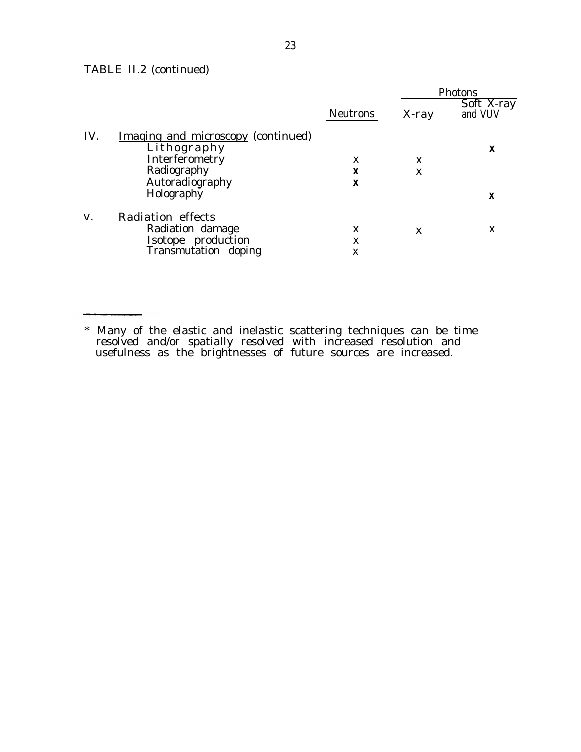TABLE II.2 (continued)

| | Neutrons | Photons | |
|---|---|---|---|
| | | X-ray | Soft X-ray and VUV |
| IV. Imaging and microscopy (continued) | | | |
| Lithography | | | x |
| Interferometry | x | x | |
| Radiography | x | x | |
| Autoradiography | x | | |
| Holography | | | x |
| V. Radiation effects | | | |
| Radiation damage | x | x | x |
| Isotope production | x | | |
| Transmutation doping | x | | |

---

\* Many of the elastic and inelastic scattering techniques can be time resolved and/or spatially resolved with increased resolution and usefulness as the brightnesses of future sources are increased.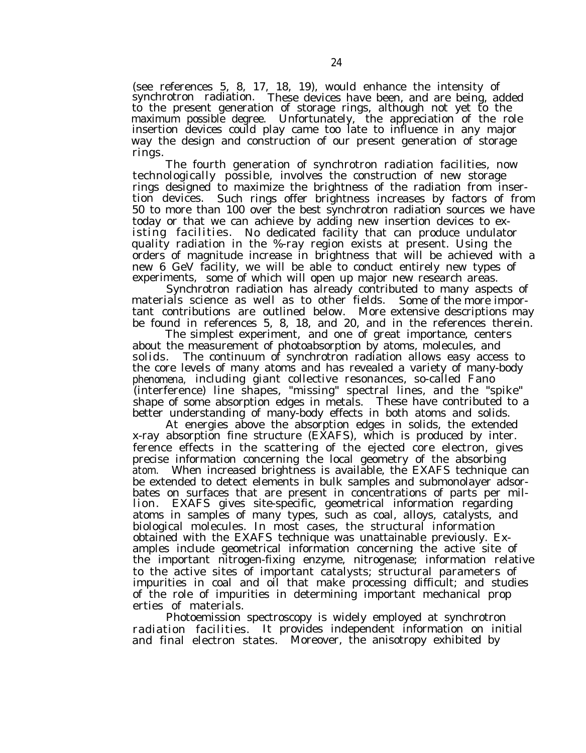(see references 5, 8, 17, 18, 19), would enhance the intensity of synchrotron radiation. These devices have been, and are being, added to the present generation of storage rings, although not yet to the maximum possible degree. Unfortunately, the appreciation of the role insertion devices could play came too late to influence in any major way the design and construction of our present generation of storage rings.

The fourth generation of synchrotron radiation facilities, now technologically possible, involves the construction of new storage rings designed to maximize the brightness of the radiation from insertion devices. Such rings offer brightness increases by factors of from 50 to more than 100 over the best synchrotron radiation sources we have today or that we can achieve by adding new insertion devices to existing facilities. No dedicated facility that can produce undulator quality radiation in the %-ray region exists at present. Using the orders of magnitude increase in brightness that will be achieved with a new 6 GeV facility, we will be able to conduct entirely new types of experiments, some of which will open up major new research areas.

Synchrotron radiation has already contributed to many aspects of materials science as well as to other fields. Some of the more important contributions are outlined below. More extensive descriptions may be found in references 5, 8, 18, and 20, and in the references therein.

The simplest experiment, and one of great importance, centers about the measurement of photoabsorption by atoms, molecules, and solids. The continuum of synchrotron radiation allows easy access to the core levels of many atoms and has revealed a variety of many-body phenomena, including giant collective resonances, so-called Fano (interference) line shapes, "missing" spectral lines, and the "spike" shape of some absorption edges in metals. These have contributed to a better understanding of many-body effects in both atoms and solids.

At energies above the absorption edges in solids, the extended x-ray absorption fine structure (EXAFS), which is produced by inter. ference effects in the scattering of the ejected core electron, gives precise information concerning the local geometry of the absorbing atom. When increased brightness is available, the EXAFS technique can be extended to detect elements in bulk samples and submonolayer adsorbates on surfaces that are present in concentrations of parts per million. EXAFS gives site-specific, geometrical information regarding atoms in samples of many types, such as coal, alloys, catalysts, and biological molecules. In most cases, the structural information obtained with the EXAFS technique was unattainable previously. Examples include geometrical information concerning the active site of the important nitrogen-fixing enzyme, nitrogenase; information relative to the active sites of important catalysts; structural parameters of impurities in coal and oil that make processing difficult; and studies of the role of impurities in determining important mechanical properties of materials.

Photoemission spectroscopy is widely employed at synchrotron radiation facilities. It provides independent information on initial and final electron states. Moreover, the anisotropy exhibited by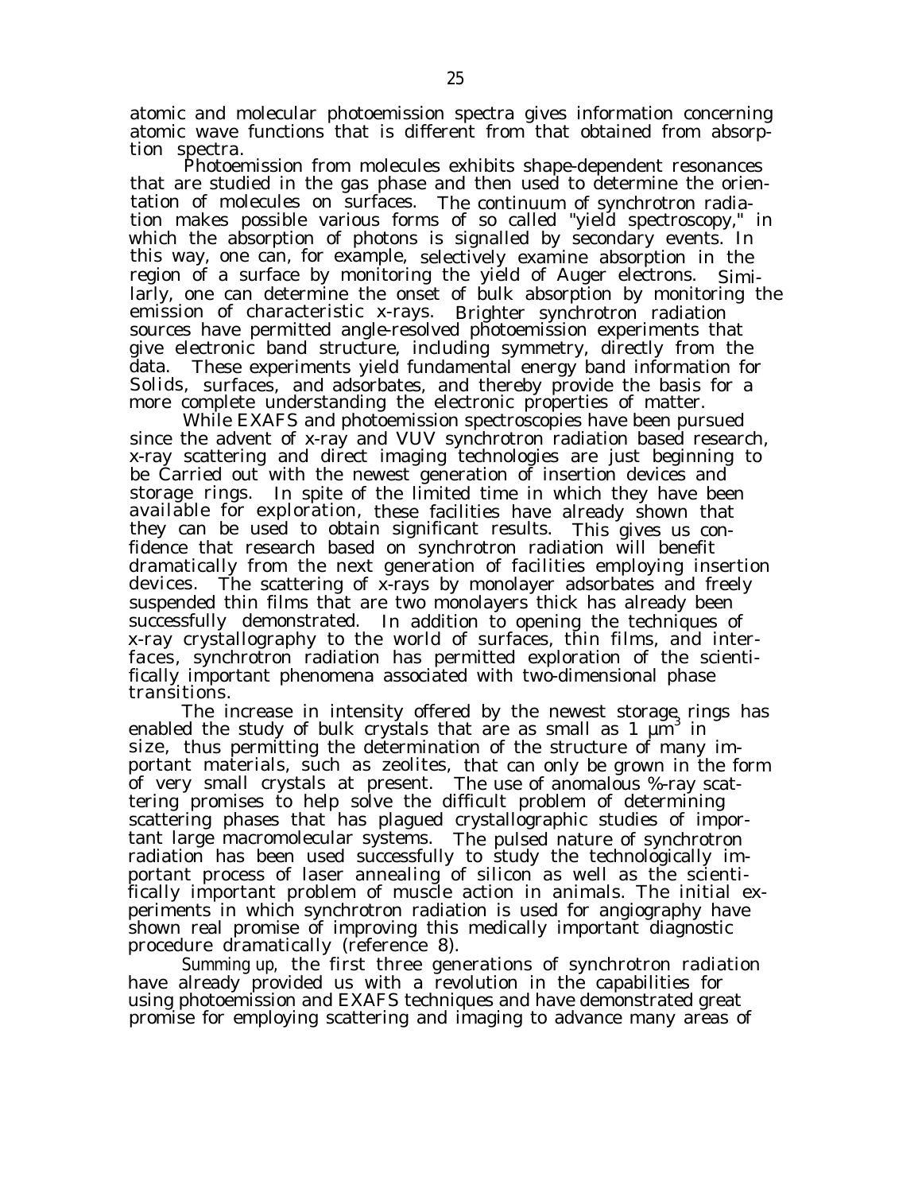atomic and molecular photoemission spectra gives information concerning atomic wave functions that is different from that obtained from absorption spectra.

Photoemission from molecules exhibits shape-dependent resonances that are studied in the gas phase and then used to determine the orientation of molecules on surfaces. The continuum of synchrotron radiation makes possible various forms of so called "yield spectroscopy," in which the absorption of photons is signalled by secondary events. In this way, one can, for example, selectively examine absorption in the region of a surface by monitoring the yield of Auger electrons. Similarly, one can determine the onset of bulk absorption by monitoring the emission of characteristic x-rays. Brighter synchrotron radiation sources have permitted angle-resolved photoemission experiments that give electronic band structure, including symmetry, directly from the data. These experiments yield fundamental energy band information for Solids, surfaces, and adsorbates, and thereby provide the basis for a more complete understanding the electronic properties of matter.

While EXAFS and photoemission spectroscopies have been pursued since the advent of x-ray and VUV synchrotron radiation based research, x-ray scattering and direct imaging technologies are just beginning to be Carried out with the newest generation of insertion devices and storage rings. In spite of the limited time in which they have been available for exploration, these facilities have already shown that they can be used to obtain significant results. This gives us confidence that research based on synchrotron radiation will benefit dramatically from the next generation of facilities employing insertion devices. The scattering of x-rays by monolayer adsorbates and freely suspended thin films that are two monolayers thick has already been successfully demonstrated. In addition to opening the techniques of x-ray crystallography to the world of surfaces, thin films, and interfaces, synchrotron radiation has permitted exploration of the scientifically important phenomena associated with two-dimensional phase transitions.

The increase in intensity offered by the newest storage rings has enabled the study of bulk crystals that are as small as 1 $\mu m^3$ in size, thus permitting the determination of the structure of many important materials, such as zeolites, that can only be grown in the form of very small crystals at present. The use of anomalous %-ray scattering promises to help solve the difficult problem of determining scattering phases that has plagued crystallographic studies of important large macromolecular systems. The pulsed nature of synchrotron radiation has been used successfully to study the technologically important process of laser annealing of silicon as well as the scientifically important problem of muscle action in animals. The initial experiments in which synchrotron radiation is used for angiography have shown real promise of improving this medically important diagnostic procedure dramatically (reference 8).

Summing up, the first three generations of synchrotron radiation have already provided us with a revolution in the capabilities for using photoemission and EXAFS techniques and have demonstrated great promise for employing scattering and imaging to advance many areas of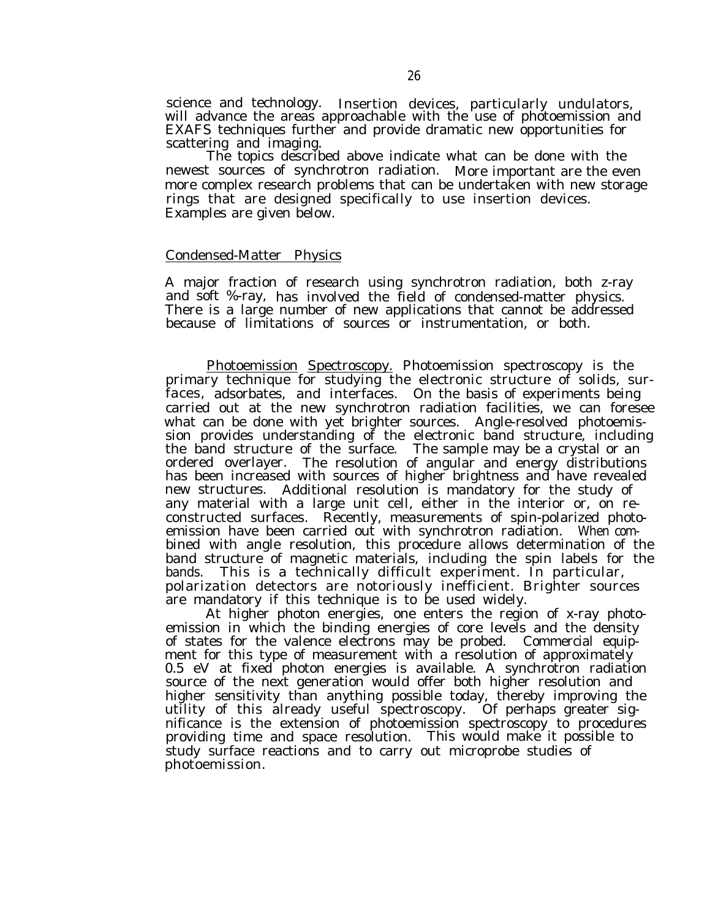science and technology. Insertion devices, particularly undulators, will advance the areas approachable with the use of photoemission and EXAFS techniques further and provide dramatic new opportunities for scattering and imaging.

The topics described above indicate what can be done with the newest sources of synchrotron radiation. More important are the even more complex research problems that can be undertaken with new storage rings that are designed specifically to use insertion devices. Examples are given below.

## Condensed-Matter Physics

A major fraction of research using synchrotron radiation, both z-ray and soft %-ray, has involved the field of condensed-matter physics. There is a large number of new applications that cannot be addressed because of limitations of sources or instrumentation, or both.

Photoemission Spectroscopy. Photoemission spectroscopy is the primary technique for studying the electronic structure of solids, surfaces, adsorbates, and interfaces. On the basis of experiments being carried out at the new synchrotron radiation facilities, we can foresee what can be done with yet brighter sources. Angle-resolved photoemission provides understanding of the electronic band structure, including the band structure of the surface. The sample may be a crystal or an ordered overlayer. The resolution of angular and energy distributions has been increased with sources of higher brightness and have revealed new structures. Additional resolution is mandatory for the study of any material with a large unit cell, either in the interior or, on reconstructed surfaces. Recently, measurements of spin-polarized photoemission have been carried out with synchrotron radiation. When combined with angle resolution, this procedure allows determination of the band structure of magnetic materials, including the spin labels for the bands. This is a technically difficult experiment. In particular, polarization detectors are notoriously inefficient. Brighter sources are mandatory if this technique is to be used widely.

At higher photon energies, one enters the region of x-ray photoemission in which the binding energies of core levels and the density of states for the valence electrons may be probed. Commercial equipment for this type of measurement with a resolution of approximately 0.5 eV at fixed photon energies is available. A synchrotron radiation source of the next generation would offer both higher resolution and higher sensitivity than anything possible today, thereby improving the utility of this already useful spectroscopy. Of perhaps greater significance is the extension of photoemission spectroscopy to procedures providing time and space resolution. This would make it possible to study surface reactions and to carry out microprobe studies of photoemission.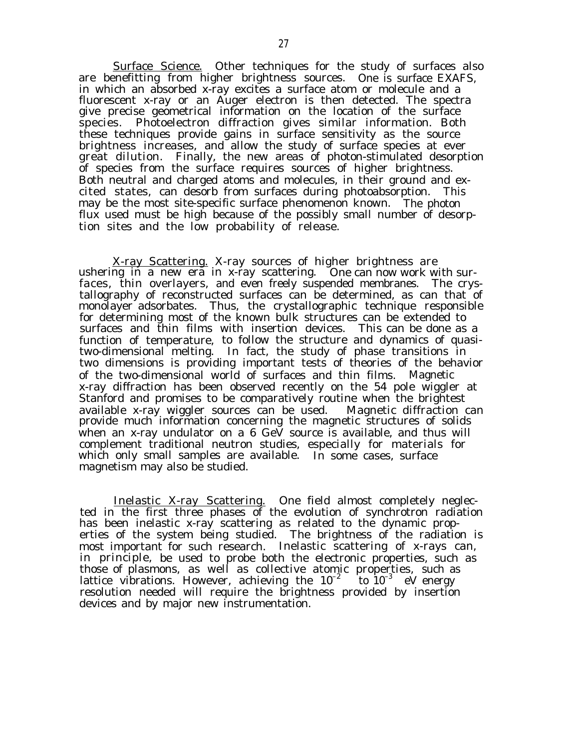Surface Science. Other techniques for the study of surfaces also are benefitting from higher brightness sources. One is surface EXAFS, in which an absorbed x-ray excites a surface atom or molecule and a fluorescent x-ray or an Auger electron is then detected. The spectra give precise geometrical information on the location of the surface species. Photoelectron diffraction gives similar information. Both these techniques provide gains in surface sensitivity as the source brightness increases, and allow the study of surface species at ever great dilution. Finally, the new areas of photon-stimulated desorption of species from the surface requires sources of higher brightness. Both neutral and charged atoms and molecules, in their ground and excited states, can desorb from surfaces during photoabsorption. This may be the most site-specific surface phenomenon known. The photon flux used must be high because of the possibly small number of desorption sites and the low probability of release.

X-ray Scattering. X-ray sources of higher brightness are ushering in a new era in x-ray scattering. One can now work with surfaces, thin overlayers, and even freely suspended membranes. The crystallography of reconstructed surfaces can be determined, as can that of monolayer adsorbates. Thus, the crystallographic technique responsible for determining most of the known bulk structures can be extended to surfaces and thin films with insertion devices. This can be done as a function of temperature, to follow the structure and dynamics of quasi-two-dimensional melting. In fact, the study of phase transitions in two dimensions is providing important tests of theories of the behavior of the two-dimensional world of surfaces and thin films. Magnetic x-ray diffraction has been observed recently on the 54 pole wiggler at Stanford and promises to be comparatively routine when the brightest available x-ray wiggler sources can be used. Magnetic diffraction can provide much information concerning the magnetic structures of solids when an x-ray undulator on a 6 GeV source is available, and thus will complement traditional neutron studies, especially for materials for which only small samples are available. In some cases, surface magnetism may also be studied.

Inelastic X-ray Scattering. One field almost completely neglected in the first three phases of the evolution of synchrotron radiation has been inelastic x-ray scattering as related to the dynamic properties of the system being studied. The brightness of the radiation is most important for such research. Inelastic scattering of x-rays can, in principle, be used to probe both the electronic properties, such as those of plasmons, as well as collective atomic properties, such as lattice vibrations. However, achieving the $10^{-2}$ to $10^{-3}$ eV energy resolution needed will require the brightness provided by insertion devices and by major new instrumentation.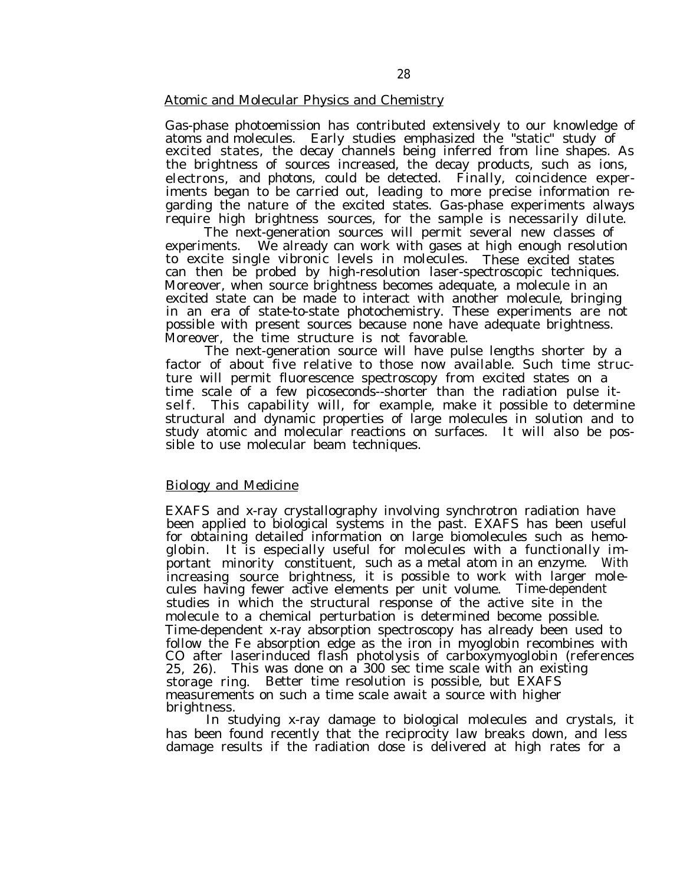## Atomic and Molecular Physics and Chemistry

Gas-phase photoemission has contributed extensively to our knowledge of atoms and molecules. Early studies emphasized the "static" study of excited states, the decay channels being inferred from line shapes. As the brightness of sources increased, the decay products, such as ions, electrons, and photons, could be detected. Finally, coincidence experiments began to be carried out, leading to more precise information regarding the nature of the excited states. Gas-phase experiments always require high brightness sources, for the sample is necessarily dilute.

The next-generation sources will permit several new classes of experiments. We already can work with gases at high enough resolution to excite single vibronic levels in molecules. These excited states can then be probed by high-resolution laser-spectroscopic techniques. Moreover, when source brightness becomes adequate, a molecule in an excited state can be made to interact with another molecule, bringing in an era of state-to-state photochemistry. These experiments are not possible with present sources because none have adequate brightness. Moreover, the time structure is not favorable.

The next-generation source will have pulse lengths shorter by a factor of about five relative to those now available. Such time structure will permit fluorescence spectroscopy from excited states on a time scale of a few picoseconds--shorter than the radiation pulse itself. This capability will, for example, make it possible to determine structural and dynamic properties of large molecules in solution and to study atomic and molecular reactions on surfaces. It will also be possible to use molecular beam techniques.

## Biology and Medicine

EXAFS and x-ray crystallography involving synchrotron radiation have been applied to biological systems in the past. EXAFS has been useful for obtaining detailed information on large biomolecules such as hemoglobin. It is especially useful for molecules with a functionally important minority constituent, such as a metal atom in an enzyme. With increasing source brightness, it is possible to work with larger molecules having fewer active elements per unit volume. Time-dependent studies in which the structural response of the active site in the molecule to a chemical perturbation is determined become possible. Time-dependent x-ray absorption spectroscopy has already been used to follow the Fe absorption edge as the iron in myoglobin recombines with CO after laserinduced flash photolysis of carboxymyoglobin (references 25, 26). This was done on a 300 sec time scale with an existing storage ring. Better time resolution is possible, but EXAFS measurements on such a time scale await a source with higher brightness.

In studying x-ray damage to biological molecules and crystals, it has been found recently that the reciprocity law breaks down, and less damage results if the radiation dose is delivered at high rates for a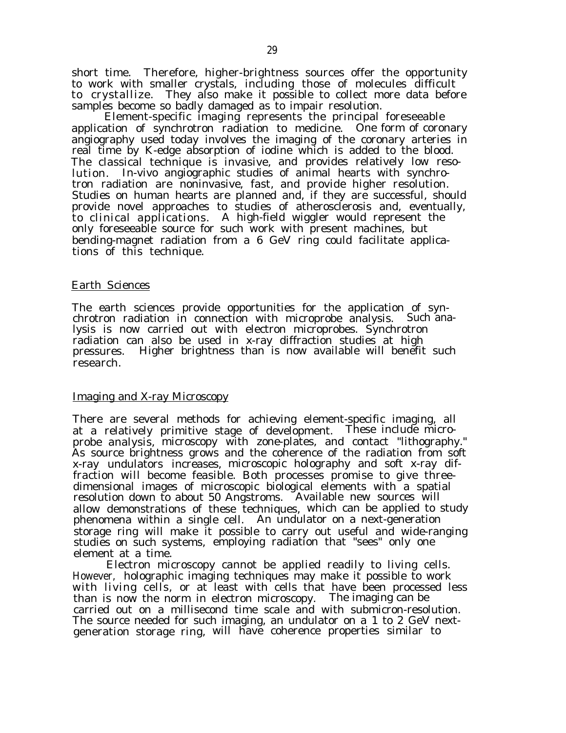short time. Therefore, higher-brightness sources offer the opportunity to work with smaller crystals, including those of molecules difficult to crystallize. They also make it possible to collect more data before samples become so badly damaged as to impair resolution.

Element-specific imaging represents the principal foreseeable application of synchrotron radiation to medicine. One form of coronary angiography used today involves the imaging of the coronary arteries in real time by K-edge absorption of iodine which is added to the blood. The classical technique is invasive, and provides relatively low resolution. In-vivo angiographic studies of animal hearts with synchrotron radiation are noninvasive, fast, and provide higher resolution. Studies on human hearts are planned and, if they are successful, should provide novel approaches to studies of atherosclerosis and, eventually, to clinical applications. A high-field wiggler would represent the only foreseeable source for such work with present machines, but bending-magnet radiation from a 6 GeV ring could facilitate applications of this technique.

## Earth Sciences

The earth sciences provide opportunities for the application of synchrotron radiation in connection with microprobe analysis. Such analysis is now carried out with electron microprobes. Synchrotron radiation can also be used in x-ray diffraction studies at high pressures. Higher brightness than is now available will benefit such research.

## Imaging and X-ray Microscopy

There are several methods for achieving element-specific imaging, all at a relatively primitive stage of development. These include microprobe analysis, microscopy with zone-plates, and contact "lithography." As source brightness grows and the coherence of the radiation from soft x-ray undulators increases, microscopic holography and soft x-ray diffraction will become feasible. Both processes promise to give three-dimensional images of microscopic biological elements with a spatial resolution down to about 50 Angstroms. Available new sources will allow demonstrations of these techniques, which can be applied to study phenomena within a single cell. An undulator on a next-generation storage ring will make it possible to carry out useful and wide-ranging studies on such systems, employing radiation that "sees" only one element at a time.

Electron microscopy cannot be applied readily to living cells. However, holographic imaging techniques may make it possible to work with living cells, or at least with cells that have been processed less than is now the norm in electron microscopy. The imaging can be carried out on a millisecond time scale and with submicron-resolution. The source needed for such imaging, an undulator on a 1 to 2 GeV next-generation storage ring, will have coherence properties similar to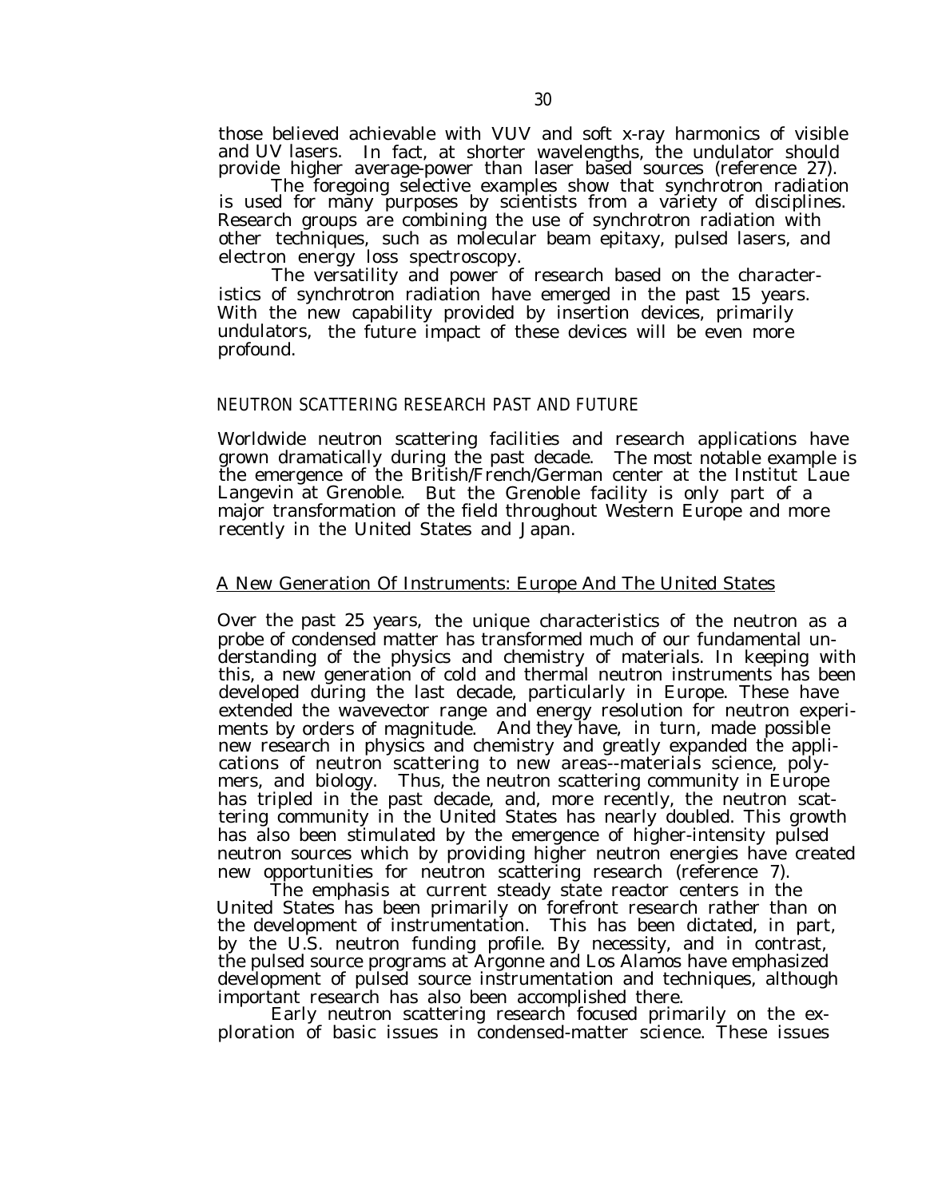those believed achievable with VUV and soft x-ray harmonics of visible and UV lasers. In fact, at shorter wavelengths, the undulator should provide higher average-power than laser based sources (reference 27).

The foregoing selective examples show that synchrotron radiation is used for many purposes by scientists from a variety of disciplines. Research groups are combining the use of synchrotron radiation with other techniques, such as molecular beam epitaxy, pulsed lasers, and electron energy loss spectroscopy.

The versatility and power of research based on the characteristics of synchrotron radiation have emerged in the past 15 years. With the new capability provided by insertion devices, primarily undulators, the future impact of these devices will be even more profound.

## NEUTRON SCATTERING RESEARCH PAST AND FUTURE

Worldwide neutron scattering facilities and research applications have grown dramatically during the past decade. The most notable example is the emergence of the British/French/German center at the Institut Laue Langevin at Grenoble. But the Grenoble facility is only part of a major transformation of the field throughout Western Europe and more recently in the United States and Japan.

### A New Generation Of Instruments: Europe And The United States

Over the past 25 years, the unique characteristics of the neutron as a probe of condensed matter has transformed much of our fundamental understanding of the physics and chemistry of materials. In keeping with this, a new generation of cold and thermal neutron instruments has been developed during the last decade, particularly in Europe. These have extended the wavevector range and energy resolution for neutron experiments by orders of magnitude. And they have, in turn, made possible new research in physics and chemistry and greatly expanded the applications of neutron scattering to new areas--materials science, polymers, and biology. Thus, the neutron scattering community in Europe has tripled in the past decade, and, more recently, the neutron scattering community in the United States has nearly doubled. This growth has also been stimulated by the emergence of higher-intensity pulsed neutron sources which by providing higher neutron energies have created new opportunities for neutron scattering research (reference 7).

The emphasis at current steady state reactor centers in the United States has been primarily on forefront research rather than on the development of instrumentation. This has been dictated, in part, by the U.S. neutron funding profile. By necessity, and in contrast, the pulsed source programs at Argonne and Los Alamos have emphasized development of pulsed source instrumentation and techniques, although important research has also been accomplished there.

Early neutron scattering research focused primarily on the exploration of basic issues in condensed-matter science. These issues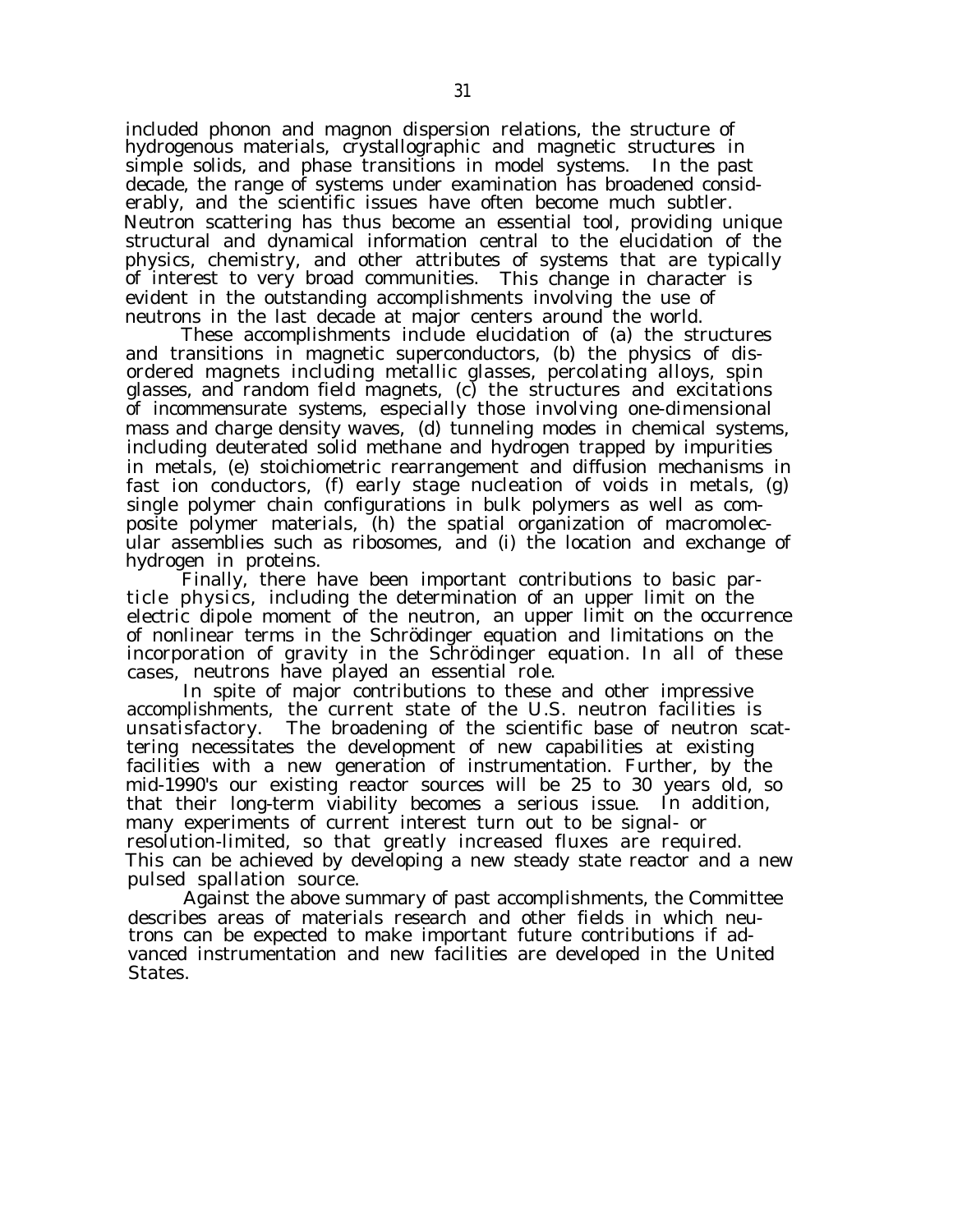included phonon and magnon dispersion relations, the structure of hydrogenous materials, crystallographic and magnetic structures in simple solids, and phase transitions in model systems. In the past decade, the range of systems under examination has broadened considerably, and the scientific issues have often become much subtler. Neutron scattering has thus become an essential tool, providing unique structural and dynamical information central to the elucidation of the physics, chemistry, and other attributes of systems that are typically of interest to very broad communities. This change in character is evident in the outstanding accomplishments involving the use of neutrons in the last decade at major centers around the world.

These accomplishments include elucidation of (a) the structures and transitions in magnetic superconductors, (b) the physics of disordered magnets including metallic glasses, percolating alloys, spin glasses, and random field magnets, (c) the structures and excitations of incommensurate systems, especially those involving one-dimensional mass and charge density waves, (d) tunneling modes in chemical systems, including deuterated solid methane and hydrogen trapped by impurities in metals, (e) stoichiometric rearrangement and diffusion mechanisms in fast ion conductors, (f) early stage nucleation of voids in metals, (g) single polymer chain configurations in bulk polymers as well as composite polymer materials, (h) the spatial organization of macromolecular assemblies such as ribosomes, and (i) the location and exchange of hydrogen in proteins.

Finally, there have been important contributions to basic particle physics, including the determination of an upper limit on the electric dipole moment of the neutron, an upper limit on the occurrence of nonlinear terms in the Schrödinger equation and limitations on the incorporation of gravity in the Schrödinger equation. In all of these cases, neutrons have played an essential role.

In spite of major contributions to these and other impressive accomplishments, the current state of the U.S. neutron facilities is unsatisfactory. The broadening of the scientific base of neutron scattering necessitates the development of new capabilities at existing facilities with a new generation of instrumentation. Further, by the mid-1990's our existing reactor sources will be 25 to 30 years old, so that their long-term viability becomes a serious issue. In addition, many experiments of current interest turn out to be signal- or resolution-limited, so that greatly increased fluxes are required. This can be achieved by developing a new steady state reactor and a new pulsed spallation source.

Against the above summary of past accomplishments, the Committee describes areas of materials research and other fields in which neutrons can be expected to make important future contributions if advanced instrumentation and new facilities are developed in the United States.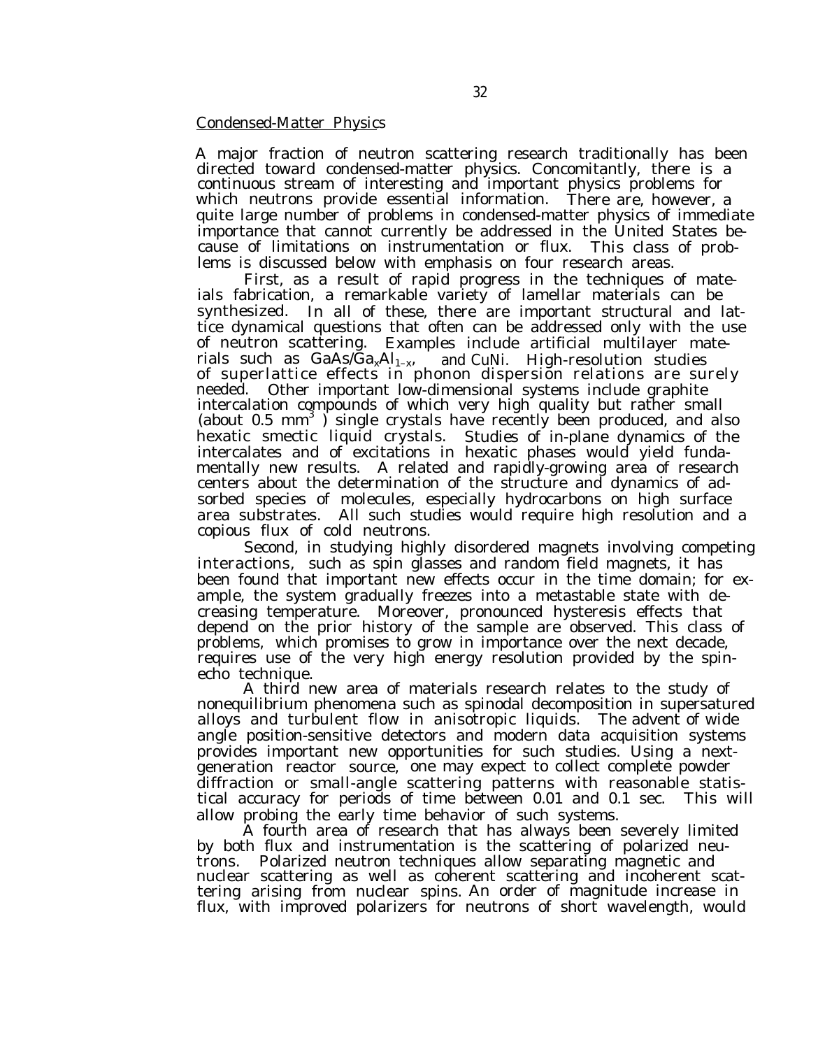## Condensed-Matter Physics

A major fraction of neutron scattering research traditionally has been directed toward condensed-matter physics. Concomitantly, there is a continuous stream of interesting and important physics problems for which neutrons provide essential information. There are, however, a quite large number of problems in condensed-matter physics of immediate importance that cannot currently be addressed in the United States because of limitations on instrumentation or flux. This class of problems is discussed below with emphasis on four research areas.

First, as a result of rapid progress in the techniques of materials fabrication, a remarkable variety of lamellar materials can be synthesized. In all of these, there are important structural and lattice dynamical questions that often can be addressed only with the use of neutron scattering. Examples include artificial multilayer materials such as $GaAs/Ga_xAl_{1-x}$, and CuNi. High-resolution studies of superlattice effects in phonon dispersion relations are surely needed. Other important low-dimensional systems include graphite intercalation compounds of which very high quality but rather small (about 0.5 $mm^3$ ) single crystals have recently been produced, and also hexatic smectic liquid crystals. Studies of in-plane dynamics of the intercalates and of excitations in hexatic phases would yield fundamentally new results. A related and rapidly-growing area of research centers about the determination of the structure and dynamics of adsorbed species of molecules, especially hydrocarbons on high surface area substrates. All such studies would require high resolution and a copious flux of cold neutrons.

Second, in studying highly disordered magnets involving competing interactions, such as spin glasses and random field magnets, it has been found that important new effects occur in the time domain; for example, the system gradually freezes into a metastable state with decreasing temperature. Moreover, pronounced hysteresis effects that depend on the prior history of the sample are observed. This class of problems, which promises to grow in importance over the next decade, requires use of the very high energy resolution provided by the spin-echo technique.

A third new area of materials research relates to the study of nonequilibrium phenomena such as spinodal decomposition in supersatured alloys and turbulent flow in anisotropic liquids. The advent of wide angle position-sensitive detectors and modern data acquisition systems provides important new opportunities for such studies. Using a next-generation reactor source, one may expect to collect complete powder diffraction or small-angle scattering patterns with reasonable statistical accuracy for periods of time between 0.01 and 0.1 sec. This will allow probing the early time behavior of such systems.

A fourth area of research that has always been severely limited by both flux and instrumentation is the scattering of polarized neutrons. Polarized neutron techniques allow separating magnetic and nuclear scattering as well as coherent scattering and incoherent scattering arising from nuclear spins. An order of magnitude increase in flux, with improved polarizers for neutrons of short wavelength, would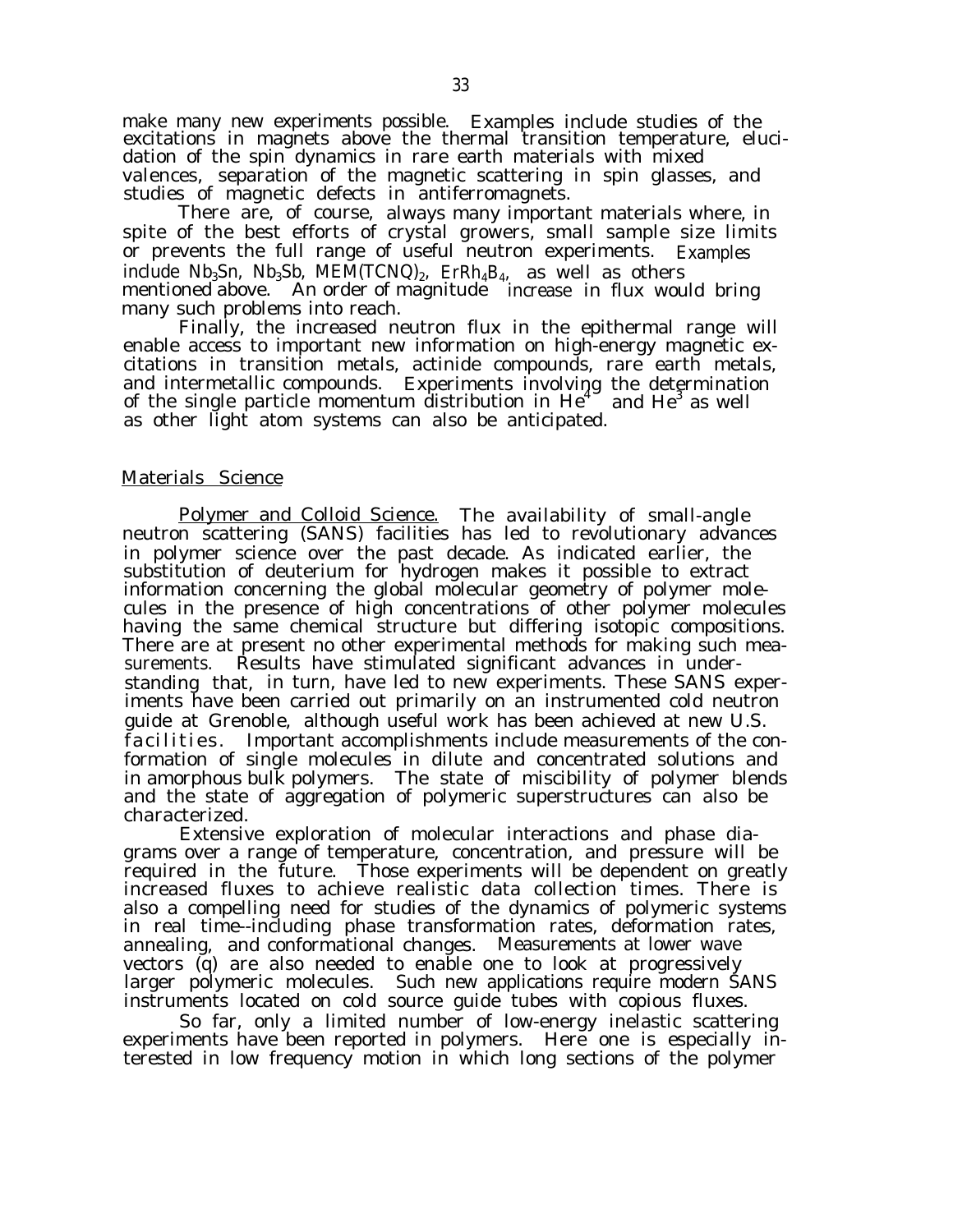make many new experiments possible. Examples include studies of the excitations in magnets above the thermal transition temperature, elucidation of the spin dynamics in rare earth materials with mixed valences, separation of the magnetic scattering in spin glasses, and studies of magnetic defects in antiferromagnets.

There are, of course, always many important materials where, in spite of the best efforts of crystal growers, small sample size limits or prevents the full range of useful neutron experiments. Examples include $Nb_3Sn$, $Nb_3Sb$, $MEM(TCNQ)_2$, $ErRh_4B_4$, as well as others mentioned above. An order of magnitude increase in flux would bring many such problems into reach.

Finally, the increased neutron flux in the epithermal range will enable access to important new information on high-energy magnetic excitations in transition metals, actinide compounds, rare earth metals, and intermetallic compounds. Experiments involving the determination of the single particle momentum distribution in $He^4$ and $He^3$ as well as other light atom systems can also be anticipated.

## Materials Science

Polymer and Colloid Science. The availability of small-angle neutron scattering (SANS) facilities has led to revolutionary advances in polymer science over the past decade. As indicated earlier, the substitution of deuterium for hydrogen makes it possible to extract information concerning the global molecular geometry of polymer molecules in the presence of high concentrations of other polymer molecules having the same chemical structure but differing isotopic compositions. There are at present no other experimental methods for making such measurements. Results have stimulated significant advances in understanding that, in turn, have led to new experiments. These SANS experiments have been carried out primarily on an instrumented cold neutron guide at Grenoble, although useful work has been achieved at new U.S. facilities. Important accomplishments include measurements of the conformation of single molecules in dilute and concentrated solutions and in amorphous bulk polymers. The state of miscibility of polymer blends and the state of aggregation of polymeric superstructures can also be characterized.

Extensive exploration of molecular interactions and phase diagrams over a range of temperature, concentration, and pressure will be required in the future. Those experiments will be dependent on greatly increased fluxes to achieve realistic data collection times. There is also a compelling need for studies of the dynamics of polymeric systems in real time--including phase transformation rates, deformation rates, annealing, and conformational changes. Measurements at lower wave vectors (q) are also needed to enable one to look at progressively larger polymeric molecules. Such new applications require modern SANS instruments located on cold source guide tubes with copious fluxes.

So far, only a limited number of low-energy inelastic scattering experiments have been reported in polymers. Here one is especially interested in low frequency motion in which long sections of the polymer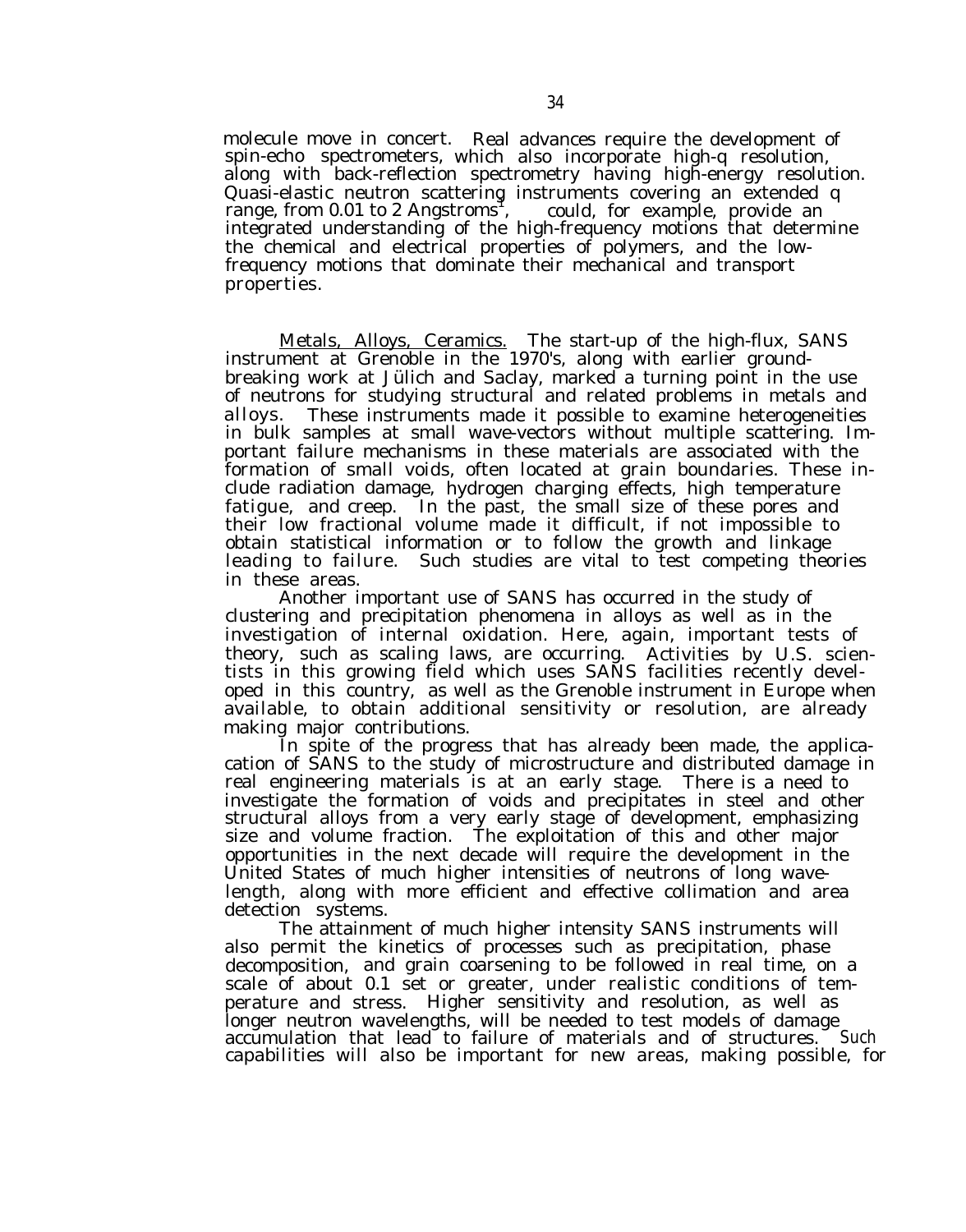molecule move in concert. Real advances require the development of spin-echo spectrometers, which also incorporate high-q resolution, along with back-reflection spectrometry having high-energy resolution. Quasi-elastic neutron scattering instruments covering an extended q range, from 0.01 to 2 $Angstroms^{-1}$, could, for example, provide an integrated understanding of the high-frequency motions that determine the chemical and electrical properties of polymers, and the low-frequency motions that dominate their mechanical and transport properties.

Metals, Alloys, Ceramics. The start-up of the high-flux, SANS instrument at Grenoble in the 1970's, along with earlier ground-breaking work at Jülich and Saclay, marked a turning point in the use of neutrons for studying structural and related problems in metals and alloys. These instruments made it possible to examine heterogeneities in bulk samples at small wave-vectors without multiple scattering. Important failure mechanisms in these materials are associated with the formation of small voids, often located at grain boundaries. These include radiation damage, hydrogen charging effects, high temperature fatigue, and creep. In the past, the small size of these pores and their low fractional volume made it difficult, if not impossible to obtain statistical information or to follow the growth and linkage leading to failure. Such studies are vital to test competing theories in these areas.

Another important use of SANS has occurred in the study of clustering and precipitation phenomena in alloys as well as in the investigation of internal oxidation. Here, again, important tests of theory, such as scaling laws, are occurring. Activities by U.S. scientists in this growing field which uses SANS facilities recently developed in this country, as well as the Grenoble instrument in Europe when available, to obtain additional sensitivity or resolution, are already making major contributions.

In spite of the progress that has already been made, the application of SANS to the study of microstructure and distributed damage in real engineering materials is at an early stage. There is a need to investigate the formation of voids and precipitates in steel and other structural alloys from a very early stage of development, emphasizing size and volume fraction. The exploitation of this and other major opportunities in the next decade will require the development in the United States of much higher intensities of neutrons of long wavelength, along with more efficient and effective collimation and area detection systems.

The attainment of much higher intensity SANS instruments will also permit the kinetics of processes such as precipitation, phase decomposition, and grain coarsening to be followed in real time, on a scale of about 0.1 set or greater, under realistic conditions of temperature and stress. Higher sensitivity and resolution, as well as longer neutron wavelengths, will be needed to test models of damage accumulation that lead to failure of materials and of structures. Such capabilities will also be important for new areas, making possible, for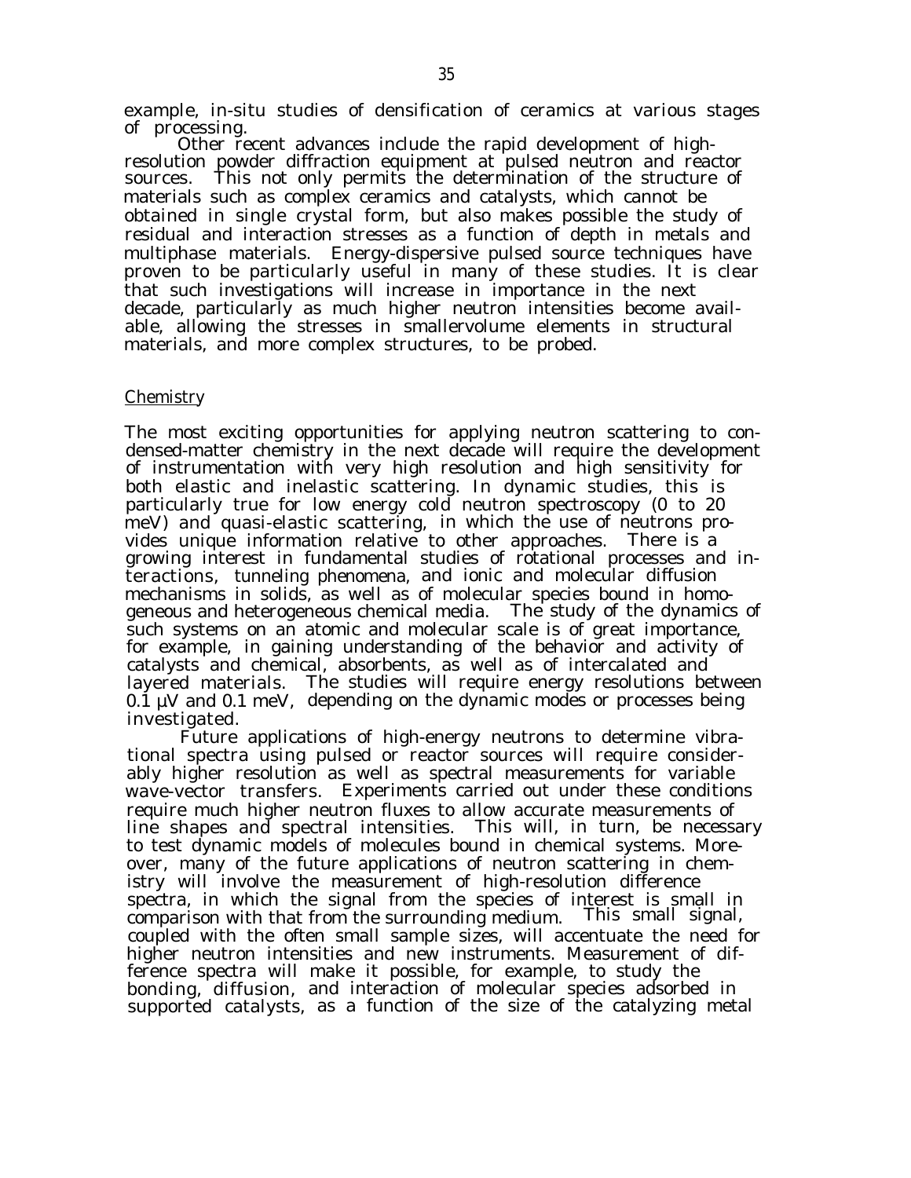example, in-situ studies of densification of ceramics at various stages of processing.

Other recent advances include the rapid development of high-resolution powder diffraction equipment at pulsed neutron and reactor sources. This not only permits the determination of the structure of materials such as complex ceramics and catalysts, which cannot be obtained in single crystal form, but also makes possible the study of residual and interaction stresses as a function of depth in metals and multiphase materials. Energy-dispersive pulsed source techniques have proven to be particularly useful in many of these studies. It is clear that such investigations will increase in importance in the next decade, particularly as much higher neutron intensities become available, allowing the stresses in smallervolume elements in structural materials, and more complex structures, to be probed.

## Chemistry

The most exciting opportunities for applying neutron scattering to condensed-matter chemistry in the next decade will require the development of instrumentation with very high resolution and high sensitivity for both elastic and inelastic scattering. In dynamic studies, this is particularly true for low energy cold neutron spectroscopy (0 to 20 meV) and quasi-elastic scattering, in which the use of neutrons provides unique information relative to other approaches. There is a growing interest in fundamental studies of rotational processes and interactions, tunneling phenomena, and ionic and molecular diffusion mechanisms in solids, as well as of molecular species bound in homogeneous and heterogeneous chemical media. The study of the dynamics of such systems on an atomic and molecular scale is of great importance, for example, in gaining understanding of the behavior and activity of catalysts and chemical, absorbents, as well as of intercalated and layered materials. The studies will require energy resolutions between 0.1 μV and 0.1 meV, depending on the dynamic modes or processes being investigated.

Future applications of high-energy neutrons to determine vibrational spectra using pulsed or reactor sources will require considerably higher resolution as well as spectral measurements for variable wave-vector transfers. Experiments carried out under these conditions require much higher neutron fluxes to allow accurate measurements of line shapes and spectral intensities. This will, in turn, be necessary to test dynamic models of molecules bound in chemical systems. Moreover, many of the future applications of neutron scattering in chemistry will involve the measurement of high-resolution difference spectra, in which the signal from the species of interest is small in comparison with that from the surrounding medium. This small signal, coupled with the often small sample sizes, will accentuate the need for higher neutron intensities and new instruments. Measurement of difference spectra will make it possible, for example, to study the bonding, diffusion, and interaction of molecular species adsorbed in supported catalysts, as a function of the size of the catalyzing metal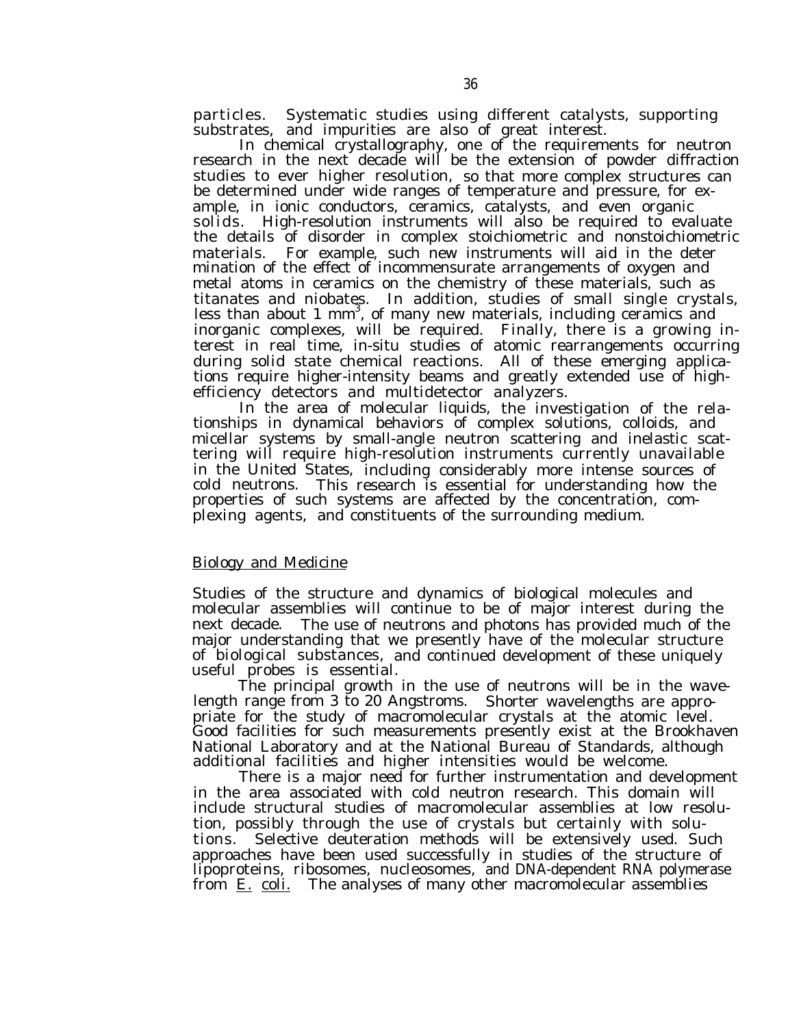particles. Systematic studies using different catalysts, supporting substrates, and impurities are also of great interest.

In chemical crystallography, one of the requirements for neutron research in the next decade will be the extension of powder diffraction studies to ever higher resolution, so that more complex structures can be determined under wide ranges of temperature and pressure, for example, in ionic conductors, ceramics, catalysts, and even organic solids. High-resolution instruments will also be required to evaluate the details of disorder in complex stoichiometric and nonstoichiometric materials. For example, such new instruments will aid in the determination of the effect of incommensurate arrangements of oxygen and metal atoms in ceramics on the chemistry of these materials, such as titanates and niobates. In addition, studies of small single crystals, less than about 1 $mm^3$, of many new materials, including ceramics and inorganic complexes, will be required. Finally, there is a growing interest in real time, in-situ studies of atomic rearrangements occurring during solid state chemical reactions. All of these emerging applications require higher-intensity beams and greatly extended use of high-efficiency detectors and multidetector analyzers.

In the area of molecular liquids, the investigation of the relationships in dynamical behaviors of complex solutions, colloids, and micellar systems by small-angle neutron scattering and inelastic scattering will require high-resolution instruments currently unavailable in the United States, including considerably more intense sources of cold neutrons. This research is essential for understanding how the properties of such systems are affected by the concentration, complexing agents, and constituents of the surrounding medium.

## Biology and Medicine

Studies of the structure and dynamics of biological molecules and molecular assemblies will continue to be of major interest during the next decade. The use of neutrons and photons has provided much of the major understanding that we presently have of the molecular structure of biological substances, and continued development of these uniquely useful probes is essential.

The principal growth in the use of neutrons will be in the wavelength range from 3 to 20 Angstroms. Shorter wavelengths are appropriate for the study of macromolecular crystals at the atomic level. Good facilities for such measurements presently exist at the Brookhaven National Laboratory and at the National Bureau of Standards, although additional facilities and higher intensities would be welcome.

There is a major need for further instrumentation and development in the area associated with cold neutron research. This domain will include structural studies of macromolecular assemblies at low resolution, possibly through the use of crystals but certainly with solutions. Selective deuteration methods will be extensively used. Such approaches have been used successfully in studies of the structure of lipoproteins, ribosomes, nucleosomes, and DNA-dependent RNA polymerase from *E. coli*. The analyses of many other macromolecular assemblies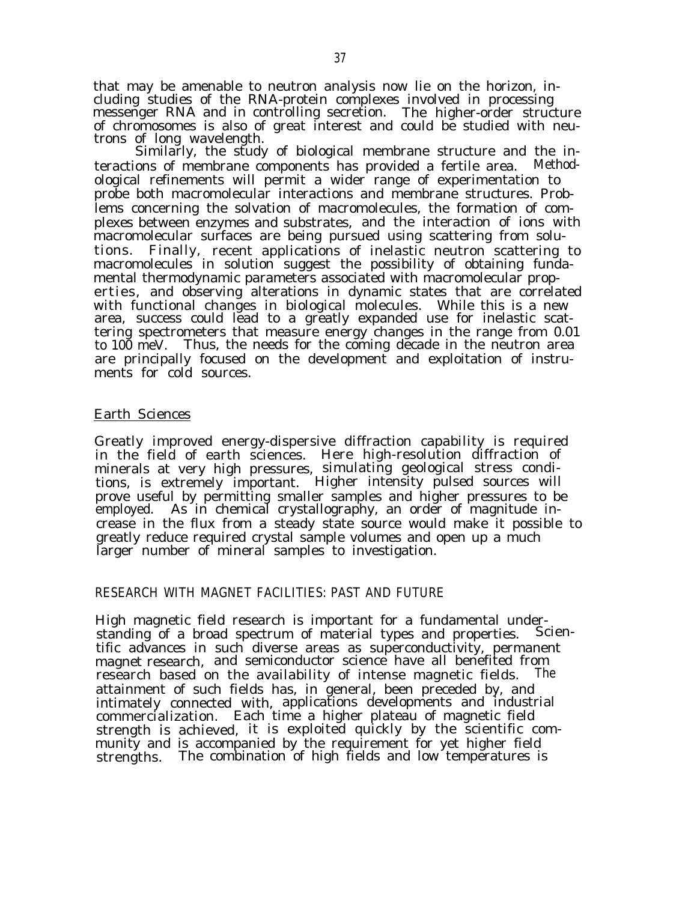that may be amenable to neutron analysis now lie on the horizon, including studies of the RNA-protein complexes involved in processing messenger RNA and in controlling secretion. The higher-order structure of chromosomes is also of great interest and could be studied with neutrons of long wavelength.

Similarly, the study of biological membrane structure and the interactions of membrane components has provided a fertile area. Methodological refinements will permit a wider range of experimentation to probe both macromolecular interactions and membrane structures. Problems concerning the solvation of macromolecules, the formation of complexes between enzymes and substrates, and the interaction of ions with macromolecular surfaces are being pursued using scattering from solutions. Finally, recent applications of inelastic neutron scattering to macromolecules in solution suggest the possibility of obtaining fundamental thermodynamic parameters associated with macromolecular properties, and observing alterations in dynamic states that are correlated with functional changes in biological molecules. While this is a new area, success could lead to a greatly expanded use for inelastic scattering spectrometers that measure energy changes in the range from 0.01 to 100 meV. Thus, the needs for the coming decade in the neutron area are principally focused on the development and exploitation of instruments for cold sources.

### Earth Sciences

Greatly improved energy-dispersive diffraction capability is required in the field of earth sciences. Here high-resolution diffraction of minerals at very high pressures, simulating geological stress conditions, is extremely important. Higher intensity pulsed sources will prove useful by permitting smaller samples and higher pressures to be employed. As in chemical crystallography, an order of magnitude increase in the flux from a steady state source would make it possible to greatly reduce required crystal sample volumes and open up a much larger number of mineral samples to investigation.

## RESEARCH WITH MAGNET FACILITIES: PAST AND FUTURE

High magnetic field research is important for a fundamental understanding of a broad spectrum of material types and properties. Scientific advances in such diverse areas as superconductivity, permanent magnet research, and semiconductor science have all benefited from research based on the availability of intense magnetic fields. The attainment of such fields has, in general, been preceded by, and intimately connected with, applications developments and industrial commercialization. Each time a higher plateau of magnetic field strength is achieved, it is exploited quickly by the scientific community and is accompanied by the requirement for yet higher field strengths. The combination of high fields and low temperatures is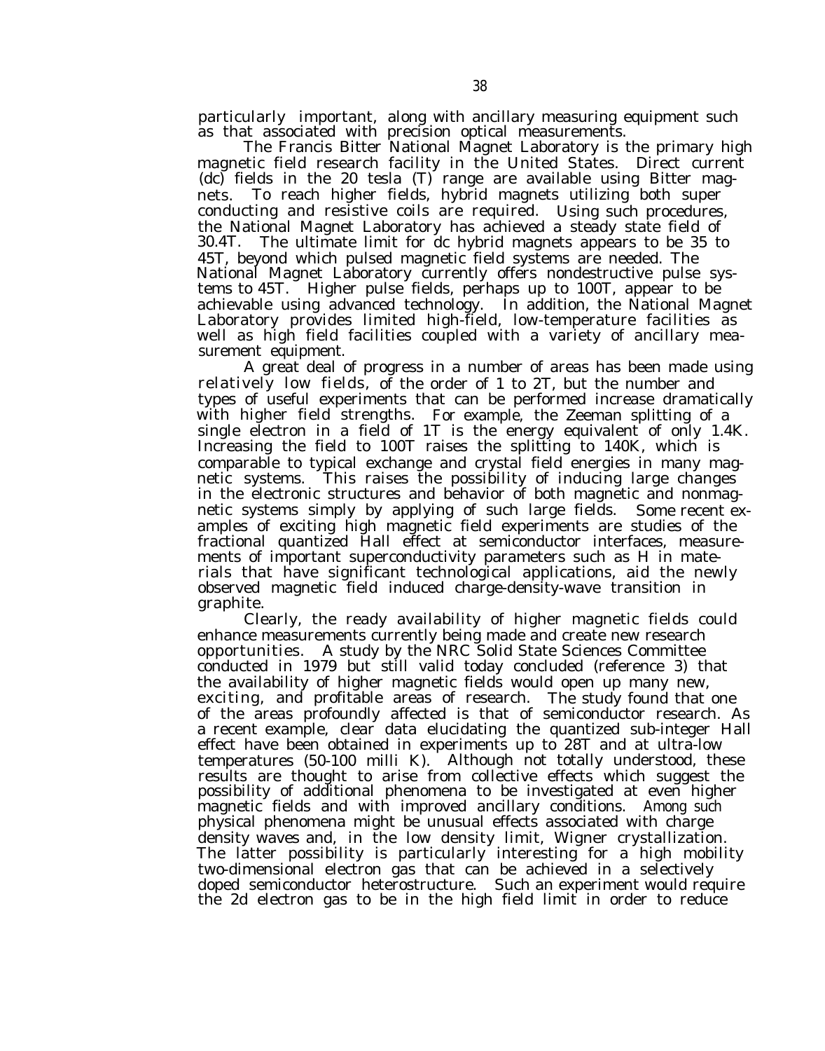particularly important, along with ancillary measuring equipment such as that associated with precision optical measurements.

The Francis Bitter National Magnet Laboratory is the primary high magnetic field research facility in the United States. Direct current (dc) fields in the 20 tesla (T) range are available using Bitter magnets. To reach higher fields, hybrid magnets utilizing both super conducting and resistive coils are required. Using such procedures, the National Magnet Laboratory has achieved a steady state field of 30.4T. The ultimate limit for dc hybrid magnets appears to be 35 to 45T, beyond which pulsed magnetic field systems are needed. The National Magnet Laboratory currently offers nondestructive pulse systems to 45T. Higher pulse fields, perhaps up to 100T, appear to be achievable using advanced technology. In addition, the National Magnet Laboratory provides limited high-field, low-temperature facilities as well as high field facilities coupled with a variety of ancillary measurement equipment.

A great deal of progress in a number of areas has been made using relatively low fields, of the order of 1 to 2T, but the number and types of useful experiments that can be performed increase dramatically with higher field strengths. For example, the Zeeman splitting of a single electron in a field of 1T is the energy equivalent of only 1.4K. Increasing the field to 100T raises the splitting to 140K, which is comparable to typical exchange and crystal field energies in many magnetic systems. This raises the possibility of inducing large changes in the electronic structures and behavior of both magnetic and nonmagnetic systems simply by applying of such large fields. Some recent examples of exciting high magnetic field experiments are studies of the fractional quantized Hall effect at semiconductor interfaces, measurements of important superconductivity parameters such as H in materials that have significant technological applications, aid the newly observed magnetic field induced charge-density-wave transition in graphite.

Clearly, the ready availability of higher magnetic fields could enhance measurements currently being made and create new research opportunities. A study by the NRC Solid State Sciences Committee conducted in 1979 but still valid today concluded (reference 3) that the availability of higher magnetic fields would open up many new, exciting, and profitable areas of research. The study found that one of the areas profoundly affected is that of semiconductor research. As a recent example, clear data elucidating the quantized sub-integer Hall effect have been obtained in experiments up to 28T and at ultra-low temperatures (50-100 milli K). Although not totally understood, these results are thought to arise from collective effects which suggest the possibility of additional phenomena to be investigated at even higher magnetic fields and with improved ancillary conditions. Among such physical phenomena might be unusual effects associated with charge density waves and, in the low density limit, Wigner crystallization. The latter possibility is particularly interesting for a high mobility two-dimensional electron gas that can be achieved in a selectively doped semiconductor heterostructure. Such an experiment would require the 2d electron gas to be in the high field limit in order to reduce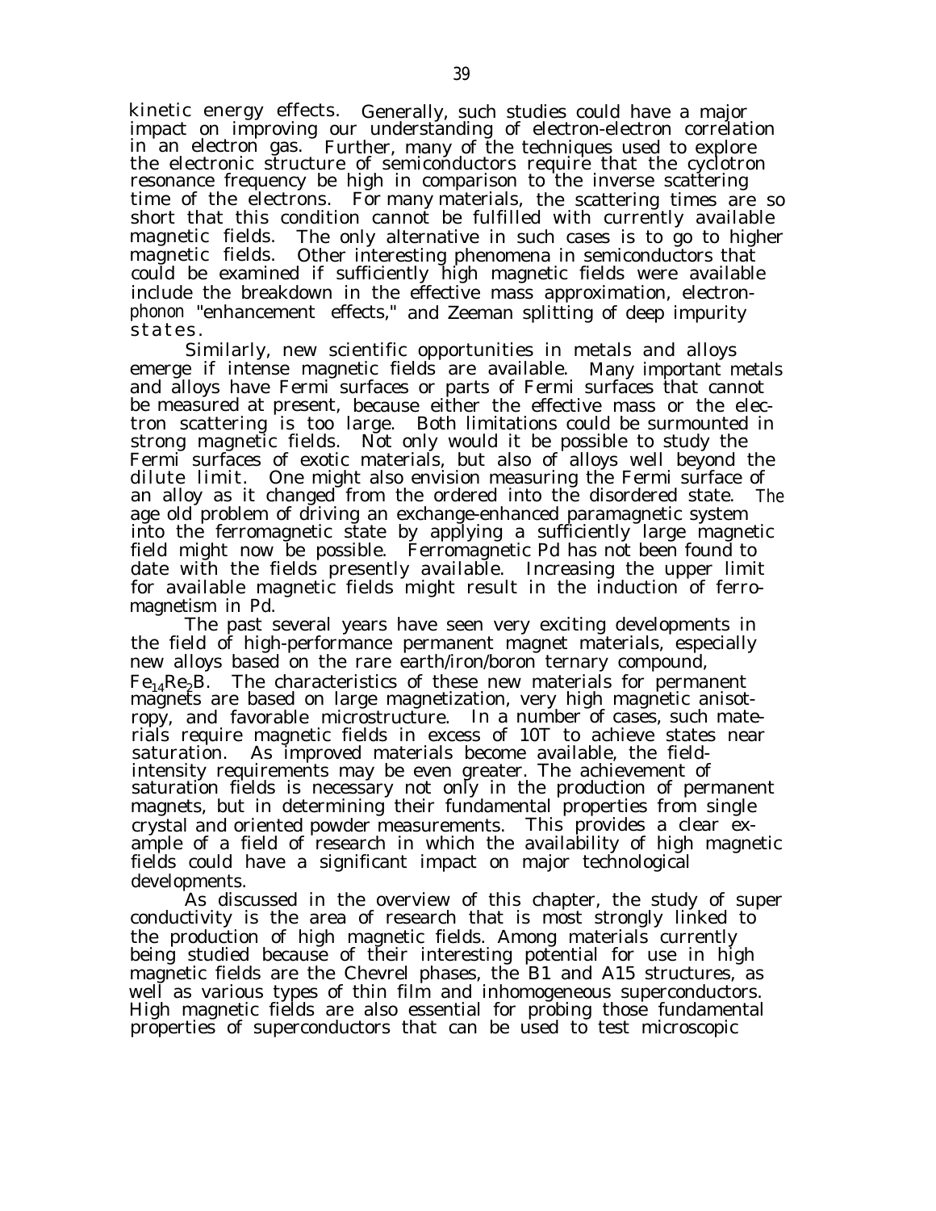kinetic energy effects. Generally, such studies could have a major impact on improving our understanding of electron-electron correlation in an electron gas. Further, many of the techniques used to explore the electronic structure of semiconductors require that the cyclotron resonance frequency be high in comparison to the inverse scattering time of the electrons. For many materials, the scattering times are so short that this condition cannot be fulfilled with currently available magnetic fields. The only alternative in such cases is to go to higher magnetic fields. Other interesting phenomena in semiconductors that could be examined if sufficiently high magnetic fields were available include the breakdown in the effective mass approximation, electron-phonon "enhancement effects," and Zeeman splitting of deep impurity states.

Similarly, new scientific opportunities in metals and alloys emerge if intense magnetic fields are available. Many important metals and alloys have Fermi surfaces or parts of Fermi surfaces that cannot be measured at present, because either the effective mass or the electron scattering is too large. Both limitations could be surmounted in strong magnetic fields. Not only would it be possible to study the Fermi surfaces of exotic materials, but also of alloys well beyond the dilute limit. One might also envision measuring the Fermi surface of an alloy as it changed from the ordered into the disordered state. The age old problem of driving an exchange-enhanced paramagnetic system into the ferromagnetic state by applying a sufficiently large magnetic field might now be possible. Ferromagnetic Pd has not been found to date with the fields presently available. Increasing the upper limit for available magnetic fields might result in the induction of ferromagnetism in Pd.

The past several years have seen very exciting developments in the field of high-performance permanent magnet materials, especially new alloys based on the rare earth/iron/boron ternary compound, $Fe_{14}Re_2B$. The characteristics of these new materials for permanent magnets are based on large magnetization, very high magnetic anisotropy, and favorable microstructure. In a number of cases, such materials require magnetic fields in excess of 10T to achieve states near saturation. As improved materials become available, the field-intensity requirements may be even greater. The achievement of saturation fields is necessary not only in the production of permanent magnets, but in determining their fundamental properties from single crystal and oriented powder measurements. This provides a clear example of a field of research in which the availability of high magnetic fields could have a significant impact on major technological developments.

As discussed in the overview of this chapter, the study of super conductivity is the area of research that is most strongly linked to the production of high magnetic fields. Among materials currently being studied because of their interesting potential for use in high magnetic fields are the Chevrel phases, the B1 and A15 structures, as well as various types of thin film and inhomogeneous superconductors. High magnetic fields are also essential for probing those fundamental properties of superconductors that can be used to test microscopic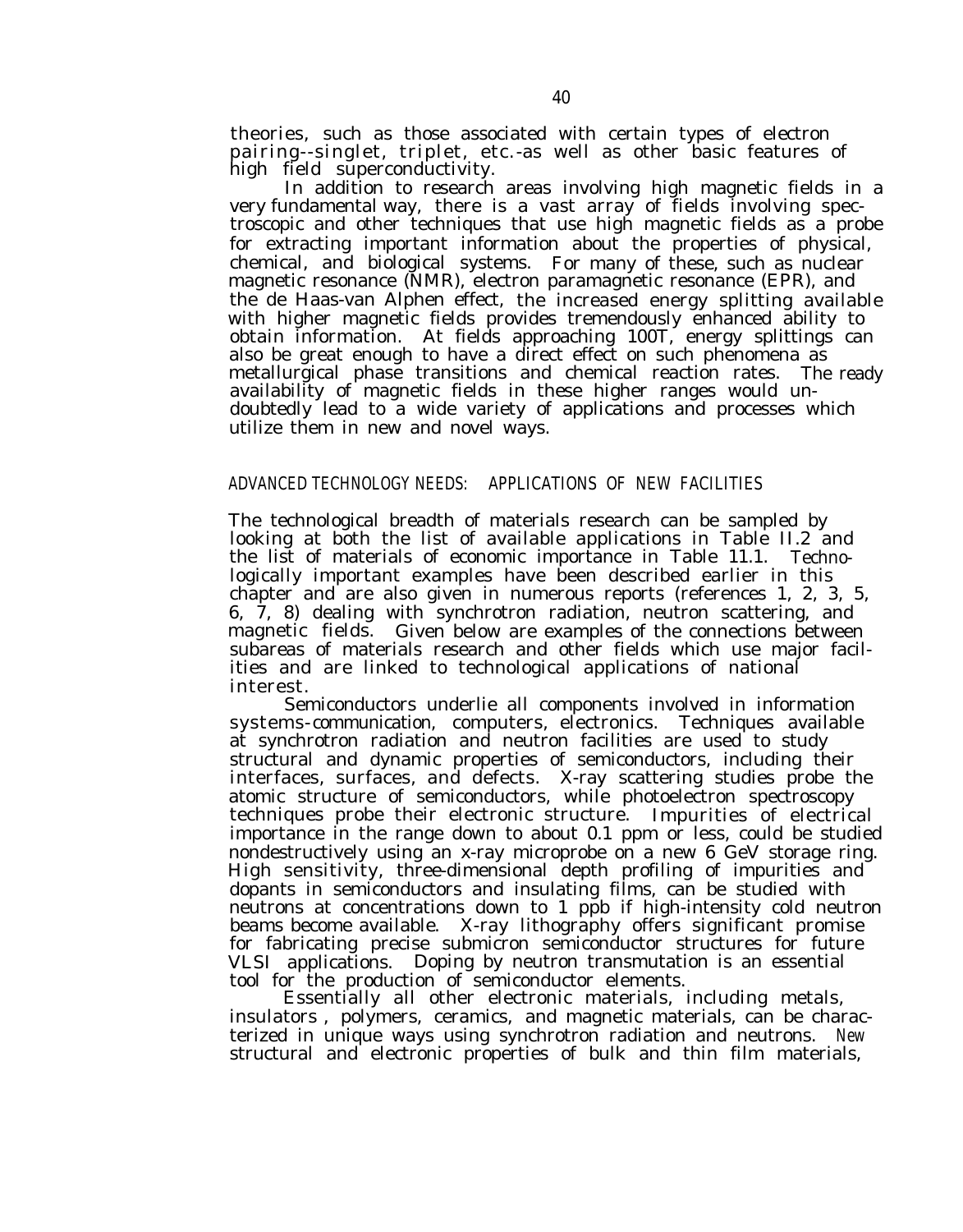theories, such as those associated with certain types of electron pairing--singlet, triplet, etc.-as well as other basic features of high field superconductivity.

In addition to research areas involving high magnetic fields in a very fundamental way, there is a vast array of fields involving spectroscopic and other techniques that use high magnetic fields as a probe for extracting important information about the properties of physical, chemical, and biological systems. For many of these, such as nuclear magnetic resonance (NMR), electron paramagnetic resonance (EPR), and the de Haas-van Alphen effect, the increased energy splitting available with higher magnetic fields provides tremendously enhanced ability to obtain information. At fields approaching 100T, energy splittings can also be great enough to have a direct effect on such phenomena as metallurgical phase transitions and chemical reaction rates. The ready availability of magnetic fields in these higher ranges would undoubtedly lead to a wide variety of applications and processes which utilize them in new and novel ways.

## ADVANCED TECHNOLOGY NEEDS: APPLICATIONS OF NEW FACILITIES

The technological breadth of materials research can be sampled by looking at both the list of available applications in Table II.2 and the list of materials of economic importance in Table 11.1. Technologically important examples have been described earlier in this chapter and are also given in numerous reports (references 1, 2, 3, 5, 6, 7, 8) dealing with synchrotron radiation, neutron scattering, and magnetic fields. Given below are examples of the connections between subareas of materials research and other fields which use major facilities and are linked to technological applications of national interest.

Semiconductors underlie all components involved in information systems-communication, computers, electronics. Techniques available at synchrotron radiation and neutron facilities are used to study structural and dynamic properties of semiconductors, including their interfaces, surfaces, and defects. X-ray scattering studies probe the atomic structure of semiconductors, while photoelectron spectroscopy techniques probe their electronic structure. Impurities of electrical importance in the range down to about 0.1 ppm or less, could be studied nondestructively using an x-ray microprobe on a new 6 GeV storage ring. High sensitivity, three-dimensional depth profiling of impurities and dopants in semiconductors and insulating films, can be studied with neutrons at concentrations down to 1 ppb if high-intensity cold neutron beams become available. X-ray lithography offers significant promise for fabricating precise submicron semiconductor structures for future VLSI applications. Doping by neutron transmutation is an essential tool for the production of semiconductor elements.

Essentially all other electronic materials, including metals, insulators , polymers, ceramics, and magnetic materials, can be characterized in unique ways using synchrotron radiation and neutrons. New structural and electronic properties of bulk and thin film materials,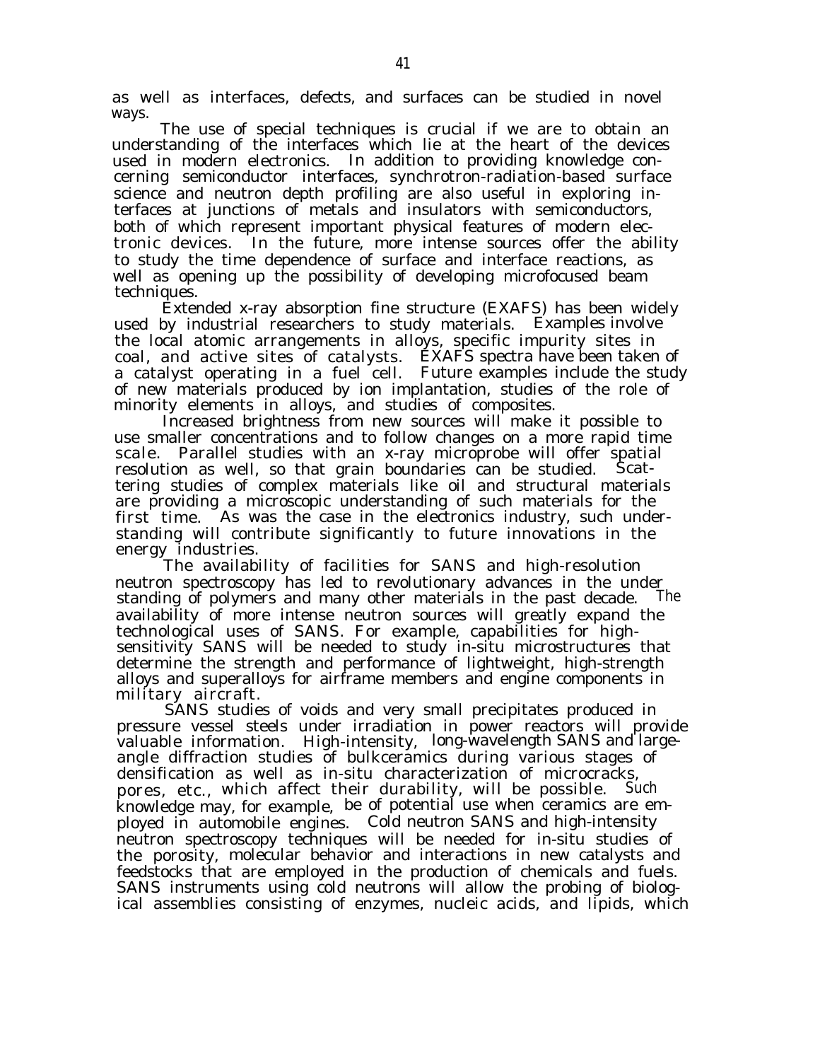as well as interfaces, defects, and surfaces can be studied in novel ways.

The use of special techniques is crucial if we are to obtain an understanding of the interfaces which lie at the heart of the devices used in modern electronics. In addition to providing knowledge concerning semiconductor interfaces, synchrotron-radiation-based surface science and neutron depth profiling are also useful in exploring interfaces at junctions of metals and insulators with semiconductors, both of which represent important physical features of modern electronic devices. In the future, more intense sources offer the ability to study the time dependence of surface and interface reactions, as well as opening up the possibility of developing microfocused beam techniques.

Extended x-ray absorption fine structure (EXAFS) has been widely used by industrial researchers to study materials. Examples involve the local atomic arrangements in alloys, specific impurity sites in coal, and active sites of catalysts. EXAFS spectra have been taken of a catalyst operating in a fuel cell. Future examples include the study of new materials produced by ion implantation, studies of the role of minority elements in alloys, and studies of composites.

Increased brightness from new sources will make it possible to use smaller concentrations and to follow changes on a more rapid time scale. Parallel studies with an x-ray microprobe will offer spatial resolution as well, so that grain boundaries can be studied. Scattering studies of complex materials like oil and structural materials are providing a microscopic understanding of such materials for the first time. As was the case in the electronics industry, such understanding will contribute significantly to future innovations in the energy industries.

The availability of facilities for SANS and high-resolution neutron spectroscopy has led to revolutionary advances in the understanding of polymers and many other materials in the past decade. The availability of more intense neutron sources will greatly expand the technological uses of SANS. For example, capabilities for high-sensitivity SANS will be needed to study in-situ microstructures that determine the strength and performance of lightweight, high-strength alloys and superalloys for airframe members and engine components in military aircraft.

SANS studies of voids and very small precipitates produced in pressure vessel steels under irradiation in power reactors will provide valuable information. High-intensity, long-wavelength SANS and large-angle diffraction studies of bulkceramics during various stages of densification as well as in-situ characterization of microcracks, pores, etc., which affect their durability, will be possible. Such knowledge may, for example, be of potential use when ceramics are employed in automobile engines. Cold neutron SANS and high-intensity neutron spectroscopy techniques will be needed for in-situ studies of the porosity, molecular behavior and interactions in new catalysts and feedstocks that are employed in the production of chemicals and fuels. SANS instruments using cold neutrons will allow the probing of biological assemblies consisting of enzymes, nucleic acids, and lipids, which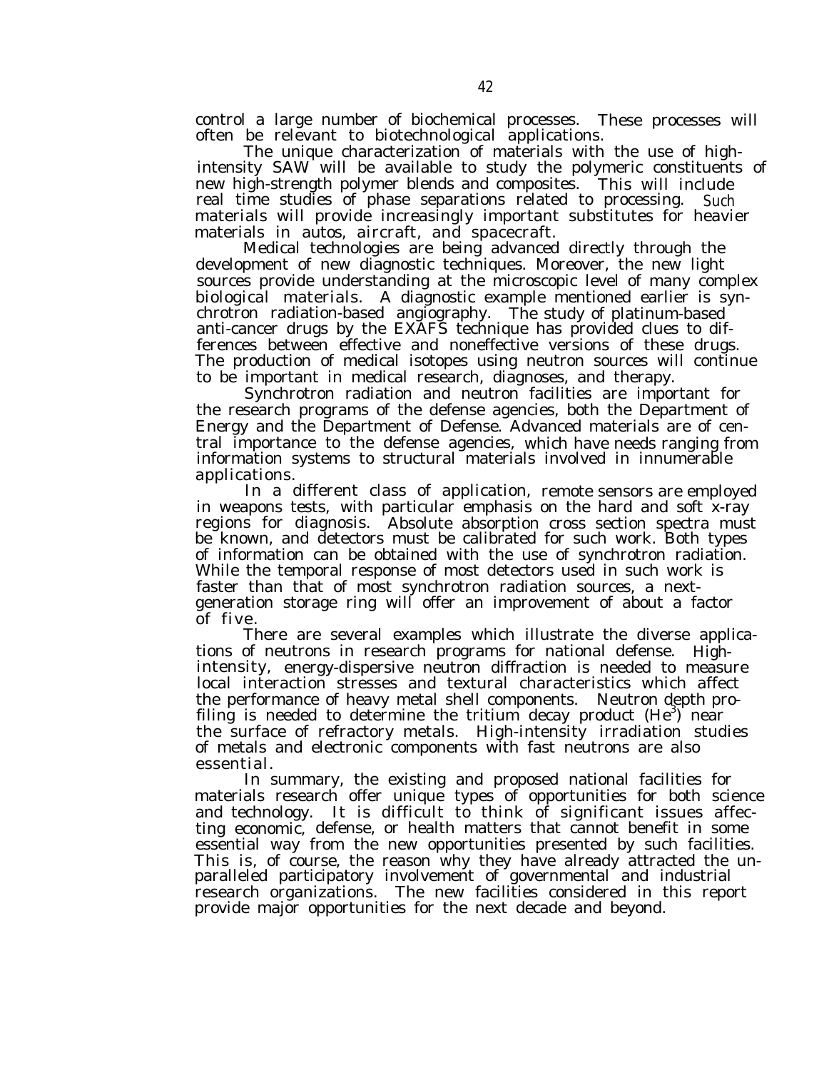control a large number of biochemical processes. These processes will often be relevant to biotechnological applications.

The unique characterization of materials with the use of high-intensity SAW will be available to study the polymeric constituents of new high-strength polymer blends and composites. This will include real time studies of phase separations related to processing. Such materials will provide increasingly important substitutes for heavier materials in autos, aircraft, and spacecraft.

Medical technologies are being advanced directly through the development of new diagnostic techniques. Moreover, the new light sources provide understanding at the microscopic level of many complex biological materials. A diagnostic example mentioned earlier is synchrotron radiation-based angiography. The study of platinum-based anti-cancer drugs by the EXAFS technique has provided clues to differences between effective and noneffective versions of these drugs. The production of medical isotopes using neutron sources will continue to be important in medical research, diagnoses, and therapy.

Synchrotron radiation and neutron facilities are important for the research programs of the defense agencies, both the Department of Energy and the Department of Defense. Advanced materials are of central importance to the defense agencies, which have needs ranging from information systems to structural materials involved in innumerable applications.

In a different class of application, remote sensors are employed in weapons tests, with particular emphasis on the hard and soft x-ray regions for diagnosis. Absolute absorption cross section spectra must be known, and detectors must be calibrated for such work. Both types of information can be obtained with the use of synchrotron radiation. While the temporal response of most detectors used in such work is faster than that of most synchrotron radiation sources, a next-generation storage ring will offer an improvement of about a factor of five.

There are several examples which illustrate the diverse applications of neutrons in research programs for national defense. High-intensity, energy-dispersive neutron diffraction is needed to measure local interaction stresses and textural characteristics which affect the performance of heavy metal shell components. Neutron depth profiling is needed to determine the tritium decay product ($He^3$) near the surface of refractory metals. High-intensity irradiation studies of metals and electronic components with fast neutrons are also essential.

In summary, the existing and proposed national facilities for materials research offer unique types of opportunities for both science and technology. It is difficult to think of significant issues affecting economic, defense, or health matters that cannot benefit in some essential way from the new opportunities presented by such facilities. This is, of course, the reason why they have already attracted the unparalleled participatory involvement of governmental and industrial research organizations. The new facilities considered in this report provide major opportunities for the next decade and beyond.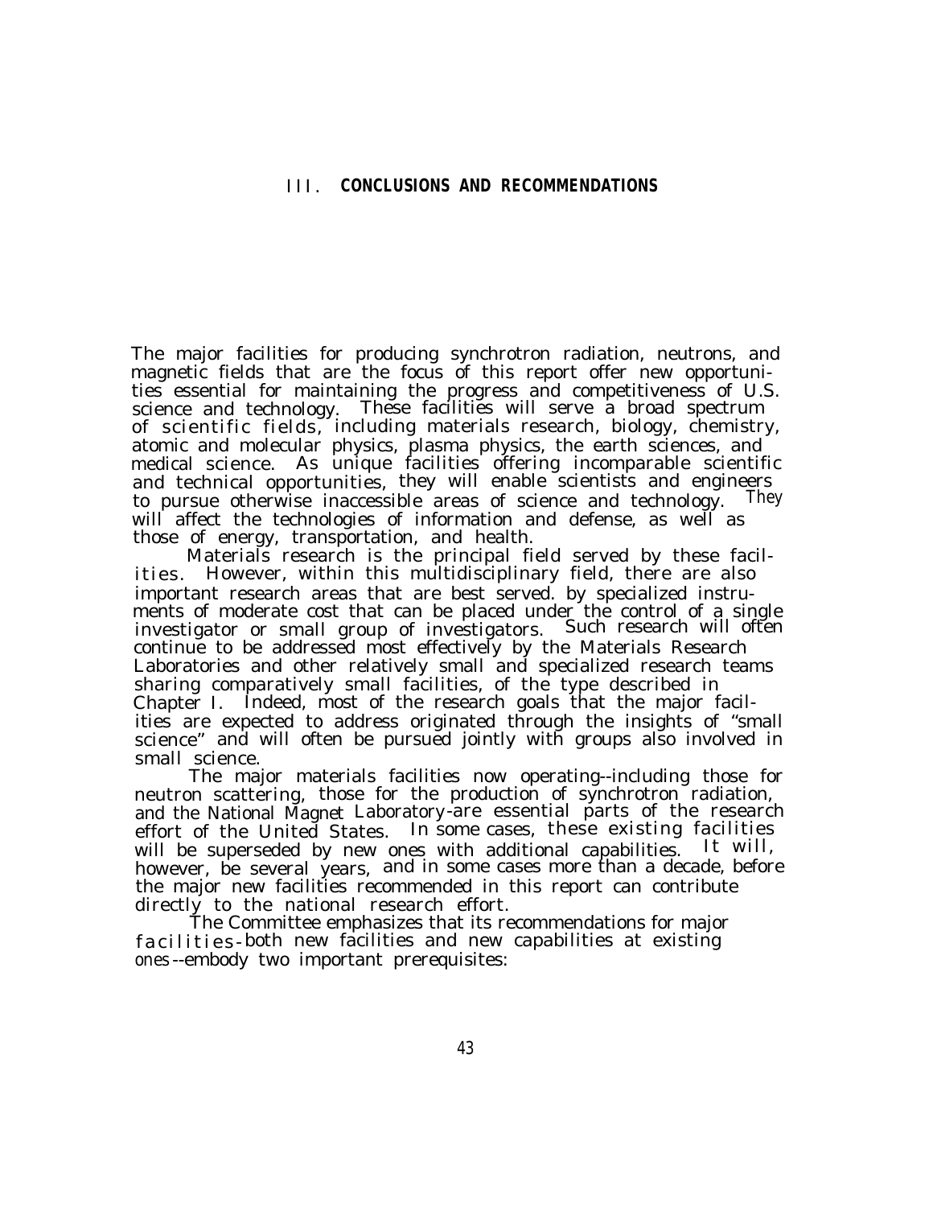# III. CONCLUSIONS AND RECOMMENDATIONS

The major facilities for producing synchrotron radiation, neutrons, and magnetic fields that are the focus of this report offer new opportunities essential for maintaining the progress and competitiveness of U.S. science and technology. These facilities will serve a broad spectrum of scientific fields, including materials research, biology, chemistry, atomic and molecular physics, plasma physics, the earth sciences, and medical science. As unique facilities offering incomparable scientific and technical opportunities, they will enable scientists and engineers to pursue otherwise inaccessible areas of science and technology. They will affect the technologies of information and defense, as well as those of energy, transportation, and health.

Materials research is the principal field served by these facilities. However, within this multidisciplinary field, there are also important research areas that are best served. by specialized instruments of moderate cost that can be placed under the control of a single investigator or small group of investigators. Such research will often continue to be addressed most effectively by the Materials Research Laboratories and other relatively small and specialized research teams sharing comparatively small facilities, of the type described in Chapter I. Indeed, most of the research goals that the major facilities are expected to address originated through the insights of "small science" and will often be pursued jointly with groups also involved in small science.

The major materials facilities now operating--including those for neutron scattering, those for the production of synchrotron radiation, and the National Magnet Laboratory-are essential parts of the research effort of the United States. In some cases, these existing facilities will be superseded by new ones with additional capabilities. It will, however, be several years, and in some cases more than a decade, before the major new facilities recommended in this report can contribute directly to the national research effort.

The Committee emphasizes that its recommendations for major facilities-both new facilities and new capabilities at existing ones--embody two important prerequisites: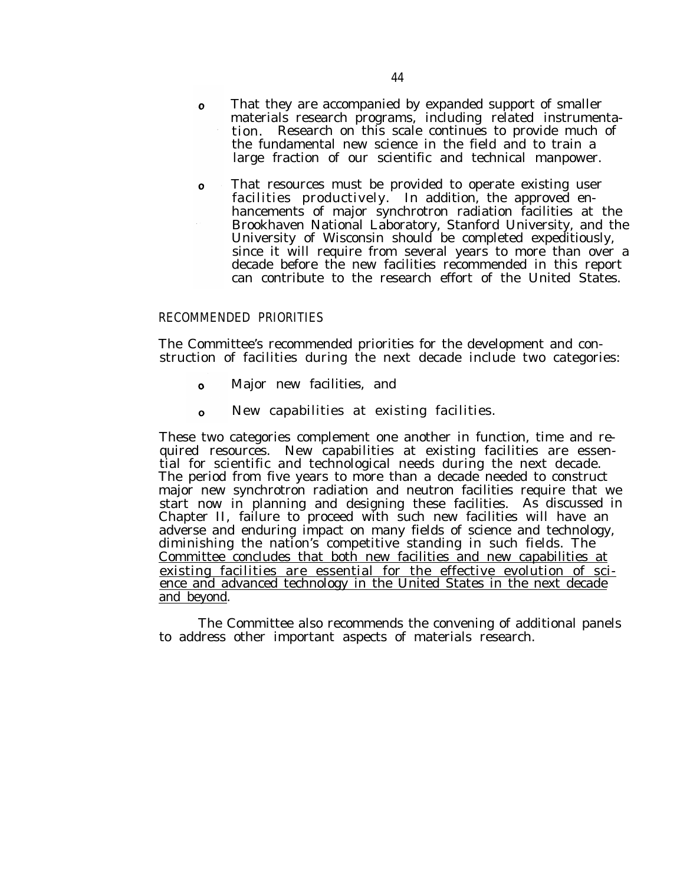- That they are accompanied by expanded support of smaller materials research programs, including related instrumentation. Research on this scale continues to provide much of the fundamental new science in the field and to train a large fraction of our scientific and technical manpower.

- That resources must be provided to operate existing user facilities productively. In addition, the approved enhancements of major synchrotron radiation facilities at the Brookhaven National Laboratory, Stanford University, and the University of Wisconsin should be completed expeditiously, since it will require from several years to more than over a decade before the new facilities recommended in this report can contribute to the research effort of the United States.

## RECOMMENDED PRIORITIES

The Committee's recommended priorities for the development and construction of facilities during the next decade include two categories:

- Major new facilities, and

- New capabilities at existing facilities.

These two categories complement one another in function, time and required resources. New capabilities at existing facilities are essential for scientific and technological needs during the next decade. The period from five years to more than a decade needed to construct major new synchrotron radiation and neutron facilities require that we start now in planning and designing these facilities. As discussed in Chapter II, failure to proceed with such new facilities will have an adverse and enduring impact on many fields of science and technology, diminishing the nation's competitive standing in such fields. The <u>Committee concludes that both new facilities and new capabilities at existing facilities are essential for the effective evolution of science and advanced technology in the United States in the next decade and beyond</u>.

The Committee also recommends the convening of additional panels to address other important aspects of materials research.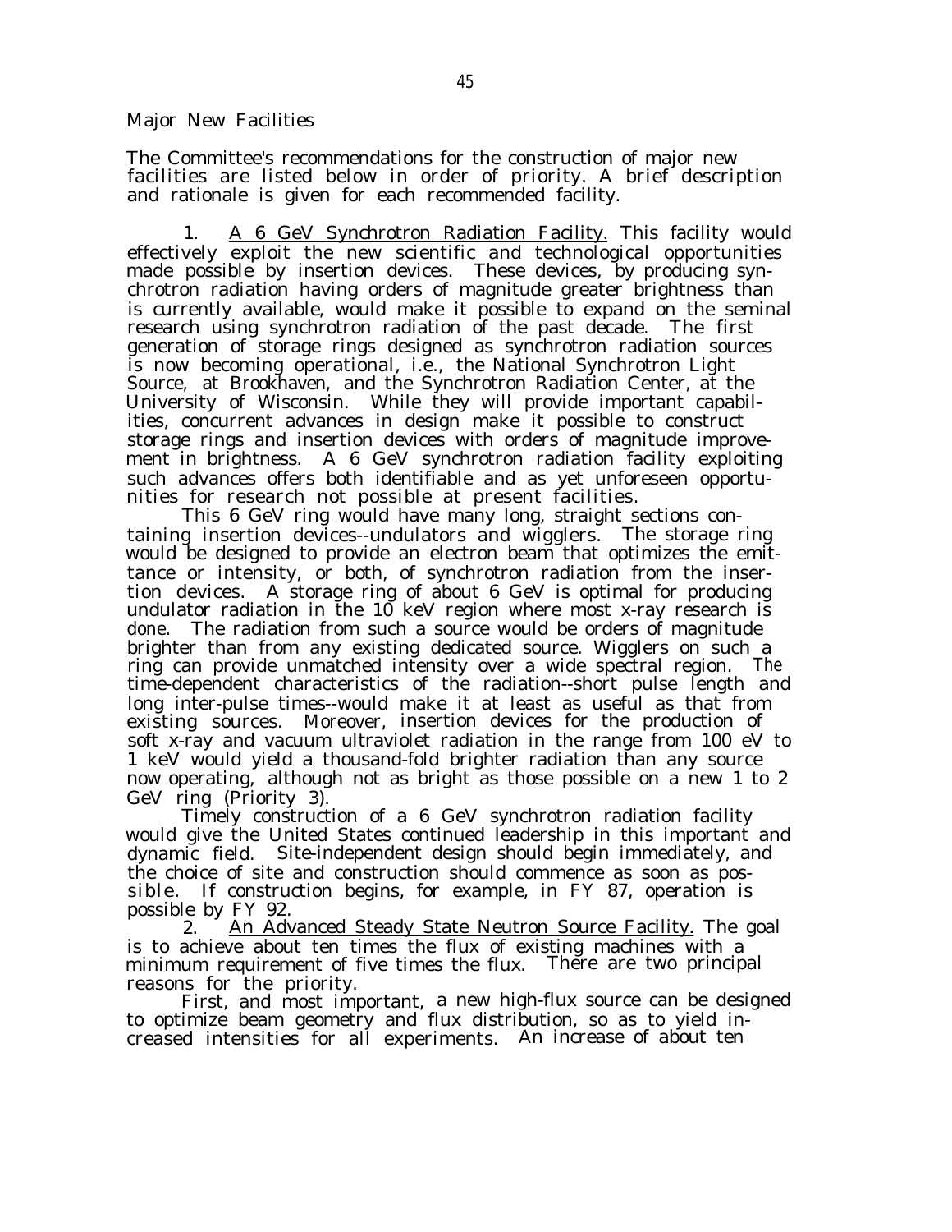Major New Facilities

The Committee's recommendations for the construction of major new facilities are listed below in order of priority. A brief description and rationale is given for each recommended facility.

1. A 6 GeV Synchrotron Radiation Facility. This facility would effectively exploit the new scientific and technological opportunities made possible by insertion devices. These devices, by producing synchrotron radiation having orders of magnitude greater brightness than is currently available, would make it possible to expand on the seminal research using synchrotron radiation of the past decade. The first generation of storage rings designed as synchrotron radiation sources is now becoming operational, i.e., the National Synchrotron Light Source, at Brookhaven, and the Synchrotron Radiation Center, at the University of Wisconsin. While they will provide important capabilities, concurrent advances in design make it possible to construct storage rings and insertion devices with orders of magnitude improvement in brightness. A 6 GeV synchrotron radiation facility exploiting such advances offers both identifiable and as yet unforeseen opportunities for research not possible at present facilities.

This 6 GeV ring would have many long, straight sections containing insertion devices--undulators and wigglers. The storage ring would be designed to provide an electron beam that optimizes the emittance or intensity, or both, of synchrotron radiation from the insertion devices. A storage ring of about 6 GeV is optimal for producing undulator radiation in the 10 keV region where most x-ray research is done. The radiation from such a source would be orders of magnitude brighter than from any existing dedicated source. Wigglers on such a ring can provide unmatched intensity over a wide spectral region. The time-dependent characteristics of the radiation--short pulse length and long inter-pulse times--would make it at least as useful as that from existing sources. Moreover, insertion devices for the production of soft x-ray and vacuum ultraviolet radiation in the range from 100 eV to 1 keV would yield a thousand-fold brighter radiation than any source now operating, although not as bright as those possible on a new 1 to 2 GeV ring (Priority 3).

Timely construction of a 6 GeV synchrotron radiation facility would give the United States continued leadership in this important and dynamic field. Site-independent design should begin immediately, and the choice of site and construction should commence as soon as possible. If construction begins, for example, in FY 87, operation is possible by FY 92.

2. An Advanced Steady State Neutron Source Facility. The goal is to achieve about ten times the flux of existing machines with a minimum requirement of five times the flux. There are two principal reasons for the priority.

First, and most important, a new high-flux source can be designed to optimize beam geometry and flux distribution, so as to yield increased intensities for all experiments. An increase of about ten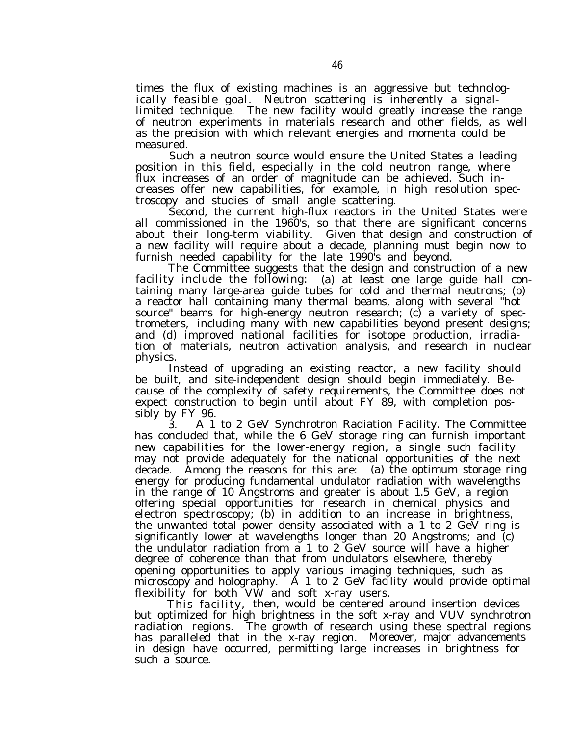times the flux of existing machines is an aggressive but technologically feasible goal. Neutron scattering is inherently a signal-limited technique. The new facility would greatly increase the range of neutron experiments in materials research and other fields, as well as the precision with which relevant energies and momenta could be measured.

Such a neutron source would ensure the United States a leading position in this field, especially in the cold neutron range, where flux increases of an order of magnitude can be achieved. Such increases offer new capabilities, for example, in high resolution spectroscopy and studies of small angle scattering.

Second, the current high-flux reactors in the United States were all commissioned in the 1960's, so that there are significant concerns about their long-term viability. Given that design and construction of a new facility will require about a decade, planning must begin now to furnish needed capability for the late 1990's and beyond.

The Committee suggests that the design and construction of a new facility include the following: (a) at least one large guide hall containing many large-area guide tubes for cold and thermal neutrons; (b) a reactor hall containing many thermal beams, along with several "hot source" beams for high-energy neutron research; (c) a variety of spectrometers, including many with new capabilities beyond present designs; and (d) improved national facilities for isotope production, irradiation of materials, neutron activation analysis, and research in nuclear physics.

Instead of upgrading an existing reactor, a new facility should be built, and site-independent design should begin immediately. Because of the complexity of safety requirements, the Committee does not expect construction to begin until about FY 89, with completion possibly by FY 96.

3. A 1 to 2 GeV Synchrotron Radiation Facility. The Committee has concluded that, while the 6 GeV storage ring can furnish important new capabilities for the lower-energy region, a single such facility may not provide adequately for the national opportunities of the next decade. Among the reasons for this are: (a) the optimum storage ring energy for producing fundamental undulator radiation with wavelengths in the range of 10 Angstroms and greater is about 1.5 GeV, a region offering special opportunities for research in chemical physics and electron spectroscopy; (b) in addition to an increase in brightness, the unwanted total power density associated with a 1 to 2 GeV ring is significantly lower at wavelengths longer than 20 Angstroms; and (c) the undulator radiation from a 1 to 2 GeV source will have a higher degree of coherence than that from undulators elsewhere, thereby opening opportunities to apply various imaging techniques, such as microscopy and holography. A 1 to 2 GeV facility would provide optimal flexibility for both VW and soft x-ray users.

This facility, then, would be centered around insertion devices but optimized for high brightness in the soft x-ray and VUV synchrotron radiation regions. The growth of research using these spectral regions has paralleled that in the x-ray region. Moreover, major advancements in design have occurred, permitting large increases in brightness for such a source.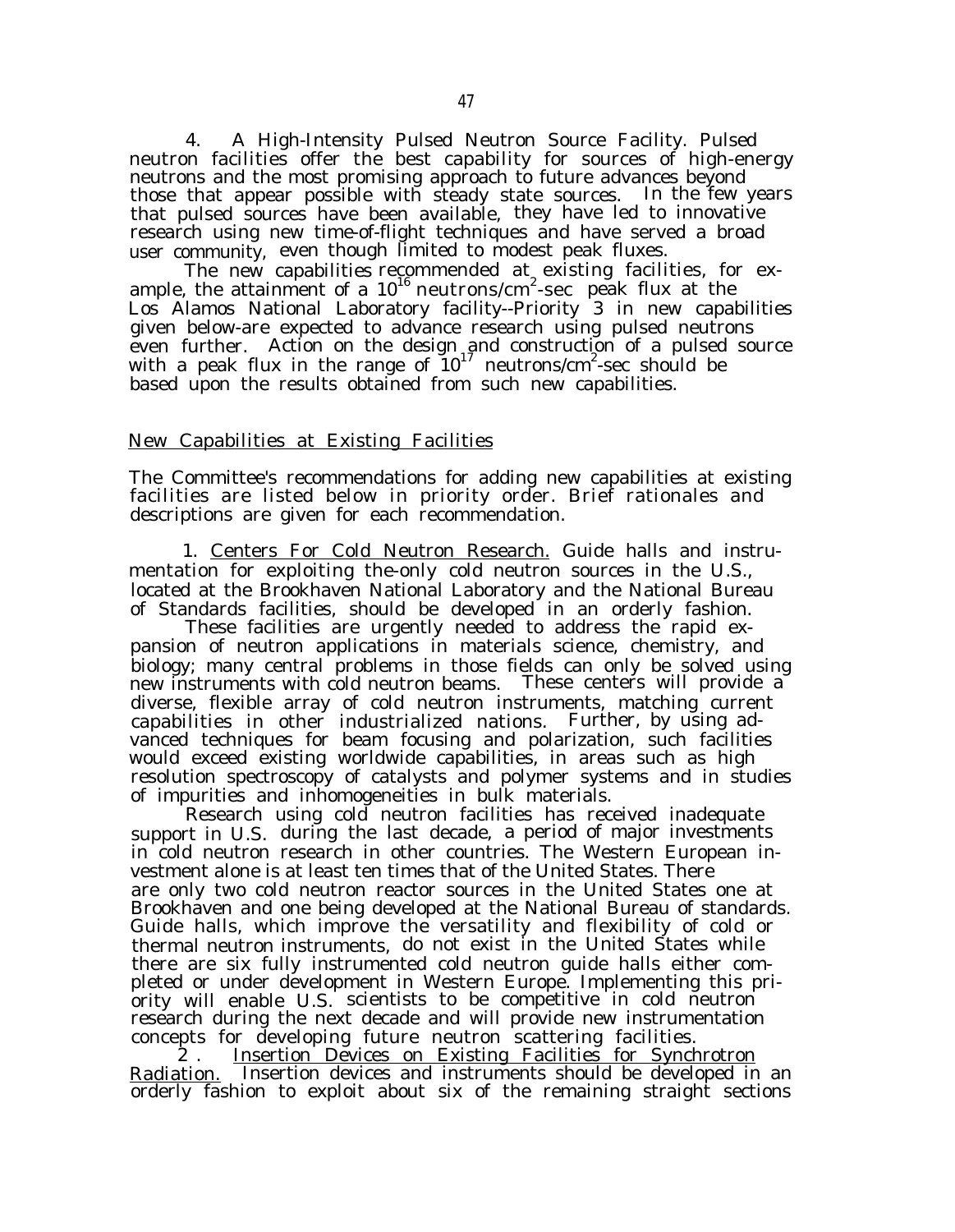4. A High-Intensity Pulsed Neutron Source Facility. Pulsed neutron facilities offer the best capability for sources of high-energy neutrons and the most promising approach to future advances beyond those that appear possible with steady state sources. In the few years that pulsed sources have been available, they have led to innovative research using new time-of-flight techniques and have served a broad user community, even though limited to modest peak fluxes.

The new capabilities recommended at existing facilities, for example, the attainment of a $10^{16}$ neutrons/cm$^2$-sec peak flux at the Los Alamos National Laboratory facility--Priority 3 in new capabilities given below-are expected to advance research using pulsed neutrons even further. Action on the design and construction of a pulsed source with a peak flux in the range of $10^{17}$ neutrons/cm$^2$-sec should be based upon the results obtained from such new capabilities.

## New Capabilities at Existing Facilities

The Committee's recommendations for adding new capabilities at existing facilities are listed below in priority order. Brief rationales and descriptions are given for each recommendation.

1. Centers For Cold Neutron Research. Guide halls and instrumentation for exploiting the-only cold neutron sources in the U.S., located at the Brookhaven National Laboratory and the National Bureau of Standards facilities, should be developed in an orderly fashion.

These facilities are urgently needed to address the rapid expansion of neutron applications in materials science, chemistry, and biology; many central problems in those fields can only be solved using new instruments with cold neutron beams. These centers will provide a diverse, flexible array of cold neutron instruments, matching current capabilities in other industrialized nations. Further, by using advanced techniques for beam focusing and polarization, such facilities would exceed existing worldwide capabilities, in areas such as high resolution spectroscopy of catalysts and polymer systems and in studies of impurities and inhomogeneities in bulk materials.

Research using cold neutron facilities has received inadequate support in U.S. during the last decade, a period of major investments in cold neutron research in other countries. The Western European investment alone is at least ten times that of the United States. There are only two cold neutron reactor sources in the United States one at Brookhaven and one being developed at the National Bureau of standards. Guide halls, which improve the versatility and flexibility of cold or thermal neutron instruments, do not exist in the United States while there are six fully instrumented cold neutron guide halls either completed or under development in Western Europe. Implementing this priority will enable U.S. scientists to be competitive in cold neutron research during the next decade and will provide new instrumentation concepts for developing future neutron scattering facilities.

2. Insertion Devices on Existing Facilities for Synchrotron Radiation. Insertion devices and instruments should be developed in an orderly fashion to exploit about six of the remaining straight sections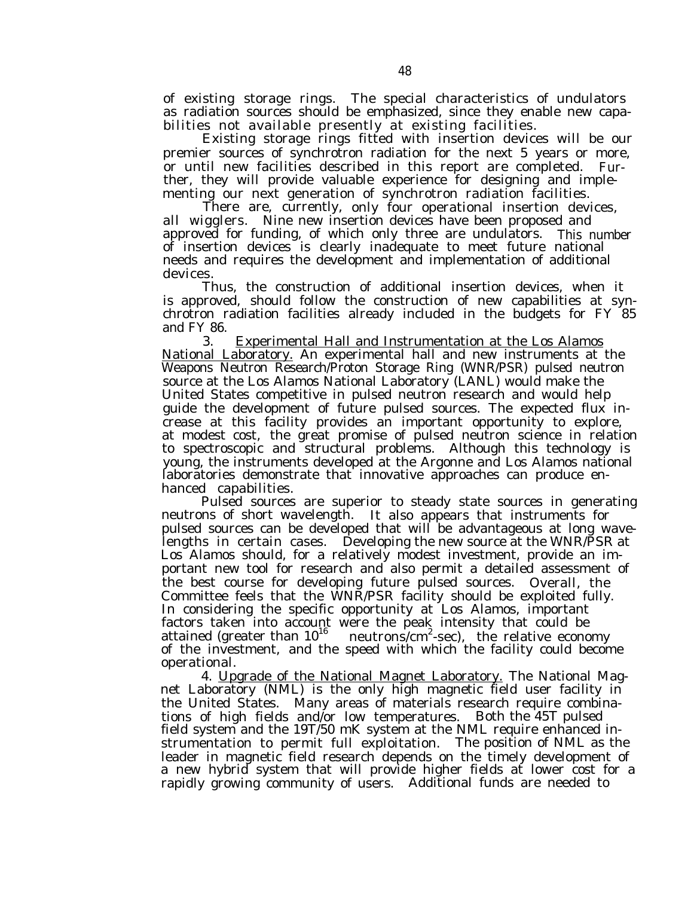of existing storage rings. The special characteristics of undulators as radiation sources should be emphasized, since they enable new capabilities not available presently at existing facilities.

Existing storage rings fitted with insertion devices will be our premier sources of synchrotron radiation for the next 5 years or more, or until new facilities described in this report are completed. Further, they will provide valuable experience for designing and implementing our next generation of synchrotron radiation facilities.

There are, currently, only four operational insertion devices, all wigglers. Nine new insertion devices have been proposed and approved for funding, of which only three are undulators. This number of insertion devices is clearly inadequate to meet future national needs and requires the development and implementation of additional devices.

Thus, the construction of additional insertion devices, when it is approved, should follow the construction of new capabilities at synchrotron radiation facilities already included in the budgets for FY 85 and FY 86.

3. Experimental Hall and Instrumentation at the Los Alamos National Laboratory. An experimental hall and new instruments at the Weapons Neutron Research/Proton Storage Ring (WNR/PSR) pulsed neutron source at the Los Alamos National Laboratory (LANL) would make the United States competitive in pulsed neutron research and would help guide the development of future pulsed sources. The expected flux increase at this facility provides an important opportunity to explore, at modest cost, the great promise of pulsed neutron science in relation to spectroscopic and structural problems. Although this technology is young, the instruments developed at the Argonne and Los Alamos national laboratories demonstrate that innovative approaches can produce enhanced capabilities.

Pulsed sources are superior to steady state sources in generating neutrons of short wavelength. It also appears that instruments for pulsed sources can be developed that will be advantageous at long wavelengths in certain cases. Developing the new source at the WNR/PSR at Los Alamos should, for a relatively modest investment, provide an important new tool for research and also permit a detailed assessment of the best course for developing future pulsed sources. Overall, the Committee feels that the WNR/PSR facility should be exploited fully. In considering the specific opportunity at Los Alamos, important factors taken into account were the peak intensity that could be attained (greater than $10^{16}$ neutrons/cm$^2$-sec), the relative economy of the investment, and the speed with which the facility could become operational.

4. Upgrade of the National Magnet Laboratory. The National Magnet Laboratory (NML) is the only high magnetic field user facility in the United States. Many areas of materials research require combinations of high fields and/or low temperatures. Both the 45T pulsed field system and the 19T/50 mK system at the NML require enhanced instrumentation to permit full exploitation. The position of NML as the leader in magnetic field research depends on the timely development of a new hybrid system that will provide higher fields at lower cost for a rapidly growing community of users. Additional funds are needed to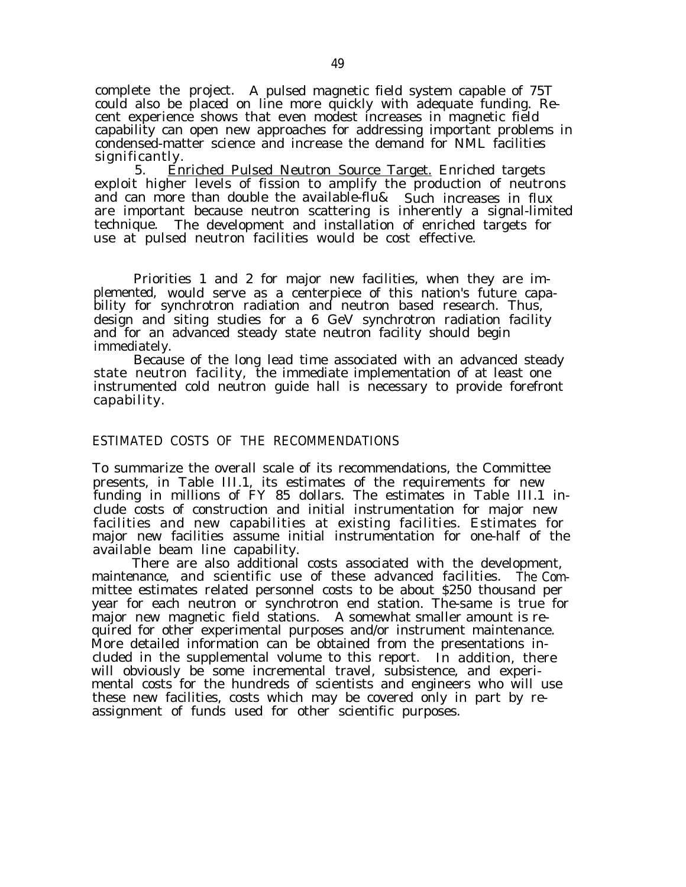complete the project. A pulsed magnetic field system capable of 75T could also be placed on line more quickly with adequate funding. Recent experience shows that even modest increases in magnetic field capability can open new approaches for addressing important problems in condensed-matter science and increase the demand for NML facilities significantly.

5. Enriched Pulsed Neutron Source Target. Enriched targets exploit higher levels of fission to amplify the production of neutrons and can more than double the available-flu& Such increases in flux are important because neutron scattering is inherently a signal-limited technique. The development and installation of enriched targets for use at pulsed neutron facilities would be cost effective.

Priorities 1 and 2 for major new facilities, when they are implemented, would serve as a centerpiece of this nation's future capability for synchrotron radiation and neutron based research. Thus, design and siting studies for a 6 GeV synchrotron radiation facility and for an advanced steady state neutron facility should begin immediately.

Because of the long lead time associated with an advanced steady state neutron facility, the immediate implementation of at least one instrumented cold neutron guide hall is necessary to provide forefront capability.

## ESTIMATED COSTS OF THE RECOMMENDATIONS

To summarize the overall scale of its recommendations, the Committee presents, in Table III.1, its estimates of the requirements for new funding in millions of FY 85 dollars. The estimates in Table III.1 include costs of construction and initial instrumentation for major new facilities and new capabilities at existing facilities. Estimates for major new facilities assume initial instrumentation for one-half of the available beam line capability.

There are also additional costs associated with the development, maintenance, and scientific use of these advanced facilities. The Committee estimates related personnel costs to be about $250 thousand per year for each neutron or synchrotron end station. The-same is true for major new magnetic field stations. A somewhat smaller amount is required for other experimental purposes and/or instrument maintenance. More detailed information can be obtained from the presentations included in the supplemental volume to this report. In addition, there will obviously be some incremental travel, subsistence, and experimental costs for the hundreds of scientists and engineers who will use these new facilities, costs which may be covered only in part by reassignment of funds used for other scientific purposes.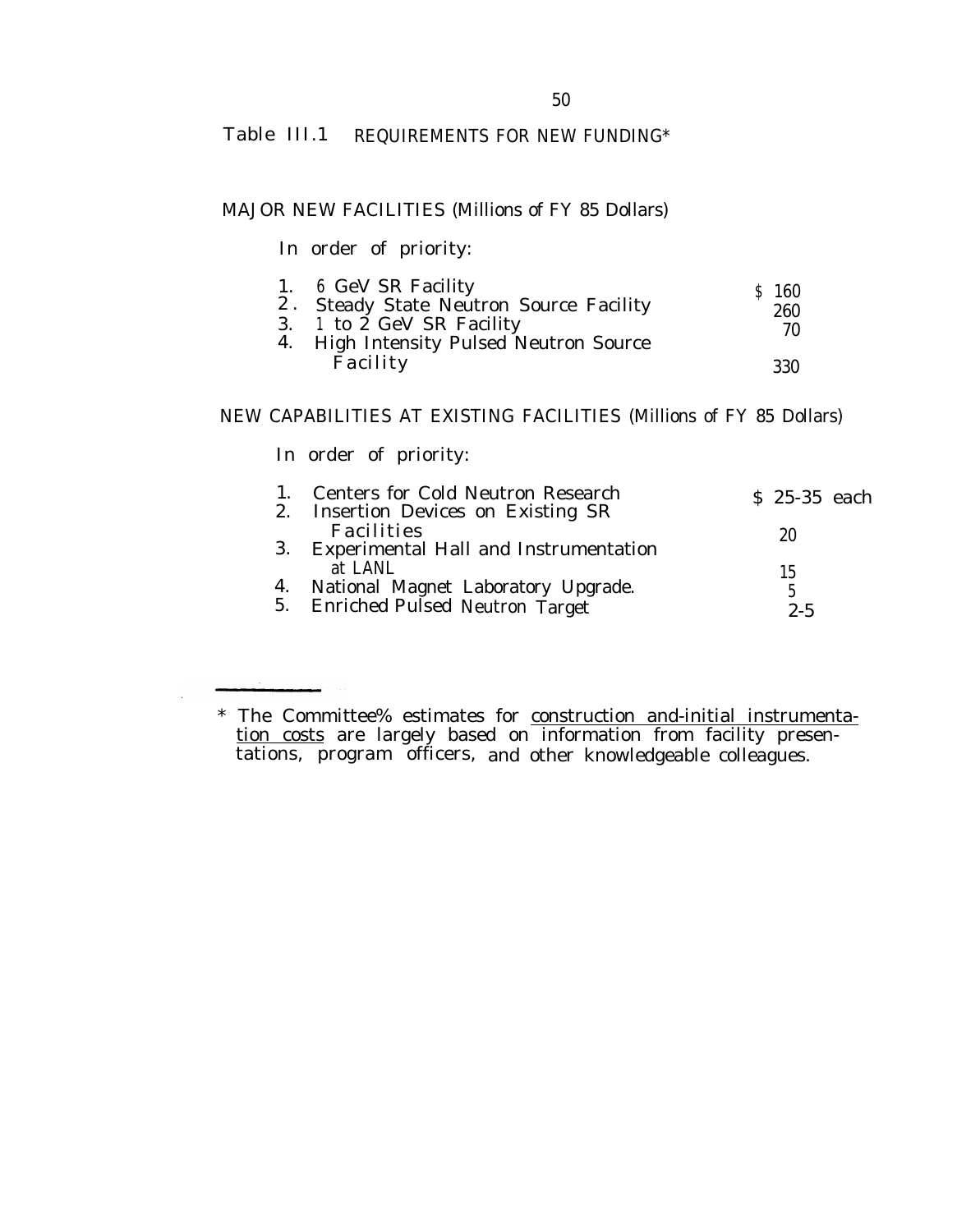## Table III.1 REQUIREMENTS FOR NEW FUNDING*

### MAJOR NEW FACILITIES (Millions of FY 85 Dollars)

In order of priority:

| | Facility | Cost |
|---|---|---|
| 1. | 6 GeV SR Facility | $ 160 |
| 2. | Steady State Neutron Source Facility | 260 |
| 3. | 1 to 2 GeV SR Facility | 70 |
| 4. | High Intensity Pulsed Neutron Source Facility | 330 |

### NEW CAPABILITIES AT EXISTING FACILITIES (Millions of FY 85 Dollars)

In order of priority:

| | Capability | Cost |
|---|---|---|
| 1. | Centers for Cold Neutron Research | $ 25-35 each |
| 2. | Insertion Devices on Existing SR Facilities | 20 |
| 3. | Experimental Hall and Instrumentation at LANL | 15 |
| 4. | National Magnet Laboratory Upgrade. | 5 |
| 5. | Enriched Pulsed Neutron Target | 2-5 |

---

\* The Committee% estimates for construction and-initial instrumentation costs are largely based on information from facility presentations, program officers, and other knowledgeable colleagues.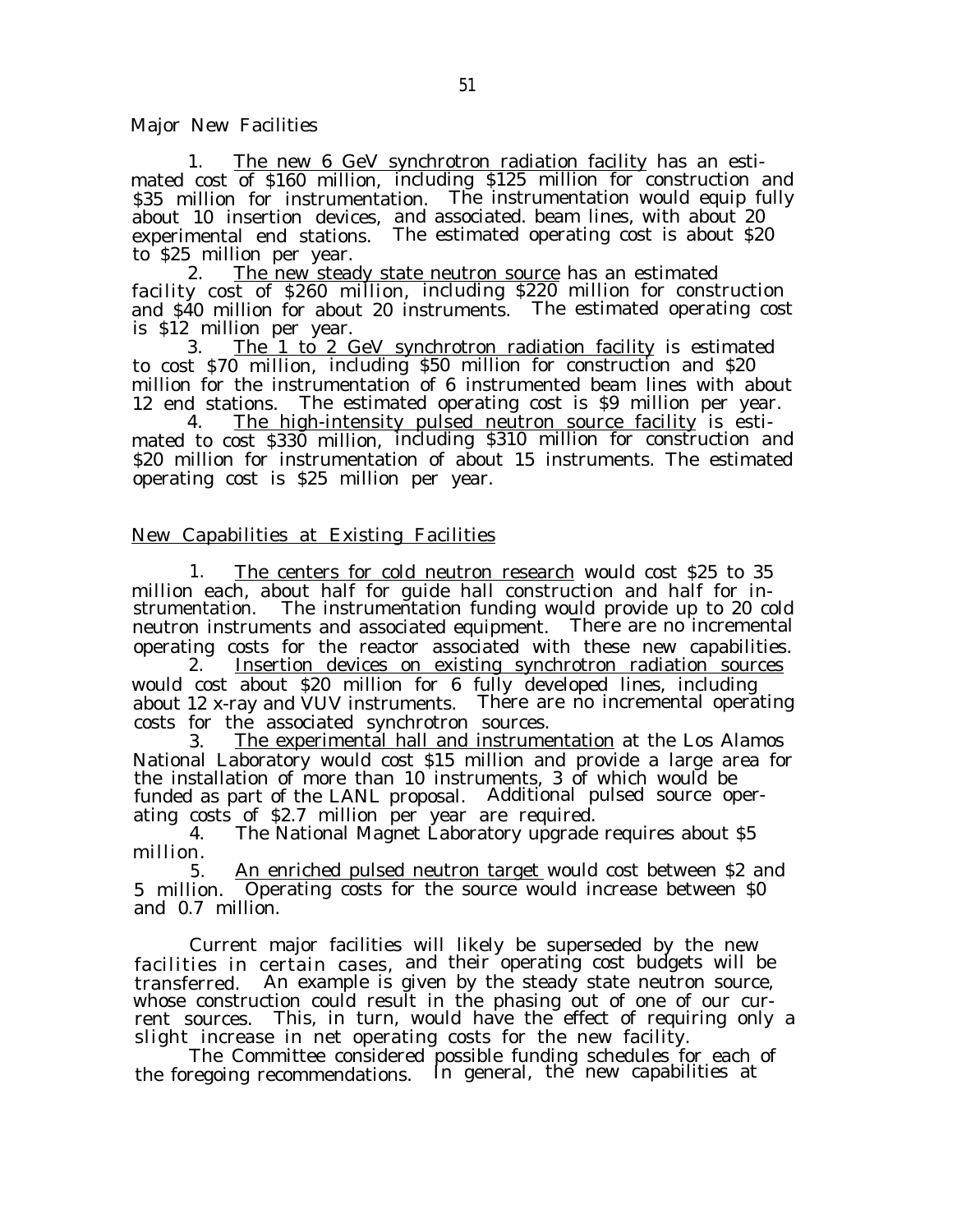Major New Facilities

1. <u>The new 6 GeV synchrotron radiation facility</u> has an estimated cost of $160 million, including $125 million for construction and $35 million for instrumentation. The instrumentation would equip fully about 10 insertion devices, and associated. beam lines, with about 20 experimental end stations. The estimated operating cost is about $20 to $25 million per year.

2. <u>The new steady state neutron source</u> has an estimated facility cost of $260 million, including $220 million for construction and $40 million for about 20 instruments. The estimated operating cost is $12 million per year.

3. <u>The 1 to 2 GeV synchrotron radiation facility</u> is estimated to cost $70 million, including $50 million for construction and $20 million for the instrumentation of 6 instrumented beam lines with about 12 end stations. The estimated operating cost is $9 million per year.

4. <u>The high-intensity pulsed neutron source facility</u> is estimated to cost $330 million, including $310 million for construction and $20 million for instrumentation of about 15 instruments. The estimated operating cost is $25 million per year.

<u>New Capabilities at Existing Facilities</u>

1. <u>The centers for cold neutron research</u> would cost $25 to 35 million each, about half for guide hall construction and half for instrumentation. The instrumentation funding would provide up to 20 cold neutron instruments and associated equipment. There are no incremental operating costs for the reactor associated with these new capabilities.

2. <u>Insertion devices on existing synchrotron radiation sources</u> would cost about $20 million for 6 fully developed lines, including about 12 x-ray and VUV instruments. There are no incremental operating costs for the associated synchrotron sources.

3. <u>The experimental hall and instrumentation</u> at the Los Alamos National Laboratory would cost $15 million and provide a large area for the installation of more than 10 instruments, 3 of which would be funded as part of the LANL proposal. Additional pulsed source operating costs of $2.7 million per year are required.

4. The National Magnet Laboratory upgrade requires about $5 million.

5. <u>An enriched pulsed neutron target</u> would cost between $2 and 5 million. Operating costs for the source would increase between $0 and 0.7 million.

Current major facilities will likely be superseded by the new facilities in certain cases, and their operating cost budgets will be transferred. An example is given by the steady state neutron source, whose construction could result in the phasing out of one of our current sources. This, in turn, would have the effect of requiring only a slight increase in net operating costs for the new facility.

The Committee considered possible funding schedules for each of the foregoing recommendations. In general, the new capabilities at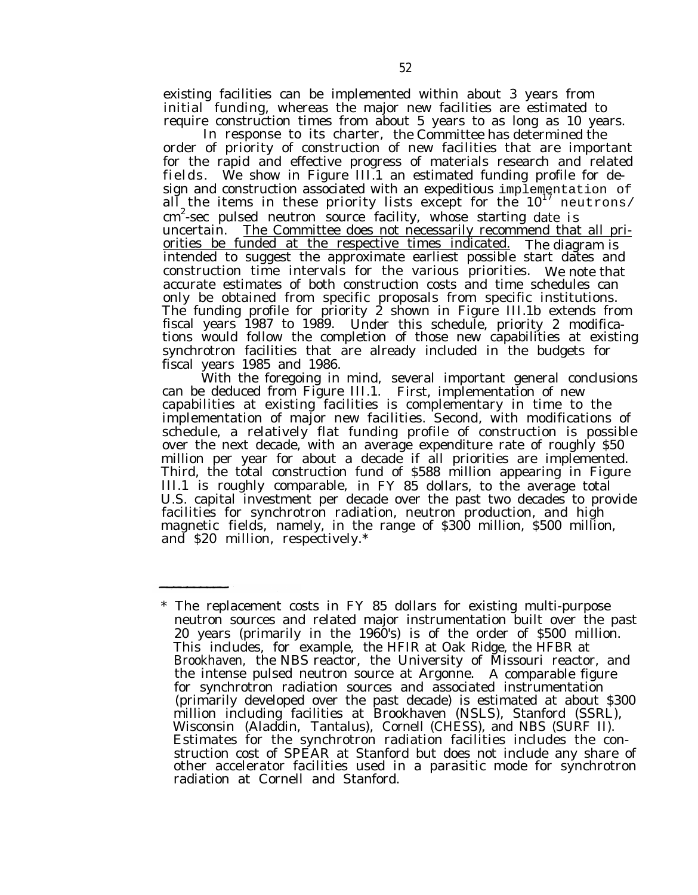existing facilities can be implemented within about 3 years from initial funding, whereas the major new facilities are estimated to require construction times from about 5 years to as long as 10 years.

In response to its charter, the Committee has determined the order of priority of construction of new facilities that are important for the rapid and effective progress of materials research and related fields. We show in Figure III.1 an estimated funding profile for design and construction associated with an expeditious implementation of all the items in these priority lists except for the $10^{17}$ neutrons/$cm^2$-sec pulsed neutron source facility, whose starting date is uncertain. The Committee does not necessarily recommend that all priorities be funded at the respective times indicated. The diagram is intended to suggest the approximate earliest possible start dates and construction time intervals for the various priorities. We note that accurate estimates of both construction costs and time schedules can only be obtained from specific proposals from specific institutions. The funding profile for priority 2 shown in Figure III.1b extends from fiscal years 1987 to 1989. Under this schedule, priority 2 modifications would follow the completion of those new capabilities at existing synchrotron facilities that are already included in the budgets for fiscal years 1985 and 1986.

With the foregoing in mind, several important general conclusions can be deduced from Figure III.1. First, implementation of new capabilities at existing facilities is complementary in time to the implementation of major new facilities. Second, with modifications of schedule, a relatively flat funding profile of construction is possible over the next decade, with an average expenditure rate of roughly $50 million per year for about a decade if all priorities are implemented. Third, the total construction fund of $588 million appearing in Figure III.1 is roughly comparable, in FY 85 dollars, to the average total U.S. capital investment per decade over the past two decades to provide facilities for synchrotron radiation, neutron production, and high magnetic fields, namely, in the range of $300 million, $500 million, and $20 million, respectively.*

---

\* The replacement costs in FY 85 dollars for existing multi-purpose neutron sources and related major instrumentation built over the past 20 years (primarily in the 1960's) is of the order of $500 million. This includes, for example, the HFIR at Oak Ridge, the HFBR at Brookhaven, the NBS reactor, the University of Missouri reactor, and the intense pulsed neutron source at Argonne. A comparable figure for synchrotron radiation sources and associated instrumentation (primarily developed over the past decade) is estimated at about $300 million including facilities at Brookhaven (NSLS), Stanford (SSRL), Wisconsin (Aladdin, Tantalus), Cornell (CHESS), and NBS (SURF II). Estimates for the synchrotron radiation facilities includes the construction cost of SPEAR at Stanford but does not include any share of other accelerator facilities used in a parasitic mode for synchrotron radiation at Cornell and Stanford.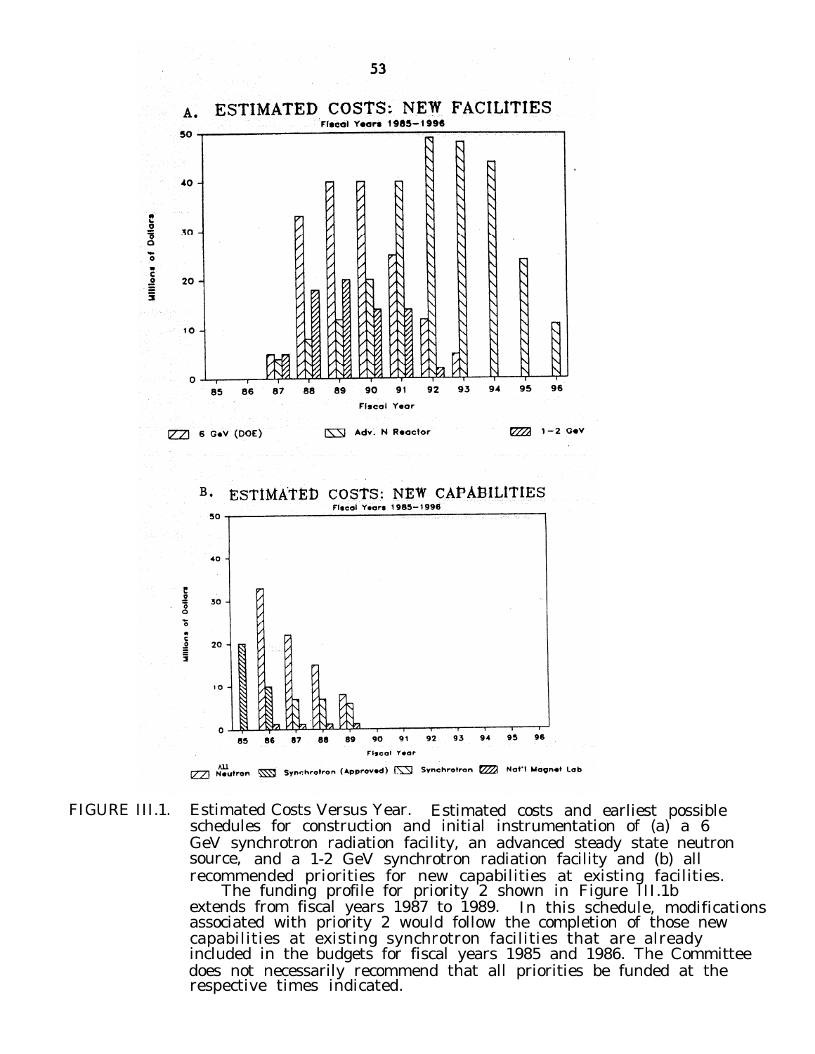A. ESTIMATED COSTS: NEW FACILITIES
Fiscal Years 1985–1996

B. ESTIMATED COSTS: NEW CAPABILITIES
Fiscal Years 1985–1996

FIGURE III.1. Estimated Costs Versus Year. Estimated costs and earliest possible schedules for construction and initial instrumentation of (a) a 6 GeV synchrotron radiation facility, an advanced steady state neutron source, and a 1-2 GeV synchrotron radiation facility and (b) all recommended priorities for new capabilities at existing facilities. The funding profile for priority 2 shown in Figure III.1b extends from fiscal years 1987 to 1989. In this schedule, modifications associated with priority 2 would follow the completion of those new capabilities at existing synchrotron facilities that are already included in the budgets for fiscal years 1985 and 1986. The Committee does not necessarily recommend that all priorities be funded at the respective times indicated.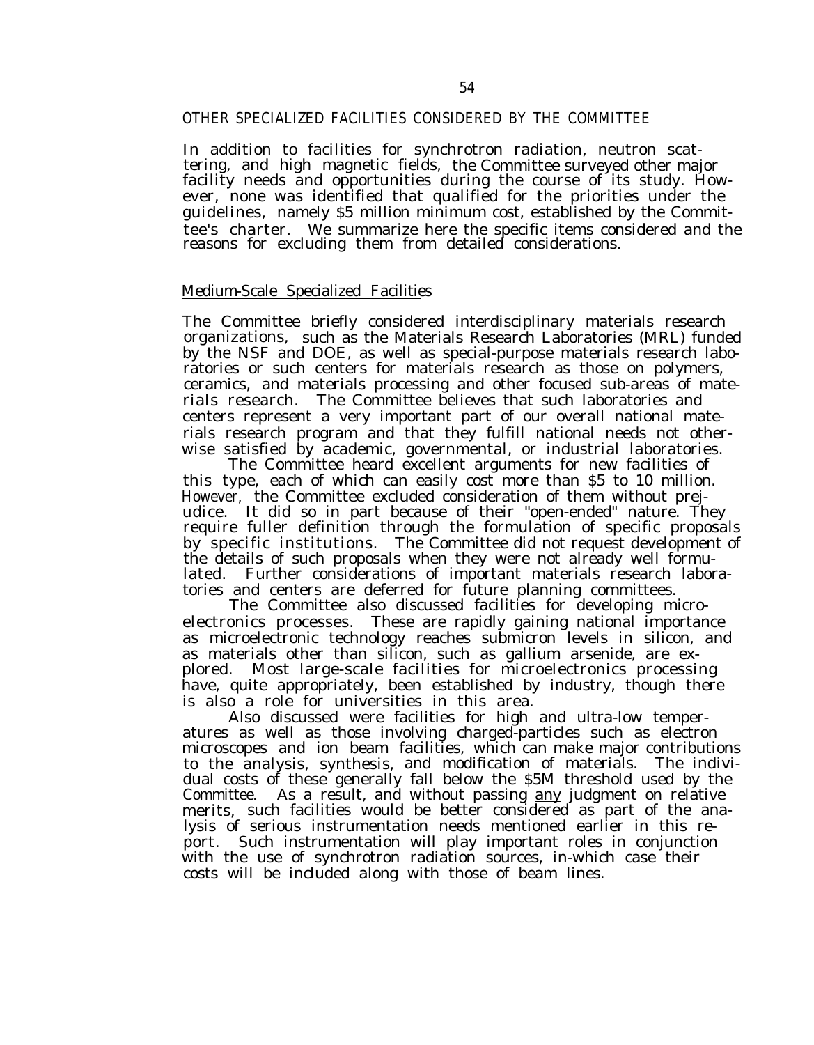## OTHER SPECIALIZED FACILITIES CONSIDERED BY THE COMMITTEE

In addition to facilities for synchrotron radiation, neutron scattering, and high magnetic fields, the Committee surveyed other major facility needs and opportunities during the course of its study. However, none was identified that qualified for the priorities under the guidelines, namely $5 million minimum cost, established by the Committee's charter. We summarize here the specific items considered and the reasons for excluding them from detailed considerations.

### Medium-Scale Specialized Facilities

The Committee briefly considered interdisciplinary materials research organizations, such as the Materials Research Laboratories (MRL) funded by the NSF and DOE, as well as special-purpose materials research laboratories or such centers for materials research as those on polymers, ceramics, and materials processing and other focused sub-areas of materials research. The Committee believes that such laboratories and centers represent a very important part of our overall national materials research program and that they fulfill national needs not otherwise satisfied by academic, governmental, or industrial laboratories.

The Committee heard excellent arguments for new facilities of this type, each of which can easily cost more than $5 to 10 million. However, the Committee excluded consideration of them without prejudice. It did so in part because of their "open-ended" nature. They require fuller definition through the formulation of specific proposals by specific institutions. The Committee did not request development of the details of such proposals when they were not already well formulated. Further considerations of important materials research laboratories and centers are deferred for future planning committees.

The Committee also discussed facilities for developing microelectronics processes. These are rapidly gaining national importance as microelectronic technology reaches submicron levels in silicon, and as materials other than silicon, such as gallium arsenide, are explored. Most large-scale facilities for microelectronics processing have, quite appropriately, been established by industry, though there is also a role for universities in this area.

Also discussed were facilities for high and ultra-low temperatures as well as those involving charged-particles such as electron microscopes and ion beam facilities, which can make major contributions to the analysis, synthesis, and modification of materials. The individual costs of these generally fall below the $5M threshold used by the Committee. As a result, and without passing <u>any</u> judgment on relative merits, such facilities would be better considered as part of the analysis of serious instrumentation needs mentioned earlier in this report. Such instrumentation will play important roles in conjunction with the use of synchrotron radiation sources, in-which case their costs will be included along with those of beam lines.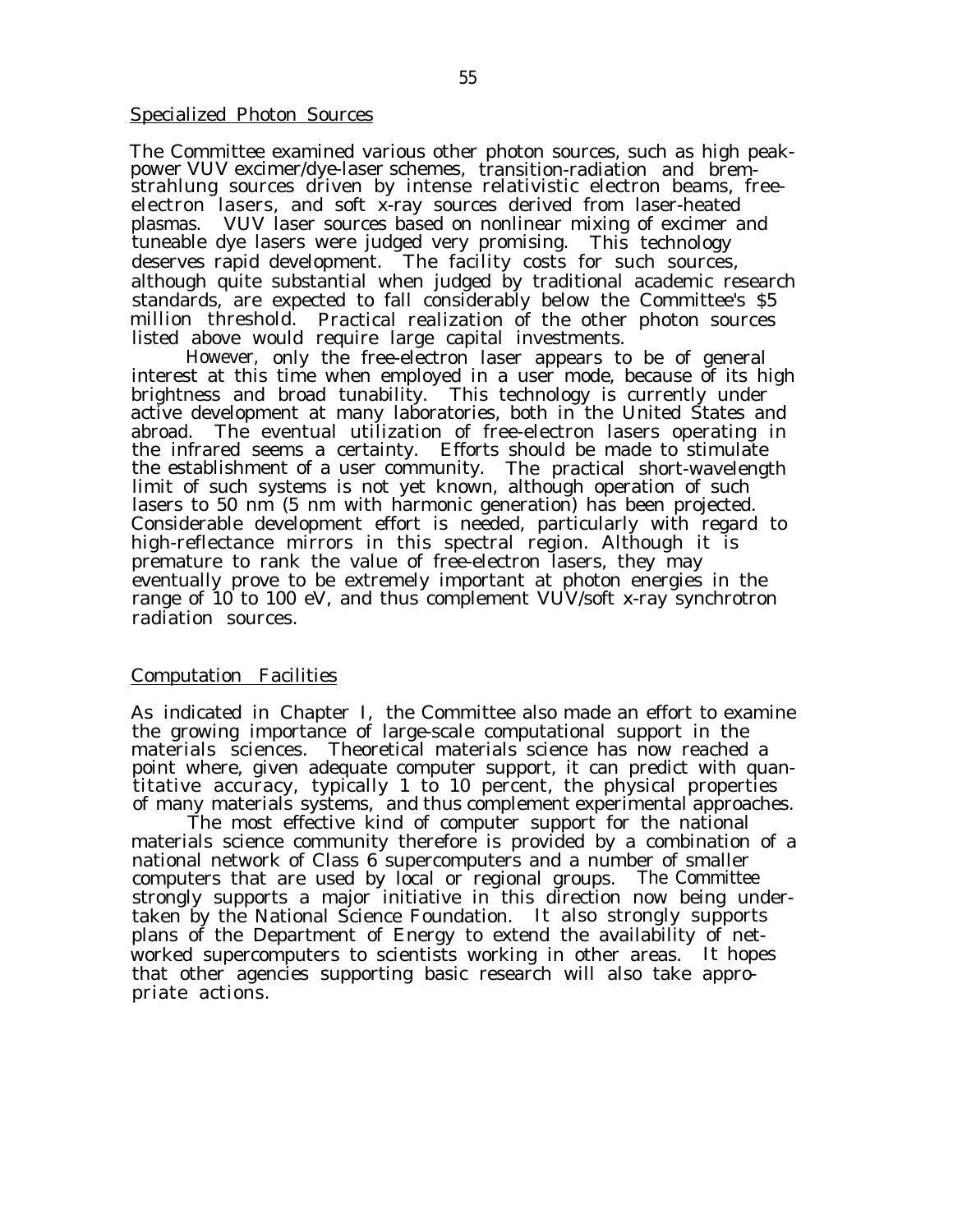## Specialized Photon Sources

The Committee examined various other photon sources, such as high peak-power VUV excimer/dye-laser schemes, transition-radiation and bremstrahlung sources driven by intense relativistic electron beams, free-electron lasers, and soft x-ray sources derived from laser-heated plasmas. VUV laser sources based on nonlinear mixing of excimer and tuneable dye lasers were judged very promising. This technology deserves rapid development. The facility costs for such sources, although quite substantial when judged by traditional academic research standards, are expected to fall considerably below the Committee's $5 million threshold. Practical realization of the other photon sources listed above would require large capital investments.

However, only the free-electron laser appears to be of general interest at this time when employed in a user mode, because of its high brightness and broad tunability. This technology is currently under active development at many laboratories, both in the United States and abroad. The eventual utilization of free-electron lasers operating in the infrared seems a certainty. Efforts should be made to stimulate the establishment of a user community. The practical short-wavelength limit of such systems is not yet known, although operation of such lasers to 50 nm (5 nm with harmonic generation) has been projected. Considerable development effort is needed, particularly with regard to high-reflectance mirrors in this spectral region. Although it is premature to rank the value of free-electron lasers, they may eventually prove to be extremely important at photon energies in the range of 10 to 100 eV, and thus complement VUV/soft x-ray synchrotron radiation sources.

## Computation Facilities

As indicated in Chapter I, the Committee also made an effort to examine the growing importance of large-scale computational support in the materials sciences. Theoretical materials science has now reached a point where, given adequate computer support, it can predict with quantitative accuracy, typically 1 to 10 percent, the physical properties of many materials systems, and thus complement experimental approaches.

The most effective kind of computer support for the national materials science community therefore is provided by a combination of a national network of Class 6 supercomputers and a number of smaller computers that are used by local or regional groups. The Committee strongly supports a major initiative in this direction now being undertaken by the National Science Foundation. It also strongly supports plans of the Department of Energy to extend the availability of networked supercomputers to scientists working in other areas. It hopes that other agencies supporting basic research will also take appropriate actions.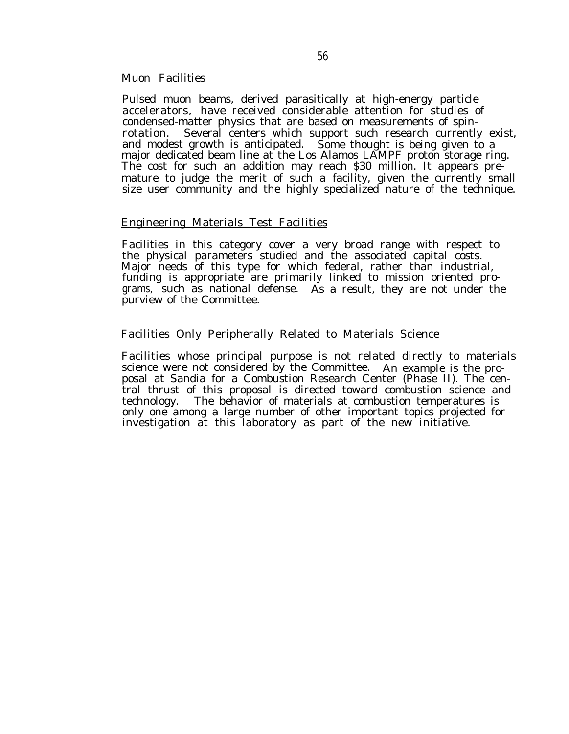## Muon Facilities

Pulsed muon beams, derived parasitically at high-energy particle accelerators, have received considerable attention for studies of condensed-matter physics that are based on measurements of spin-rotation. Several centers which support such research currently exist, and modest growth is anticipated. Some thought is being given to a major dedicated beam line at the Los Alamos LAMPF proton storage ring. The cost for such an addition may reach $30 million. It appears premature to judge the merit of such a facility, given the currently small size user community and the highly specialized nature of the technique.

## Engineering Materials Test Facilities

Facilities in this category cover a very broad range with respect to the physical parameters studied and the associated capital costs. Major needs of this type for which federal, rather than industrial, funding is appropriate are primarily linked to mission oriented programs, such as national defense. As a result, they are not under the purview of the Committee.

## Facilities Only Peripherally Related to Materials Science

Facilities whose principal purpose is not related directly to materials science were not considered by the Committee. An example is the proposal at Sandia for a Combustion Research Center (Phase II). The central thrust of this proposal is directed toward combustion science and technology. The behavior of materials at combustion temperatures is only one among a large number of other important topics projected for investigation at this laboratory as part of the new initiative.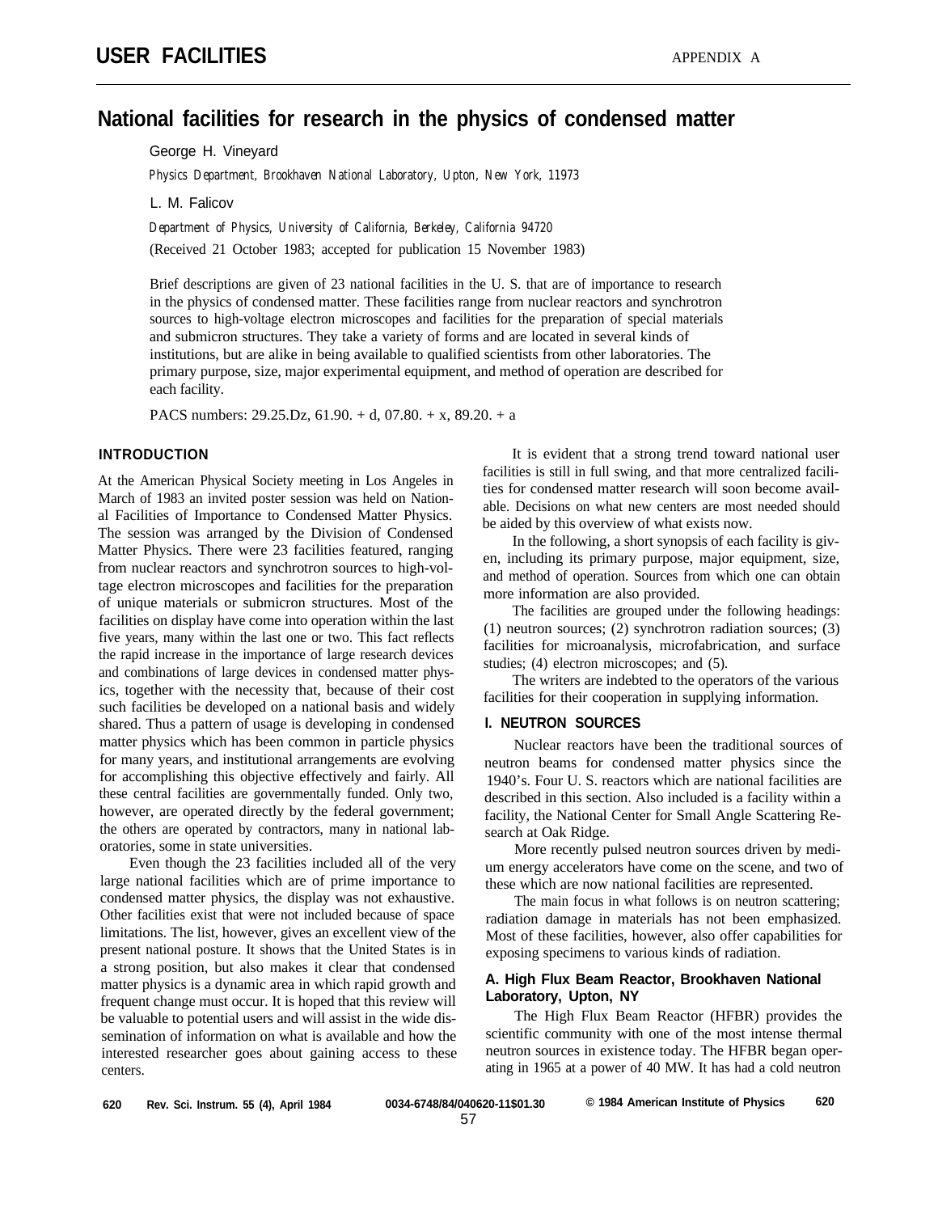# National facilities for research in the physics of condensed matter

George H. Vineyard

*Physics Department, Brookhaven National Laboratory, Upton, New York, 11973*

L. M. Falicov

*Department of Physics, University of California, Berkeley, California 94720*

(Received 21 October 1983; accepted for publication 15 November 1983)

Brief descriptions are given of 23 national facilities in the U. S. that are of importance to research in the physics of condensed matter. These facilities range from nuclear reactors and synchrotron sources to high-voltage electron microscopes and facilities for the preparation of special materials and submicron structures. They take a variety of forms and are located in several kinds of institutions, but are alike in being available to qualified scientists from other laboratories. The primary purpose, size, major experimental equipment, and method of operation are described for each facility.

PACS numbers: 29.25.Dz, 61.90. + d, 07.80. + x, 89.20. + a

## INTRODUCTION

At the American Physical Society meeting in Los Angeles in March of 1983 an invited poster session was held on National Facilities of Importance to Condensed Matter Physics. The session was arranged by the Division of Condensed Matter Physics. There were 23 facilities featured, ranging from nuclear reactors and synchrotron sources to high-voltage electron microscopes and facilities for the preparation of unique materials or submicron structures. Most of the facilities on display have come into operation within the last five years, many within the last one or two. This fact reflects the rapid increase in the importance of large research devices and combinations of large devices in condensed matter physics, together with the necessity that, because of their cost such facilities be developed on a national basis and widely shared. Thus a pattern of usage is developing in condensed matter physics which has been common in particle physics for many years, and institutional arrangements are evolving for accomplishing this objective effectively and fairly. All these central facilities are governmentally funded. Only two, however, are operated directly by the federal government; the others are operated by contractors, many in national laboratories, some in state universities.

Even though the 23 facilities included all of the very large national facilities which are of prime importance to condensed matter physics, the display was not exhaustive. Other facilities exist that were not included because of space limitations. The list, however, gives an excellent view of the present national posture. It shows that the United States is in a strong position, but also makes it clear that condensed matter physics is a dynamic area in which rapid growth and frequent change must occur. It is hoped that this review will be valuable to potential users and will assist in the wide dissemination of information on what is available and how the interested researcher goes about gaining access to these centers.

It is evident that a strong trend toward national user facilities is still in full swing, and that more centralized facilities for condensed matter research will soon become available. Decisions on what new centers are most needed should be aided by this overview of what exists now.

In the following, a short synopsis of each facility is given, including its primary purpose, major equipment, size, and method of operation. Sources from which one can obtain more information are also provided.

The facilities are grouped under the following headings: (1) neutron sources; (2) synchrotron radiation sources; (3) facilities for microanalysis, microfabrication, and surface studies; (4) electron microscopes; and (5).

The writers are indebted to the operators of the various facilities for their cooperation in supplying information.

## I. NEUTRON SOURCES

Nuclear reactors have been the traditional sources of neutron beams for condensed matter physics since the 1940's. Four U. S. reactors which are national facilities are described in this section. Also included is a facility within a facility, the National Center for Small Angle Scattering Research at Oak Ridge.

More recently pulsed neutron sources driven by medium energy accelerators have come on the scene, and two of these which are now national facilities are represented.

The main focus in what follows is on neutron scattering; radiation damage in materials has not been emphasized. Most of these facilities, however, also offer capabilities for exposing specimens to various kinds of radiation.

### A. High Flux Beam Reactor, Brookhaven National Laboratory, Upton, NY

The High Flux Beam Reactor (HFBR) provides the scientific community with one of the most intense thermal neutron sources in existence today. The HFBR began operating in 1965 at a power of 40 MW. It has had a cold neutron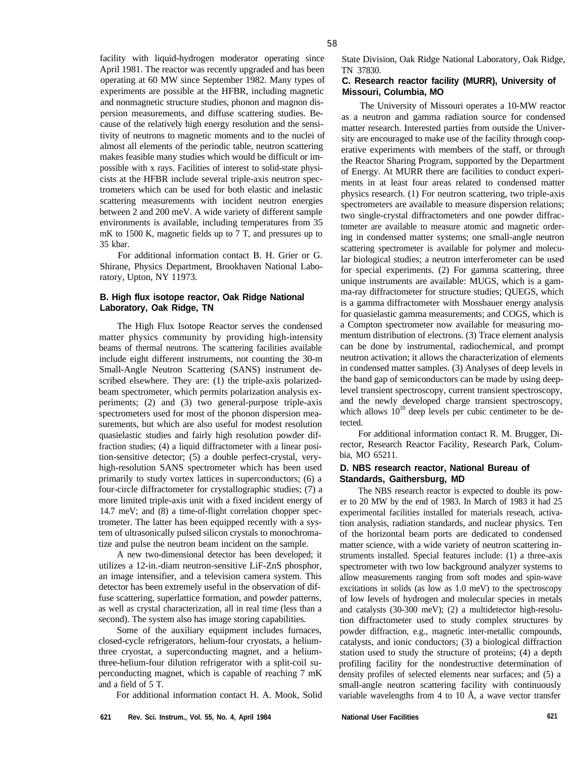facility with liquid-hydrogen moderator operating since April 1981. The reactor was recently upgraded and has been operating at 60 MW since September 1982. Many types of experiments are possible at the HFBR, including magnetic and nonmagnetic structure studies, phonon and magnon dispersion measurements, and diffuse scattering studies. Because of the relatively high energy resolution and the sensitivity of neutrons to magnetic moments and to the nuclei of almost all elements of the periodic table, neutron scattering makes feasible many studies which would be difficult or impossible with x rays. Facilities of interest to solid-state physicists at the HFBR include several triple-axis neutron spectrometers which can be used for both elastic and inelastic scattering measurements with incident neutron energies between 2 and 200 meV. A wide variety of different sample environments is available, including temperatures from 35 mK to 1500 K, magnetic fields up to 7 T, and pressures up to 35 kbar.

For additional information contact B. H. Grier or G. Shirane, Physics Department, Brookhaven National Laboratory, Upton, NY 11973.

### B. High flux isotope reactor, Oak Ridge National Laboratory, Oak Ridge, TN

The High Flux Isotope Reactor serves the condensed matter physics community by providing high-intensity beams of thermal neutrons. The scattering facilities available include eight different instruments, not counting the 30-m Small-Angle Neutron Scattering (SANS) instrument described elsewhere. They are: (1) the triple-axis polarized-beam spectrometer, which permits polarization analysis experiments; (2) and (3) two general-purpose triple-axis spectrometers used for most of the phonon dispersion measurements, but which are also useful for modest resolution quasielastic studies and fairly high resolution powder diffraction studies; (4) a liquid diffractometer with a linear position-sensitive detector; (5) a double perfect-crystal, very-high-resolution SANS spectrometer which has been used primarily to study vortex lattices in superconductors; (6) a four-circle diffractometer for crystallographic studies; (7) a more limited triple-axis unit with a fixed incident energy of 14.7 meV; and (8) a time-of-flight correlation chopper spectrometer. The latter has been equipped recently with a system of ultrasonically pulsed silicon crystals to monochromatize and pulse the neutron beam incident on the sample.

A new two-dimensional detector has been developed; it utilizes a 12-in.-diam neutron-sensitive LiF-ZnS phosphor, an image intensifier, and a television camera system. This detector has been extremely useful in the observation of diffuse scattering, superlattice formation, and powder patterns, as well as crystal characterization, all in real time (less than a second). The system also has image storing capabilities.

Some of the auxiliary equipment includes furnaces, closed-cycle refrigerators, helium-four cryostats, a helium-three cryostat, a superconducting magnet, and a helium-three-helium-four dilution refrigerator with a split-coil superconducting magnet, which is capable of reaching 7 mK and a field of 5 T.

For additional information contact H. A. Mook, Solid State Division, Oak Ridge National Laboratory, Oak Ridge, TN 37830.

### C. Research reactor facility (MURR), University of Missouri, Columbia, MO

The University of Missouri operates a 10-MW reactor as a neutron and gamma radiation source for condensed matter research. Interested parties from outside the University are encouraged to make use of the facility through cooperative experiments with members of the staff, or through the Reactor Sharing Program, supported by the Department of Energy. At MURR there are facilities to conduct experiments in at least four areas related to condensed matter physics research. (1) For neutron scattering, two triple-axis spectrometers are available to measure dispersion relations; two single-crystal diffractometers and one powder diffractometer are available to measure atomic and magnetic ordering in condensed matter systems; one small-angle neutron scattering spectrometer is available for polymer and molecular biological studies; a neutron interferometer can be used for special experiments. (2) For gamma scattering, three unique instruments are available: MUGS, which is a gamma-ray diffractometer for structure studies; QUEGS, which is a gamma diffractometer with Mossbauer energy analysis for quasielastic gamma measurements; and COGS, which is a Compton spectrometer now available for measuring momentum distribution of electrons. (3) Trace element analysis can be done by instrumental, radiochemical, and prompt neutron activation; it allows the characterization of elements in condensed matter samples. (3) Analyses of deep levels in the band gap of semiconductors can be made by using deep-level transient spectroscopy, current transient spectroscopy, and the newly developed charge transient spectroscopy, which allows $10^{10}$ deep levels per cubic centimeter to be detected.

For additional information contact R. M. Brugger, Director, Research Reactor Facility, Research Park, Columbia, MO 65211.

### D. NBS research reactor, National Bureau of Standards, Gaithersburg, MD

The NBS research reactor is expected to double its power to 20 MW by the end of 1983. In March of 1983 it had 25 experimental facilities installed for materials reseach, activation analysis, radiation standards, and nuclear physics. Ten of the horizontal beam ports are dedicated to condensed matter science, with a wide variety of neutron scattering instruments installed. Special features include: (1) a three-axis spectrometer with two low background analyzer systems to allow measurements ranging from soft modes and spin-wave excitations in solids (as low as 1.0 meV) to the spectroscopy of low levels of hydrogen and molecular species in metals and catalysts (30-300 meV); (2) a multidetector high-resolution diffractometer used to study complex structures by powder diffraction, e.g., magnetic inter-metallic compounds, catalysts, and ionic conductors; (3) a biological diffraction station used to study the structure of proteins; (4) a depth profiling facility for the nondestructive determination of density profiles of selected elements near surfaces; and (5) a small-angle neutron scattering facility with continuously variable wavelengths from 4 to 10 Å, a wave vector transfer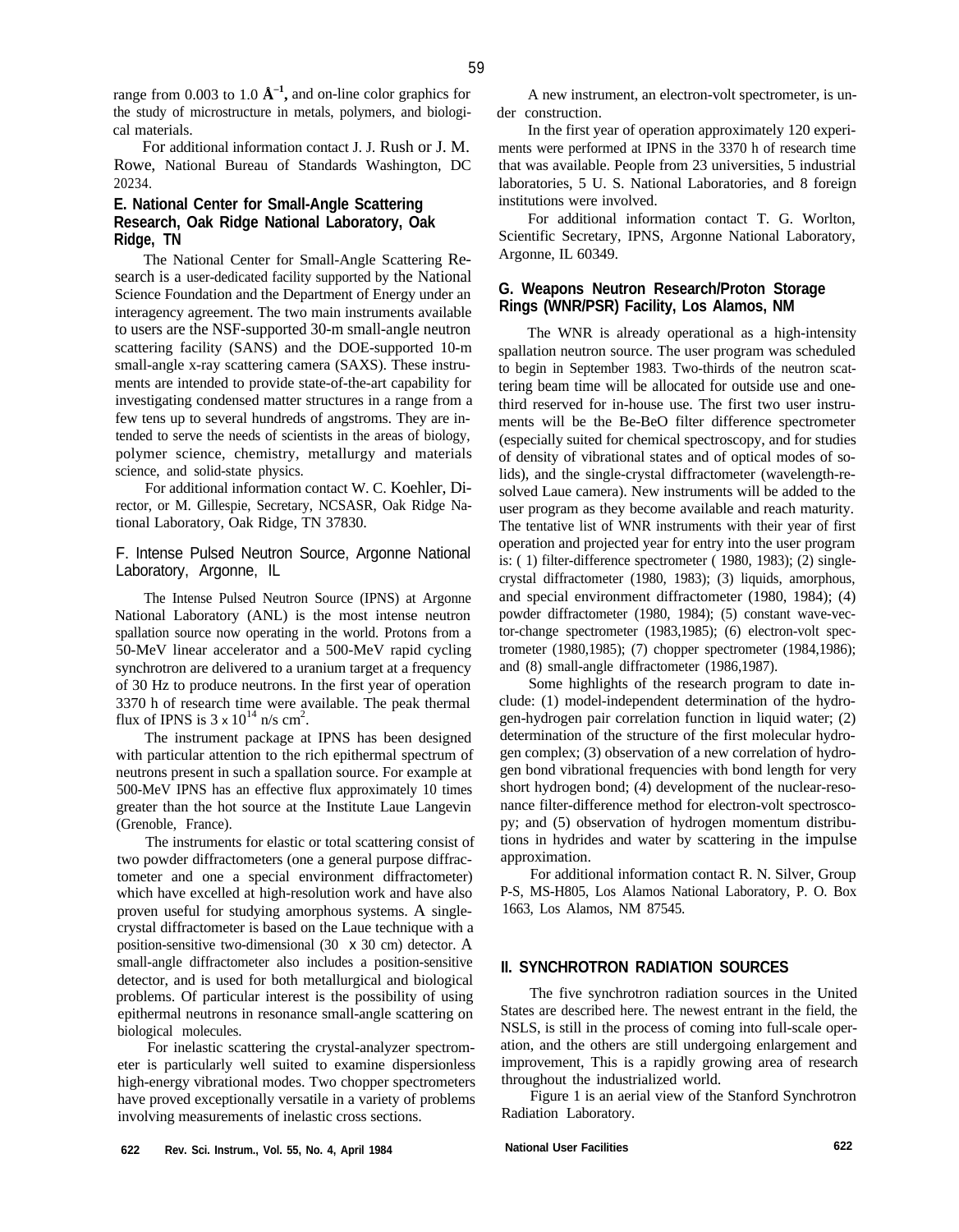range from 0.003 to 1.0 $Å^{-1}$, and on-line color graphics for the study of microstructure in metals, polymers, and biological materials.

For additional information contact J. J. Rush or J. M. Rowe, National Bureau of Standards Washington, DC 20234.

### E. National Center for Small-Angle Scattering Research, Oak Ridge National Laboratory, Oak Ridge, TN

The National Center for Small-Angle Scattering Research is a user-dedicated facility supported by the National Science Foundation and the Department of Energy under an interagency agreement. The two main instruments available to users are the NSF-supported 30-m small-angle neutron scattering facility (SANS) and the DOE-supported 10-m small-angle x-ray scattering camera (SAXS). These instruments are intended to provide state-of-the-art capability for investigating condensed matter structures in a range from a few tens up to several hundreds of angstroms. They are intended to serve the needs of scientists in the areas of biology, polymer science, chemistry, metallurgy and materials science, and solid-state physics.

For additional information contact W. C. Koehler, Director, or M. Gillespie, Secretary, NCSASR, Oak Ridge National Laboratory, Oak Ridge, TN 37830.

### F. Intense Pulsed Neutron Source, Argonne National Laboratory, Argonne, IL

The Intense Pulsed Neutron Source (IPNS) at Argonne National Laboratory (ANL) is the most intense neutron spallation source now operating in the world. Protons from a 50-MeV linear accelerator and a 500-MeV rapid cycling synchrotron are delivered to a uranium target at a frequency of 30 Hz to produce neutrons. In the first year of operation 3370 h of research time were available. The peak thermal flux of IPNS is $3 \times 10^{14}$ n/s cm$^2$.

The instrument package at IPNS has been designed with particular attention to the rich epithermal spectrum of neutrons present in such a spallation source. For example at 500-MeV IPNS has an effective flux approximately 10 times greater than the hot source at the Institute Laue Langevin (Grenoble, France).

The instruments for elastic or total scattering consist of two powder diffractometers (one a general purpose diffractometer and one a special environment diffractometer) which have excelled at high-resolution work and have also proven useful for studying amorphous systems. A single-crystal diffractometer is based on the Laue technique with a position-sensitive two-dimensional (30 x 30 cm) detector. A small-angle diffractometer also includes a position-sensitive detector, and is used for both metallurgical and biological problems. Of particular interest is the possibility of using epithermal neutrons in resonance small-angle scattering on biological molecules.

For inelastic scattering the crystal-analyzer spectrometer is particularly well suited to examine dispersionless high-energy vibrational modes. Two chopper spectrometers have proved exceptionally versatile in a variety of problems involving measurements of inelastic cross sections.

A new instrument, an electron-volt spectrometer, is under construction.

In the first year of operation approximately 120 experiments were performed at IPNS in the 3370 h of research time that was available. People from 23 universities, 5 industrial laboratories, 5 U. S. National Laboratories, and 8 foreign institutions were involved.

For additional information contact T. G. Worlton, Scientific Secretary, IPNS, Argonne National Laboratory, Argonne, IL 60349.

### G. Weapons Neutron Research/Proton Storage Rings (WNR/PSR) Facility, Los Alamos, NM

The WNR is already operational as a high-intensity spallation neutron source. The user program was scheduled to begin in September 1983. Two-thirds of the neutron scattering beam time will be allocated for outside use and one-third reserved for in-house use. The first two user instruments will be the Be-BeO filter difference spectrometer (especially suited for chemical spectroscopy, and for studies of density of vibrational states and of optical modes of solids), and the single-crystal diffractometer (wavelength-resolved Laue camera). New instruments will be added to the user program as they become available and reach maturity. The tentative list of WNR instruments with their year of first operation and projected year for entry into the user program is: (1) filter-difference spectrometer (1980, 1983); (2) single-crystal diffractometer (1980, 1983); (3) liquids, amorphous, and special environment diffractometer (1980, 1984); (4) powder diffractometer (1980, 1984); (5) constant wave-vector-change spectrometer (1983,1985); (6) electron-volt spectrometer (1980,1985); (7) chopper spectrometer (1984,1986); and (8) small-angle diffractometer (1986,1987).

Some highlights of the research program to date include: (1) model-independent determination of the hydrogen-hydrogen pair correlation function in liquid water; (2) determination of the structure of the first molecular hydrogen complex; (3) observation of a new correlation of hydrogen bond vibrational frequencies with bond length for very short hydrogen bond; (4) development of the nuclear-resonance filter-difference method for electron-volt spectroscopy; and (5) observation of hydrogen momentum distributions in hydrides and water by scattering in the impulse approximation.

For additional information contact R. N. Silver, Group P-S, MS-H805, Los Alamos National Laboratory, P. O. Box 1663, Los Alamos, NM 87545.

## II. SYNCHROTRON RADIATION SOURCES

The five synchrotron radiation sources in the United States are described here. The newest entrant in the field, the NSLS, is still in the process of coming into full-scale operation, and the others are still undergoing enlargement and improvement, This is a rapidly growing area of research throughout the industrialized world.

Figure 1 is an aerial view of the Stanford Synchrotron Radiation Laboratory.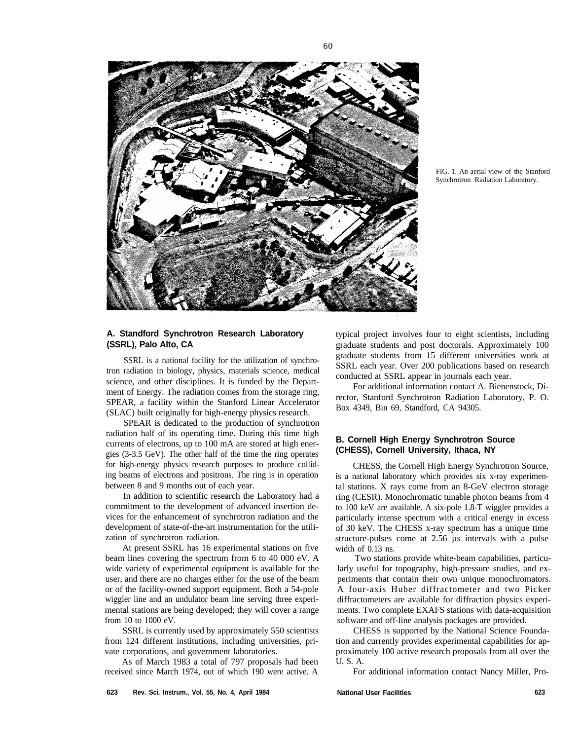FIG. 1. An aerial view of the Stanford Synchrotron Radiation Laboratory.

### A. Standford Synchrotron Research Laboratory (SSRL), Palo Alto, CA

SSRL is a national facility for the utilization of synchrotron radiation in biology, physics, materials science, medical science, and other disciplines. It is funded by the Department of Energy. The radiation comes from the storage ring, SPEAR, a facility within the Stanford Linear Accelerator (SLAC) built originally for high-energy physics research.

SPEAR is dedicated to the production of synchrotron radiation half of its operating time. During this time high currents of electrons, up to 100 mA are stored at high energies (3-3.5 GeV). The other half of the time the ring operates for high-energy physics research purposes to produce colliding beams of electrons and positrons. The ring is in operation between 8 and 9 months out of each year.

In addition to scientific research the Laboratory had a commitment to the development of advanced insertion devices for the enhancement of synchrotron radiation and the development of state-of-the-art instrumentation for the utilization of synchrotron radiation.

At present SSRL has 16 experimental stations on five beam lines covering the spectrum from 6 to 40 000 eV. A wide variety of experimental equipment is available for the user, and there are no charges either for the use of the beam or of the facility-owned support equipment. Both a 54-pole wiggler line and an undulator beam line serving three experimental stations are being developed; they will cover a range from 10 to 1000 eV.

SSRL is currently used by approximately 550 scientists from 124 different institutions, including universities, private corporations, and government laboratories.

As of March 1983 a total of 797 proposals had been received since March 1974, out of which 190 were active. A typical project involves four to eight scientists, including graduate students and post doctorals. Approximately 100 graduate students from 15 different universities work at SSRL each year. Over 200 publications based on research conducted at SSRL appear in journals each year.

For additional information contact A. Bienenstock, Director, Stanford Synchrotron Radiation Laboratory, P. O. Box 4349, Bin 69, Standford, CA 94305.

### B. Cornell High Energy Synchrotron Source (CHESS), Cornell University, Ithaca, NY

CHESS, the Cornell High Energy Synchrotron Source, is a national laboratory which provides six x-ray experimental stations. X rays come from an 8-GeV electron storage ring (CESR). Monochromatic tunable photon beams from 4 to 100 keV are available. A six-pole 1.8-T wiggler provides a particularly intense spectrum with a critical energy in excess of 30 keV. The CHESS x-ray spectrum has a unique time structure-pulses come at 2.56 μs intervals with a pulse width of 0.13 ns.

Two stations provide white-beam capabilities, particularly useful for topography, high-pressure studies, and experiments that contain their own unique monochromators. A four-axis Huber diffractometer and two Picker diffractometers are available for diffraction physics experiments. Two complete EXAFS stations with data-acquisition software and off-line analysis packages are provided.

CHESS is supported by the National Science Foundation and currently provides experimental capabilities for approximately 100 active research proposals from all over the U. S. A.

For additional information contact Nancy Miller, Pro-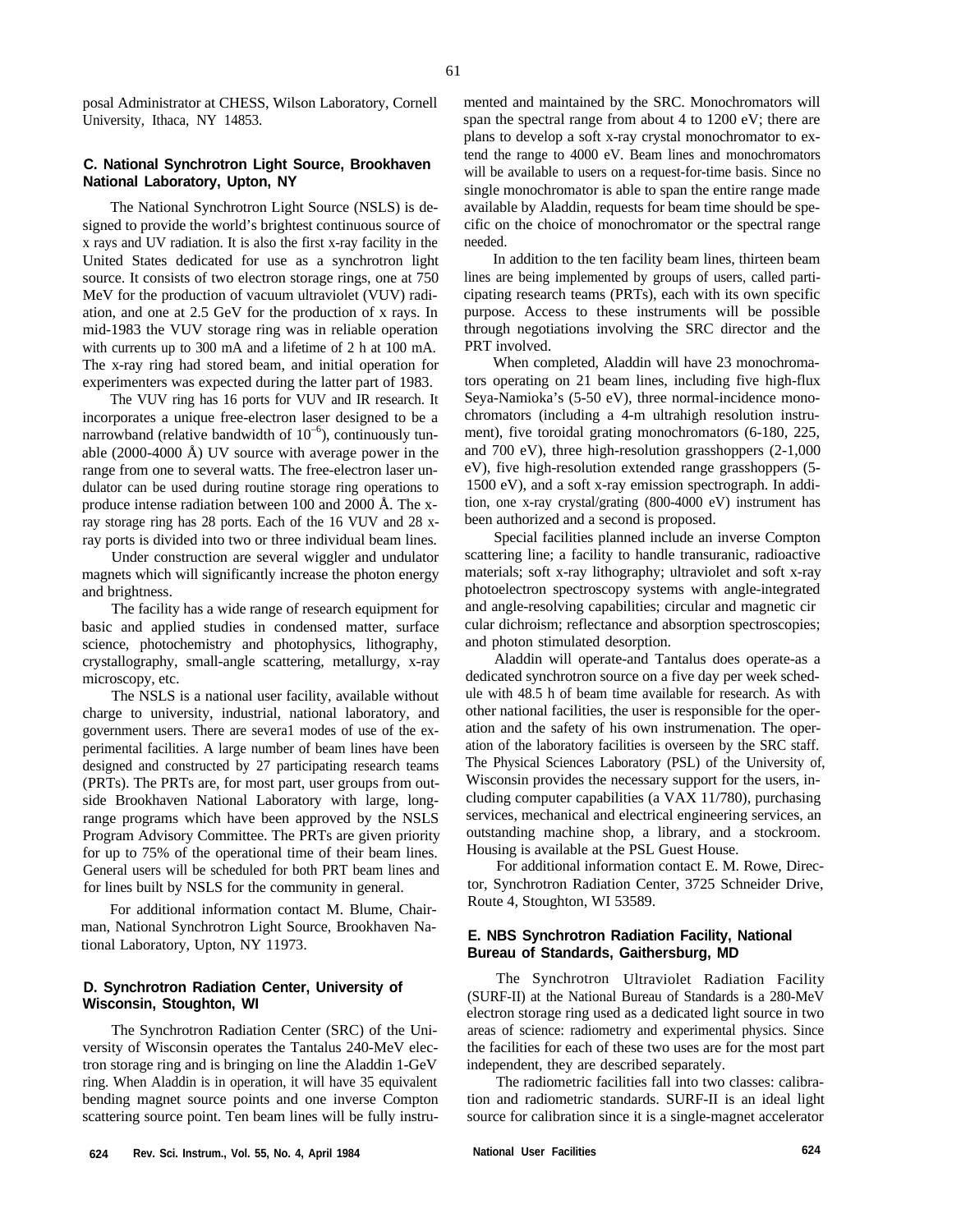posal Administrator at CHESS, Wilson Laboratory, Cornell University, Ithaca, NY 14853.

### C. National Synchrotron Light Source, Brookhaven National Laboratory, Upton, NY

The National Synchrotron Light Source (NSLS) is designed to provide the world's brightest continuous source of x rays and UV radiation. It is also the first x-ray facility in the United States dedicated for use as a synchrotron light source. It consists of two electron storage rings, one at 750 MeV for the production of vacuum ultraviolet (VUV) radiation, and one at 2.5 GeV for the production of x rays. In mid-1983 the VUV storage ring was in reliable operation with currents up to 300 mA and a lifetime of 2 h at 100 mA. The x-ray ring had stored beam, and initial operation for experimenters was expected during the latter part of 1983.

The VUV ring has 16 ports for VUV and IR research. It incorporates a unique free-electron laser designed to be a narrowband (relative bandwidth of $10^{-6}$), continuously tunable (2000-4000 Å) UV source with average power in the range from one to several watts. The free-electron laser undulator can be used during routine storage ring operations to produce intense radiation between 100 and 2000 Å. The x-ray storage ring has 28 ports. Each of the 16 VUV and 28 x-ray ports is divided into two or three individual beam lines.

Under construction are several wiggler and undulator magnets which will significantly increase the photon energy and brightness.

The facility has a wide range of research equipment for basic and applied studies in condensed matter, surface science, photochemistry and photophysics, lithography, crystallography, small-angle scattering, metallurgy, x-ray microscopy, etc.

The NSLS is a national user facility, available without charge to university, industrial, national laboratory, and government users. There are severa1 modes of use of the experimental facilities. A large number of beam lines have been designed and constructed by 27 participating research teams (PRTs). The PRTs are, for most part, user groups from outside Brookhaven National Laboratory with large, long-range programs which have been approved by the NSLS Program Advisory Committee. The PRTs are given priority for up to 75% of the operational time of their beam lines. General users will be scheduled for both PRT beam lines and for lines built by NSLS for the community in general.

For additional information contact M. Blume, Chairman, National Synchrotron Light Source, Brookhaven National Laboratory, Upton, NY 11973.

### D. Synchrotron Radiation Center, University of Wisconsin, Stoughton, WI

The Synchrotron Radiation Center (SRC) of the University of Wisconsin operates the Tantalus 240-MeV electron storage ring and is bringing on line the Aladdin 1-GeV ring. When Aladdin is in operation, it will have 35 equivalent bending magnet source points and one inverse Compton scattering source point. Ten beam lines will be fully instrumented and maintained by the SRC. Monochromators will span the spectral range from about 4 to 1200 eV; there are plans to develop a soft x-ray crystal monochromator to extend the range to 4000 eV. Beam lines and monochromators will be available to users on a request-for-time basis. Since no single monochromator is able to span the entire range made available by Aladdin, requests for beam time should be specific on the choice of monochromator or the spectral range needed.

In addition to the ten facility beam lines, thirteen beam lines are being implemented by groups of users, called participating research teams (PRTs), each with its own specific purpose. Access to these instruments will be possible through negotiations involving the SRC director and the PRT involved.

When completed, Aladdin will have 23 monochromators operating on 21 beam lines, including five high-flux Seya-Namioka's (5-50 eV), three normal-incidence monochromators (including a 4-m ultrahigh resolution instrument), five toroidal grating monochromators (6-180, 225, and 700 eV), three high-resolution grasshoppers (2-1,000 eV), five high-resolution extended range grasshoppers (5-1500 eV), and a soft x-ray emission spectrograph. In addition, one x-ray crystal/grating (800-4000 eV) instrument has been authorized and a second is proposed.

Special facilities planned include an inverse Compton scattering line; a facility to handle transuranic, radioactive materials; soft x-ray lithography; ultraviolet and soft x-ray photoelectron spectroscopy systems with angle-integrated and angle-resolving capabilities; circular and magnetic circular dichroism; reflectance and absorption spectroscopies; and photon stimulated desorption.

Aladdin will operate-and Tantalus does operate-as a dedicated synchrotron source on a five day per week schedule with 48.5 h of beam time available for research. As with other national facilities, the user is responsible for the operation and the safety of his own instrumenation. The operation of the laboratory facilities is overseen by the SRC staff. The Physical Sciences Laboratory (PSL) of the University of, Wisconsin provides the necessary support for the users, including computer capabilities (a VAX 11/780), purchasing services, mechanical and electrical engineering services, an outstanding machine shop, a library, and a stockroom. Housing is available at the PSL Guest House.

For additional information contact E. M. Rowe, Director, Synchrotron Radiation Center, 3725 Schneider Drive, Route 4, Stoughton, WI 53589.

### E. NBS Synchrotron Radiation Facility, National Bureau of Standards, Gaithersburg, MD

The Synchrotron Ultraviolet Radiation Facility (SURF-II) at the National Bureau of Standards is a 280-MeV electron storage ring used as a dedicated light source in two areas of science: radiometry and experimental physics. Since the facilities for each of these two uses are for the most part independent, they are described separately.

The radiometric facilities fall into two classes: calibration and radiometric standards. SURF-II is an ideal light source for calibration since it is a single-magnet accelerator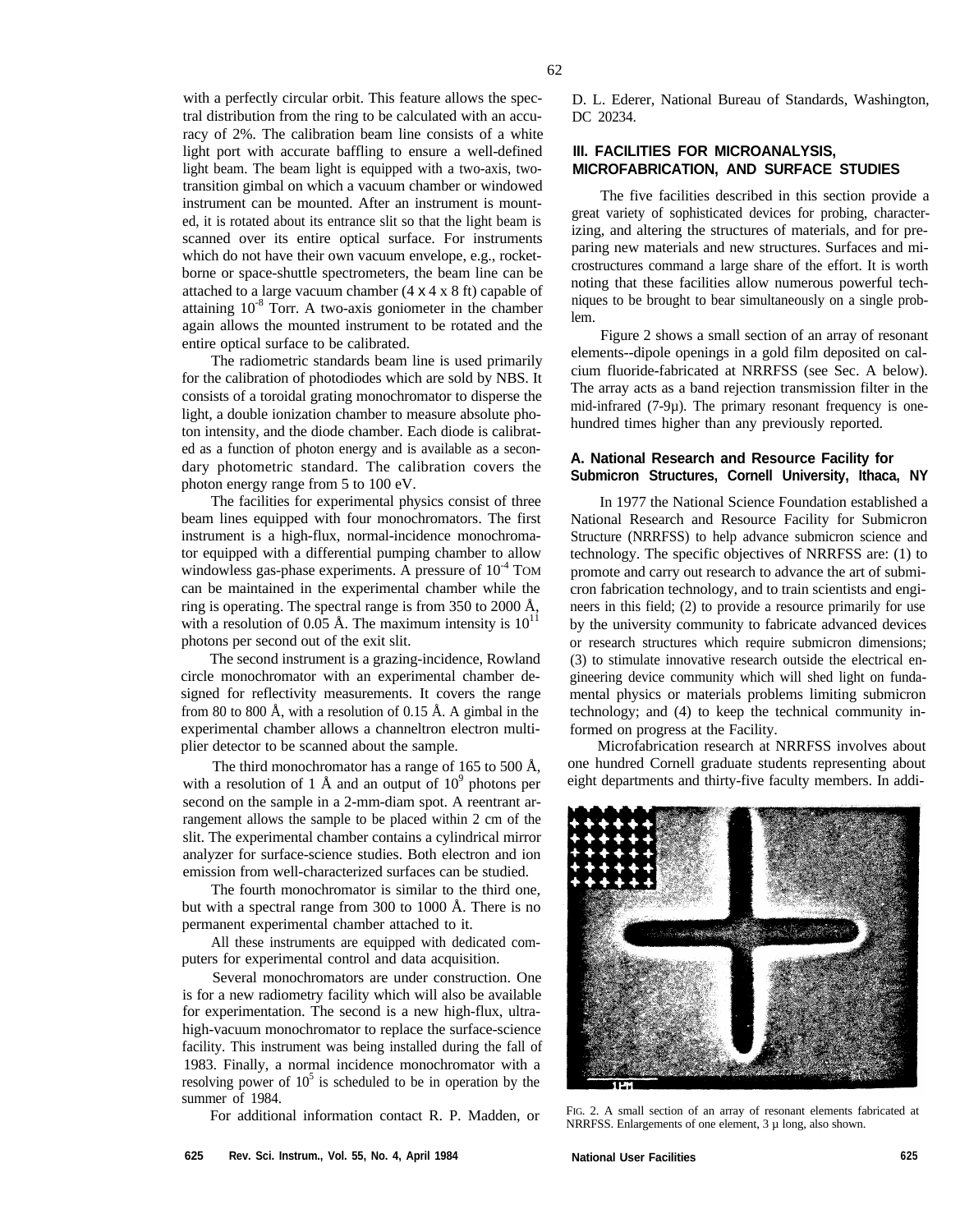with a perfectly circular orbit. This feature allows the spectral distribution from the ring to be calculated with an accuracy of 2%. The calibration beam line consists of a white light port with accurate baffling to ensure a well-defined light beam. The beam light is equipped with a two-axis, two-transition gimbal on which a vacuum chamber or windowed instrument can be mounted. After an instrument is mounted, it is rotated about its entrance slit so that the light beam is scanned over its entire optical surface. For instruments which do not have their own vacuum envelope, e.g., rocket-borne or space-shuttle spectrometers, the beam line can be attached to a large vacuum chamber (4 x 4 x 8 ft) capable of attaining $10^{-8}$ Torr. A two-axis goniometer in the chamber again allows the mounted instrument to be rotated and the entire optical surface to be calibrated.

The radiometric standards beam line is used primarily for the calibration of photodiodes which are sold by NBS. It consists of a toroidal grating monochromator to disperse the light, a double ionization chamber to measure absolute photon intensity, and the diode chamber. Each diode is calibrated as a function of photon energy and is available as a secondary photometric standard. The calibration covers the photon energy range from 5 to 100 eV.

The facilities for experimental physics consist of three beam lines equipped with four monochromators. The first instrument is a high-flux, normal-incidence monochromator equipped with a differential pumping chamber to allow windowless gas-phase experiments. A pressure of $10^{-4}$ Torr can be maintained in the experimental chamber while the ring is operating. The spectral range is from 350 to 2000 Å, with a resolution of 0.05 Å. The maximum intensity is $10^{11}$ photons per second out of the exit slit.

The second instrument is a grazing-incidence, Rowland circle monochromator with an experimental chamber designed for reflectivity measurements. It covers the range from 80 to 800 Å, with a resolution of 0.15 Å. A gimbal in the experimental chamber allows a channeltron electron multiplier detector to be scanned about the sample.

The third monochromator has a range of 165 to 500 Å, with a resolution of 1 Å and an output of $10^9$ photons per second on the sample in a 2-mm-diam spot. A reentrant arrangement allows the sample to be placed within 2 cm of the slit. The experimental chamber contains a cylindrical mirror analyzer for surface-science studies. Both electron and ion emission from well-characterized surfaces can be studied.

The fourth monochromator is similar to the third one, but with a spectral range from 300 to 1000 Å. There is no permanent experimental chamber attached to it.

All these instruments are equipped with dedicated computers for experimental control and data acquisition.

Several monochromators are under construction. One is for a new radiometry facility which will also be available for experimentation. The second is a new high-flux, ultra-high-vacuum monochromator to replace the surface-science facility. This instrument was being installed during the fall of 1983. Finally, a normal incidence monochromator with a resolving power of $10^5$ is scheduled to be in operation by the summer of 1984.

For additional information contact R. P. Madden, or D. L. Ederer, National Bureau of Standards, Washington, DC 20234.

## III. FACILITIES FOR MICROANALYSIS, MICROFABRICATION, AND SURFACE STUDIES

The five facilities described in this section provide a great variety of sophisticated devices for probing, characterizing, and altering the structures of materials, and for preparing new materials and new structures. Surfaces and microstructures command a large share of the effort. It is worth noting that these facilities allow numerous powerful techniques to be brought to bear simultaneously on a single problem.

Figure 2 shows a small section of an array of resonant elements--dipole openings in a gold film deposited on calcium fluoride-fabricated at NRRFSS (see Sec. A below). The array acts as a band rejection transmission filter in the mid-infrared (7-9μ). The primary resonant frequency is one-hundred times higher than any previously reported.

### A. National Research and Resource Facility for Submicron Structures, Cornell University, Ithaca, NY

In 1977 the National Science Foundation established a National Research and Resource Facility for Submicron Structure (NRRFSS) to help advance submicron science and technology. The specific objectives of NRRFSS are: (1) to promote and carry out research to advance the art of submicron fabrication technology, and to train scientists and engineers in this field; (2) to provide a resource primarily for use by the university community to fabricate advanced devices or research structures which require submicron dimensions; (3) to stimulate innovative research outside the electrical engineering device community which will shed light on fundamental physics or materials problems limiting submicron technology; and (4) to keep the technical community informed on progress at the Facility.

Microfabrication research at NRRFSS involves about one hundred Cornell graduate students representing about eight departments and thirty-five faculty members. In addi-

FIG. 2. A small section of an array of resonant elements fabricated at NRRFSS. Enlargements of one element, 3 μ long, also shown.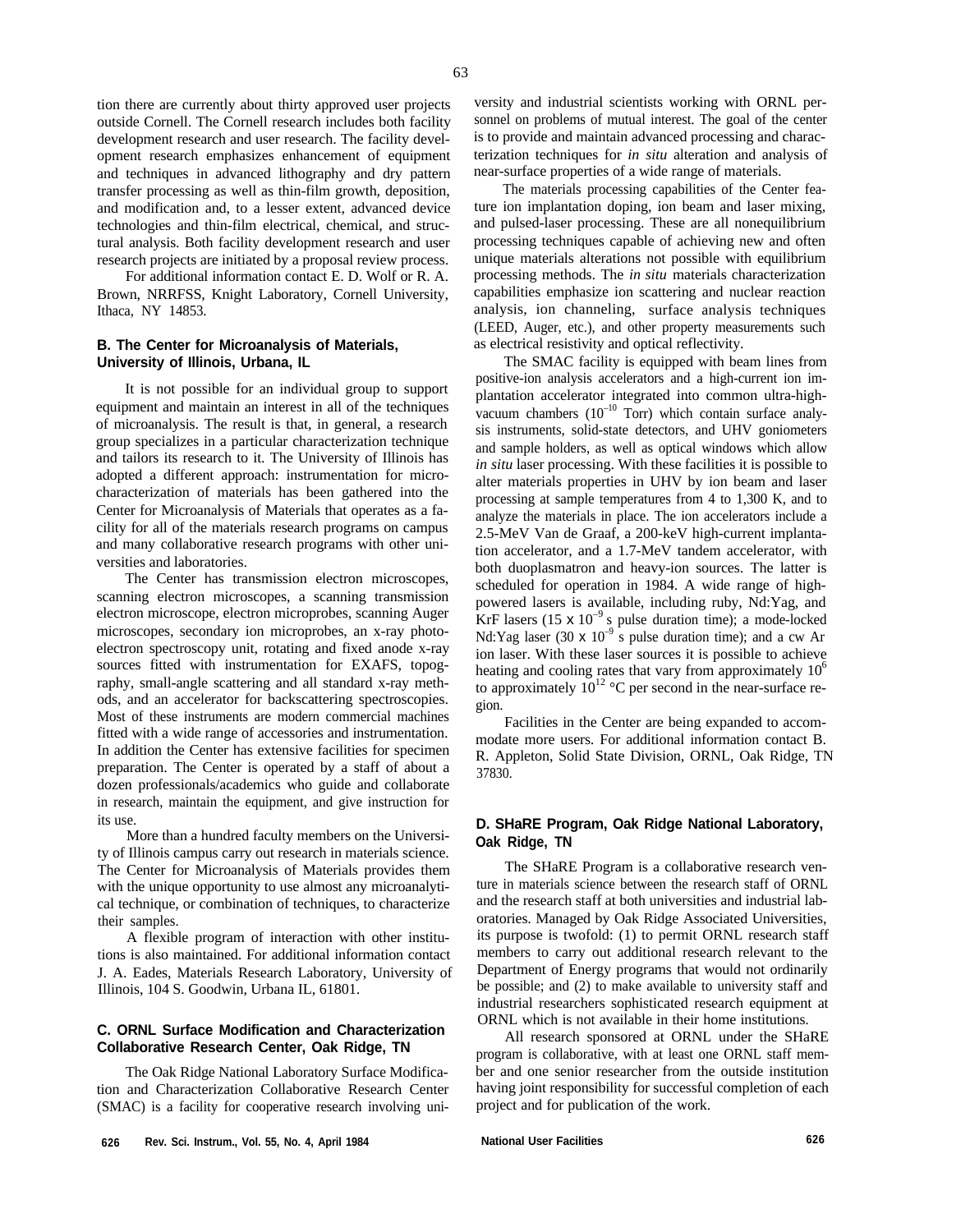tion there are currently about thirty approved user projects outside Cornell. The Cornell research includes both facility development research and user research. The facility development research emphasizes enhancement of equipment and techniques in advanced lithography and dry pattern transfer processing as well as thin-film growth, deposition, and modification and, to a lesser extent, advanced device technologies and thin-film electrical, chemical, and structural analysis. Both facility development research and user research projects are initiated by a proposal review process.

For additional information contact E. D. Wolf or R. A. Brown, NRRFSS, Knight Laboratory, Cornell University, Ithaca, NY 14853.

### B. The Center for Microanalysis of Materials, University of Illinois, Urbana, IL

It is not possible for an individual group to support equipment and maintain an interest in all of the techniques of microanalysis. The result is that, in general, a research group specializes in a particular characterization technique and tailors its research to it. The University of Illinois has adopted a different approach: instrumentation for microcharacterization of materials has been gathered into the Center for Microanalysis of Materials that operates as a facility for all of the materials research programs on campus and many collaborative research programs with other universities and laboratories.

The Center has transmission electron microscopes, scanning electron microscopes, a scanning transmission electron microscope, electron microprobes, scanning Auger microscopes, secondary ion microprobes, an x-ray photoelectron spectroscopy unit, rotating and fixed anode x-ray sources fitted with instrumentation for EXAFS, topography, small-angle scattering and all standard x-ray methods, and an accelerator for backscattering spectroscopies. Most of these instruments are modern commercial machines fitted with a wide range of accessories and instrumentation. In addition the Center has extensive facilities for specimen preparation. The Center is operated by a staff of about a dozen professionals/academics who guide and collaborate in research, maintain the equipment, and give instruction for its use.

More than a hundred faculty members on the University of Illinois campus carry out research in materials science. The Center for Microanalysis of Materials provides them with the unique opportunity to use almost any microanalytical technique, or combination of techniques, to characterize their samples.

A flexible program of interaction with other institutions is also maintained. For additional information contact J. A. Eades, Materials Research Laboratory, University of Illinois, 104 S. Goodwin, Urbana IL, 61801.

### C. ORNL Surface Modification and Characterization Collaborative Research Center, Oak Ridge, TN

The Oak Ridge National Laboratory Surface Modification and Characterization Collaborative Research Center (SMAC) is a facility for cooperative research involving university and industrial scientists working with ORNL personnel on problems of mutual interest. The goal of the center is to provide and maintain advanced processing and characterization techniques for *in situ* alteration and analysis of near-surface properties of a wide range of materials.

The materials processing capabilities of the Center feature ion implantation doping, ion beam and laser mixing, and pulsed-laser processing. These are all nonequilibrium processing techniques capable of achieving new and often unique materials alterations not possible with equilibrium processing methods. The *in situ* materials characterization capabilities emphasize ion scattering and nuclear reaction analysis, ion channeling, surface analysis techniques (LEED, Auger, etc.), and other property measurements such as electrical resistivity and optical reflectivity.

The SMAC facility is equipped with beam lines from positive-ion analysis accelerators and a high-current ion implantation accelerator integrated into common ultra-high-vacuum chambers ($10^{-10}$ Torr) which contain surface analysis instruments, solid-state detectors, and UHV goniometers and sample holders, as well as optical windows which allow *in situ* laser processing. With these facilities it is possible to alter materials properties in UHV by ion beam and laser processing at sample temperatures from 4 to 1,300 K, and to analyze the materials in place. The ion accelerators include a 2.5-MeV Van de Graaf, a 200-keV high-current implantation accelerator, and a 1.7-MeV tandem accelerator, with both duoplasmatron and heavy-ion sources. The latter is scheduled for operation in 1984. A wide range of high-powered lasers is available, including ruby, Nd:Yag, and KrF lasers ($15 \times 10^{-9}$ s pulse duration time); a mode-locked Nd:Yag laser ($30 \times 10^{-9}$ s pulse duration time); and a cw Ar ion laser. With these laser sources it is possible to achieve heating and cooling rates that vary from approximately $10^{6}$ to approximately $10^{12}$ °C per second in the near-surface region.

Facilities in the Center are being expanded to accommodate more users. For additional information contact B. R. Appleton, Solid State Division, ORNL, Oak Ridge, TN 37830.

### D. SHaRE Program, Oak Ridge National Laboratory, Oak Ridge, TN

The SHaRE Program is a collaborative research venture in materials science between the research staff of ORNL and the research staff at both universities and industrial laboratories. Managed by Oak Ridge Associated Universities, its purpose is twofold: (1) to permit ORNL research staff members to carry out additional research relevant to the Department of Energy programs that would not ordinarily be possible; and (2) to make available to university staff and industrial researchers sophisticated research equipment at ORNL which is not available in their home institutions.

All research sponsored at ORNL under the SHaRE program is collaborative, with at least one ORNL staff member and one senior researcher from the outside institution having joint responsibility for successful completion of each project and for publication of the work.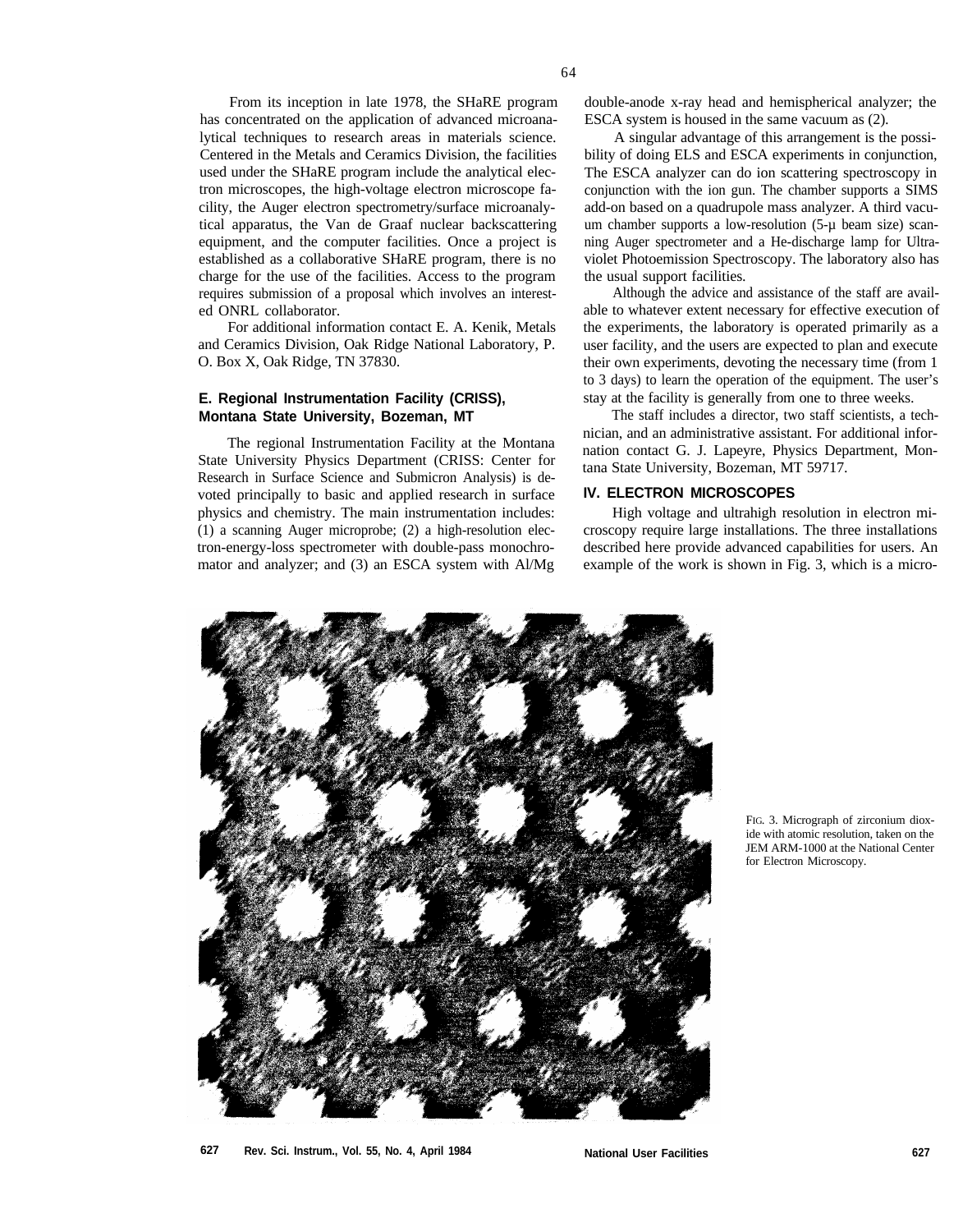From its inception in late 1978, the SHaRE program has concentrated on the application of advanced microanalytical techniques to research areas in materials science. Centered in the Metals and Ceramics Division, the facilities used under the SHaRE program include the analytical electron microscopes, the high-voltage electron microscope facility, the Auger electron spectrometry/surface microanalytical apparatus, the Van de Graaf nuclear backscattering equipment, and the computer facilities. Once a project is established as a collaborative SHaRE program, there is no charge for the use of the facilities. Access to the program requires submission of a proposal which involves an interested ONRL collaborator.

For additional information contact E. A. Kenik, Metals and Ceramics Division, Oak Ridge National Laboratory, P. O. Box X, Oak Ridge, TN 37830.

### E. Regional Instrumentation Facility (CRISS), Montana State University, Bozeman, MT

The regional Instrumentation Facility at the Montana State University Physics Department (CRISS: Center for Research in Surface Science and Submicron Analysis) is devoted principally to basic and applied research in surface physics and chemistry. The main instrumentation includes: (1) a scanning Auger microprobe; (2) a high-resolution electron-energy-loss spectrometer with double-pass monochromator and analyzer; and (3) an ESCA system with Al/Mg double-anode x-ray head and hemispherical analyzer; the ESCA system is housed in the same vacuum as (2).

A singular advantage of this arrangement is the possibility of doing ELS and ESCA experiments in conjunction, The ESCA analyzer can do ion scattering spectroscopy in conjunction with the ion gun. The chamber supports a SIMS add-on based on a quadrupole mass analyzer. A third vacuum chamber supports a low-resolution (5-μ beam size) scanning Auger spectrometer and a He-discharge lamp for Ultraviolet Photoemission Spectroscopy. The laboratory also has the usual support facilities.

Although the advice and assistance of the staff are available to whatever extent necessary for effective execution of the experiments, the laboratory is operated primarily as a user facility, and the users are expected to plan and execute their own experiments, devoting the necessary time (from 1 to 3 days) to learn the operation of the equipment. The user's stay at the facility is generally from one to three weeks.

The staff includes a director, two staff scientists, a technician, and an administrative assistant. For additional information contact G. J. Lapeyre, Physics Department, Montana State University, Bozeman, MT 59717.

## IV. ELECTRON MICROSCOPES

High voltage and ultrahigh resolution in electron microscopy require large installations. The three installations described here provide advanced capabilities for users. An example of the work is shown in Fig. 3, which is a micro-

FIG. 3. Micrograph of zirconium dioxide with atomic resolution, taken on the JEM ARM-1000 at the National Center for Electron Microscopy.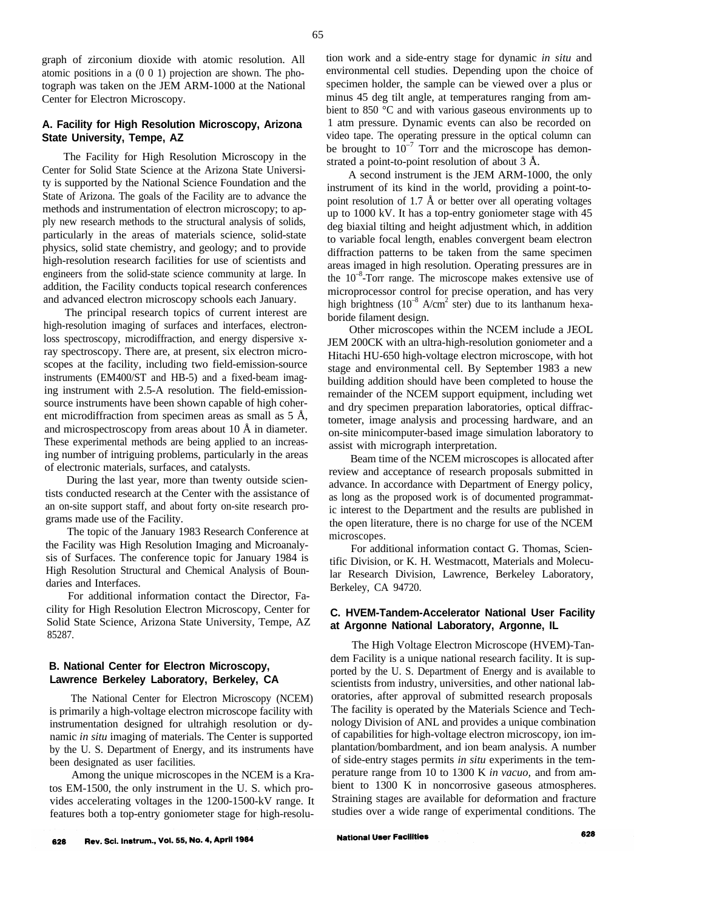graph of zirconium dioxide with atomic resolution. All atomic positions in a (0 0 1) projection are shown. The photograph was taken on the JEM ARM-1000 at the National Center for Electron Microscopy.

### A. Facility for High Resolution Microscopy, Arizona State University, Tempe, AZ

The Facility for High Resolution Microscopy in the Center for Solid State Science at the Arizona State University is supported by the National Science Foundation and the State of Arizona. The goals of the Facility are to advance the methods and instrumentation of electron microscopy; to apply new research methods to the structural analysis of solids, particularly in the areas of materials science, solid-state physics, solid state chemistry, and geology; and to provide high-resolution research facilities for use of scientists and engineers from the solid-state science community at large. In addition, the Facility conducts topical research conferences and advanced electron microscopy schools each January.

The principal research topics of current interest are high-resolution imaging of surfaces and interfaces, electron-loss spectroscopy, microdiffraction, and energy dispersive x-ray spectroscopy. There are, at present, six electron microscopes at the facility, including two field-emission-source instruments (EM400/ST and HB-5) and a fixed-beam imaging instrument with 2.5-A resolution. The field-emission-source instruments have been shown capable of high coherent microdiffraction from specimen areas as small as 5 Å, and microspectroscopy from areas about 10 Å in diameter. These experimental methods are being applied to an increasing number of intriguing problems, particularly in the areas of electronic materials, surfaces, and catalysts.

During the last year, more than twenty outside scientists conducted research at the Center with the assistance of an on-site support staff, and about forty on-site research programs made use of the Facility.

The topic of the January 1983 Research Conference at the Facility was High Resolution Imaging and Microanalysis of Surfaces. The conference topic for January 1984 is High Resolution Structural and Chemical Analysis of Boundaries and Interfaces.

For additional information contact the Director, Facility for High Resolution Electron Microscopy, Center for Solid State Science, Arizona State University, Tempe, AZ 85287.

### B. National Center for Electron Microscopy, Lawrence Berkeley Laboratory, Berkeley, CA

The National Center for Electron Microscopy (NCEM) is primarily a high-voltage electron microscope facility with instrumentation designed for ultrahigh resolution or dynamic *in situ* imaging of materials. The Center is supported by the U. S. Department of Energy, and its instruments have been designated as user facilities.

Among the unique microscopes in the NCEM is a Kratos EM-1500, the only instrument in the U. S. which provides accelerating voltages in the 1200-1500-kV range. It features both a top-entry goniometer stage for high-resolution work and a side-entry stage for dynamic *in situ* and environmental cell studies. Depending upon the choice of specimen holder, the sample can be viewed over a plus or minus 45 deg tilt angle, at temperatures ranging from ambient to 850 °C and with various gaseous environments up to 1 atm pressure. Dynamic events can also be recorded on video tape. The operating pressure in the optical column can be brought to $10^{-7}$ Torr and the microscope has demonstrated a point-to-point resolution of about 3 Å.

A second instrument is the JEM ARM-1000, the only instrument of its kind in the world, providing a point-to-point resolution of 1.7 Å or better over all operating voltages up to 1000 kV. It has a top-entry goniometer stage with 45 deg biaxial tilting and height adjustment which, in addition to variable focal length, enables convergent beam electron diffraction patterns to be taken from the same specimen areas imaged in high resolution. Operating pressures are in the $10^{-8}$-Torr range. The microscope makes extensive use of microprocessor control for precise operation, and has very high brightness ($10^{-8}$ A/cm$^2$ ster) due to its lanthanum hexaboride filament design.

Other microscopes within the NCEM include a JEOL JEM 200CK with an ultra-high-resolution goniometer and a Hitachi HU-650 high-voltage electron microscope, with hot stage and environmental cell. By September 1983 a new building addition should have been completed to house the remainder of the NCEM support equipment, including wet and dry specimen preparation laboratories, optical diffractometer, image analysis and processing hardware, and an on-site minicomputer-based image simulation laboratory to assist with micrograph interpretation.

Beam time of the NCEM microscopes is allocated after review and acceptance of research proposals submitted in advance. In accordance with Department of Energy policy, as long as the proposed work is of documented programmatic interest to the Department and the results are published in the open literature, there is no charge for use of the NCEM microscopes.

For additional information contact G. Thomas, Scientific Division, or K. H. Westmacott, Materials and Molecular Research Division, Lawrence, Berkeley Laboratory, Berkeley, CA 94720.

### C. HVEM-Tandem-Accelerator National User Facility at Argonne National Laboratory, Argonne, IL

The High Voltage Electron Microscope (HVEM)-Tandem Facility is a unique national research facility. It is supported by the U. S. Department of Energy and is available to scientists from industry, universities, and other national laboratories, after approval of submitted research proposals The facility is operated by the Materials Science and Technology Division of ANL and provides a unique combination of capabilities for high-voltage electron microscopy, ion implantation/bombardment, and ion beam analysis. A number of side-entry stages permits *in situ* experiments in the temperature range from 10 to 1300 K *in vacuo,* and from ambient to 1300 K in noncorrosive gaseous atmospheres. Straining stages are available for deformation and fracture studies over a wide range of experimental conditions. The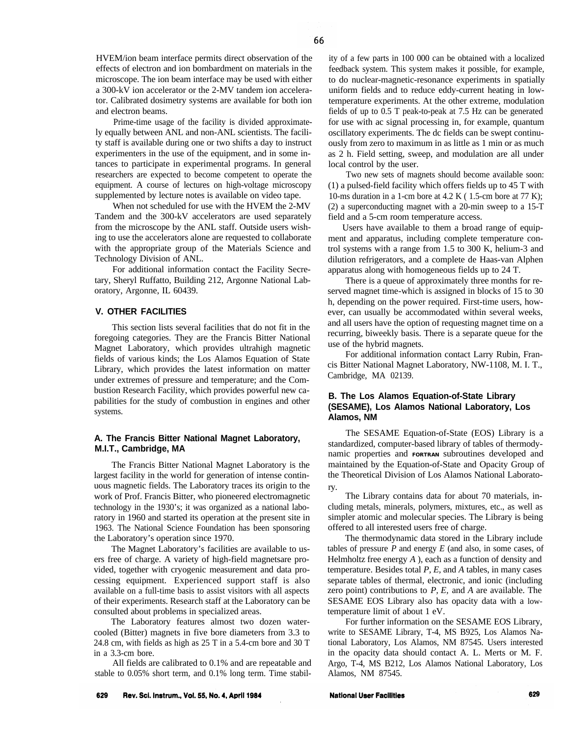HVEM/ion beam interface permits direct observation of the effects of electron and ion bombardment on materials in the microscope. The ion beam interface may be used with either a 300-kV ion accelerator or the 2-MV tandem ion accelerator. Calibrated dosimetry systems are available for both ion and electron beams.

Prime-time usage of the facility is divided approximately equally between ANL and non-ANL scientists. The facility staff is available during one or two shifts a day to instruct experimenters in the use of the equipment, and in some intances to participate in experimental programs. In general researchers are expected to become competent to operate the equipment. A course of lectures on high-voltage microscopy supplemented by lecture notes is available on video tape.

When not scheduled for use with the HVEM the 2-MV Tandem and the 300-kV accelerators are used separately from the microscope by the ANL staff. Outside users wishing to use the accelerators alone are requested to collaborate with the appropriate group of the Materials Science and Technology Division of ANL.

For additional information contact the Facility Secretary, Sheryl Ruffatto, Building 212, Argonne National Laboratory, Argonne, IL 60439.

## V. OTHER FACILITIES

This section lists several facilities that do not fit in the foregoing categories. They are the Francis Bitter National Magnet Laboratory, which provides ultrahigh magnetic fields of various kinds; the Los Alamos Equation of State Library, which provides the latest information on matter under extremes of pressure and temperature; and the Combustion Research Facility, which provides powerful new capabilities for the study of combustion in engines and other systems.

### A. The Francis Bitter National Magnet Laboratory, M.I.T., Cambridge, MA

The Francis Bitter National Magnet Laboratory is the largest facility in the world for generation of intense continuous magnetic fields. The Laboratory traces its origin to the work of Prof. Francis Bitter, who pioneered electromagnetic technology in the 1930's; it was organized as a national laboratory in 1960 and started its operation at the present site in 1963. The National Science Foundation has been sponsoring the Laboratory's operation since 1970.

The Magnet Laboratory's facilities are available to users free of charge. A variety of high-field magnetsare provided, together with cryogenic measurement and data processing equipment. Experienced support staff is also available on a full-time basis to assist visitors with all aspects of their experiments. Research staff at the Laboratory can be consulted about problems in specialized areas.

The Laboratory features almost two dozen water-cooled (Bitter) magnets in five bore diameters from 3.3 to 24.8 cm, with fields as high as 25 T in a 5.4-cm bore and 30 T in a 3.3-cm bore.

All fields are calibrated to 0.1% and are repeatable and stable to 0.05% short term, and 0.1% long term. Time stability of a few parts in 100 000 can be obtained with a localized feedback system. This system makes it possible, for example, to do nuclear-magnetic-resonance experiments in spatially uniform fields and to reduce eddy-current heating in low-temperature experiments. At the other extreme, modulation fields of up to 0.5 T peak-to-peak at 7.5 Hz can be generated for use with ac signal processing in, for example, quantum oscillatory experiments. The dc fields can be swept continuously from zero to maximum in as little as 1 min or as much as 2 h. Field setting, sweep, and modulation are all under local control by the user.

Two new sets of magnets should become available soon: (1) a pulsed-field facility which offers fields up to 45 T with 10-ms duration in a 1-cm bore at 4.2 K ( 1.5-cm bore at 77 K); (2) a superconducting magnet with a 20-min sweep to a 15-T field and a 5-cm room temperature access.

Users have available to them a broad range of equipment and apparatus, including complete temperature control systems with a range from 1.5 to 300 K, helium-3 and dilution refrigerators, and a complete de Haas-van Alphen apparatus along with homogeneous fields up to 24 T.

There is a queue of approximately three months for reserved magnet time-which is assigned in blocks of 15 to 30 h, depending on the power required. First-time users, however, can usually be accommodated within several weeks, and all users have the option of requesting magnet time on a recurring, biweekly basis. There is a separate queue for the use of the hybrid magnets.

For additional information contact Larry Rubin, Francis Bitter National Magnet Laboratory, NW-1108, M. I. T., Cambridge, MA 02139.

### B. The Los Alamos Equation-of-State Library (SESAME), Los Alamos National Laboratory, Los Alamos, NM

The SESAME Equation-of-State (EOS) Library is a standardized, computer-based library of tables of thermodynamic properties and FORTRAN subroutines developed and maintained by the Equation-of-State and Opacity Group of the Theoretical Division of Los Alamos National Laboratory.

The Library contains data for about 70 materials, including metals, minerals, polymers, mixtures, etc., as well as simpler atomic and molecular species. The Library is being offered to all interested users free of charge.

The thermodynamic data stored in the Library include tables of pressure $P$ and energy $E$ (and also, in some cases, of Helmholtz free energy $A$ ), each as a function of density and temperature. Besides total $P$, $E$, and $A$ tables, in many cases separate tables of thermal, electronic, and ionic (including zero point) contributions to $P$, $E$, and $A$ are available. The SESAME EOS Library also has opacity data with a low-temperature limit of about 1 eV.

For further information on the SESAME EOS Library, write to SESAME Library, T-4, MS B925, Los Alamos National Laboratory, Los Alamos, NM 87545. Users interested in the opacity data should contact A. L. Merts or M. F. Argo, T-4, MS B212, Los Alamos National Laboratory, Los Alamos, NM 87545.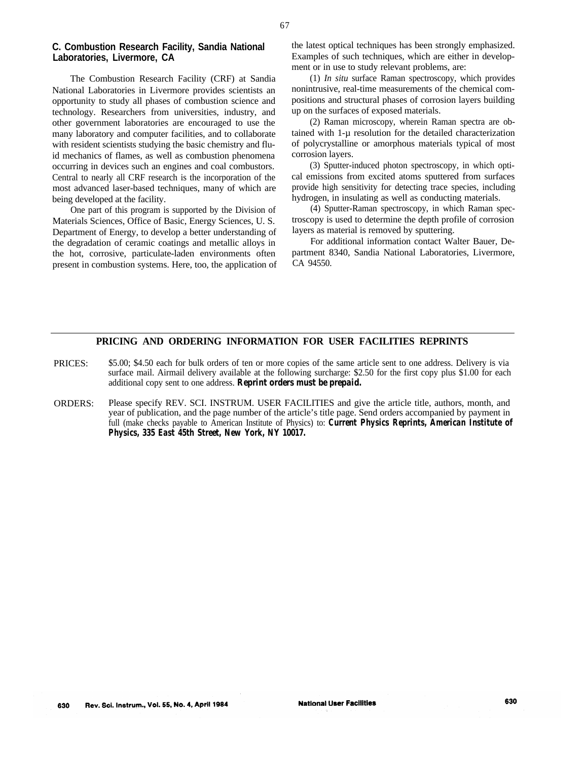### C. Combustion Research Facility, Sandia National Laboratories, Livermore, CA

The Combustion Research Facility (CRF) at Sandia National Laboratories in Livermore provides scientists an opportunity to study all phases of combustion science and technology. Researchers from universities, industry, and other government laboratories are encouraged to use the many laboratory and computer facilities, and to collaborate with resident scientists studying the basic chemistry and fluid mechanics of flames, as well as combustion phenomena occurring in devices such an engines and coal combustors. Central to nearly all CRF research is the incorporation of the most advanced laser-based techniques, many of which are being developed at the facility.

One part of this program is supported by the Division of Materials Sciences, Office of Basic, Energy Sciences, U. S. Department of Energy, to develop a better understanding of the degradation of ceramic coatings and metallic alloys in the hot, corrosive, particulate-laden environments often present in combustion systems. Here, too, the application of the latest optical techniques has been strongly emphasized. Examples of such techniques, which are either in development or in use to study relevant problems, are:

(1) *In situ* surface Raman spectroscopy, which provides nonintrusive, real-time measurements of the chemical compositions and structural phases of corrosion layers building up on the surfaces of exposed materials.

(2) Raman microscopy, wherein Raman spectra are obtained with 1-μ resolution for the detailed characterization of polycrystalline or amorphous materials typical of most corrosion layers.

(3) Sputter-induced photon spectroscopy, in which optical emissions from excited atoms sputtered from surfaces provide high sensitivity for detecting trace species, including hydrogen, in insulating as well as conducting materials.

(4) Sputter-Raman spectroscopy, in which Raman spectroscopy is used to determine the depth profile of corrosion layers as material is removed by sputtering.

For additional information contact Walter Bauer, Department 8340, Sandia National Laboratories, Livermore, CA 94550.

---

## PRICING AND ORDERING INFORMATION FOR USER FACILITIES REPRINTS

PRICES: $5.00; $4.50 each for bulk orders of ten or more copies of the same article sent to one address. Delivery is via surface mail. Airmail delivery available at the following surcharge: $2.50 for the first copy plus $1.00 for each additional copy sent to one address. **Reprint orders must be prepaid.**

ORDERS: Please specify REV. SCI. INSTRUM. USER FACILITIES and give the article title, authors, month, and year of publication, and the page number of the article's title page. Send orders accompanied by payment in full (make checks payable to American Institute of Physics) to: ***Current Physics Reprints, American Institute of Physics, 335 East 45th Street, New York, NY 10017.***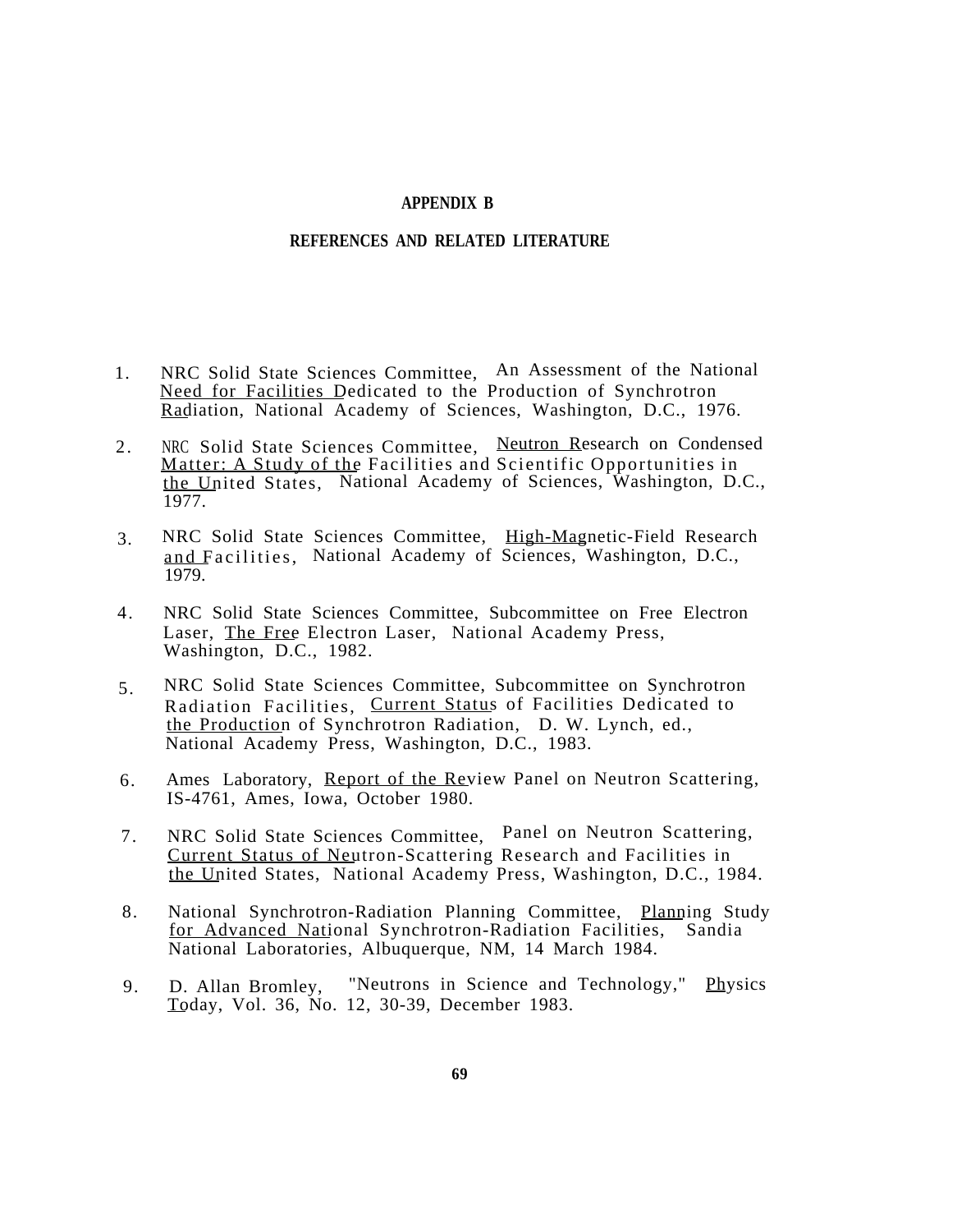# APPENDIX B

## REFERENCES AND RELATED LITERATURE

1. NRC Solid State Sciences Committee, An Assessment of the National Need for Facilities Dedicated to the Production of Synchrotron Radiation, National Academy of Sciences, Washington, D.C., 1976.

2. NRC Solid State Sciences Committee, Neutron Research on Condensed Matter: A Study of the Facilities and Scientific Opportunities in the United States, National Academy of Sciences, Washington, D.C., 1977.

3. NRC Solid State Sciences Committee, High-Magnetic-Field Research and Facilities, National Academy of Sciences, Washington, D.C., 1979.

4. NRC Solid State Sciences Committee, Subcommittee on Free Electron Laser, The Free Electron Laser, National Academy Press, Washington, D.C., 1982.

5. NRC Solid State Sciences Committee, Subcommittee on Synchrotron Radiation Facilities, Current Status of Facilities Dedicated to the Production of Synchrotron Radiation, D. W. Lynch, ed., National Academy Press, Washington, D.C., 1983.

6. Ames Laboratory, Report of the Review Panel on Neutron Scattering, IS-4761, Ames, Iowa, October 1980.

7. NRC Solid State Sciences Committee, Panel on Neutron Scattering, Current Status of Neutron-Scattering Research and Facilities in the United States, National Academy Press, Washington, D.C., 1984.

8. National Synchrotron-Radiation Planning Committee, Planning Study for Advanced National Synchrotron-Radiation Facilities, Sandia National Laboratories, Albuquerque, NM, 14 March 1984.

9. D. Allan Bromley, "Neutrons in Science and Technology," Physics Today, Vol. 36, No. 12, 30-39, December 1983.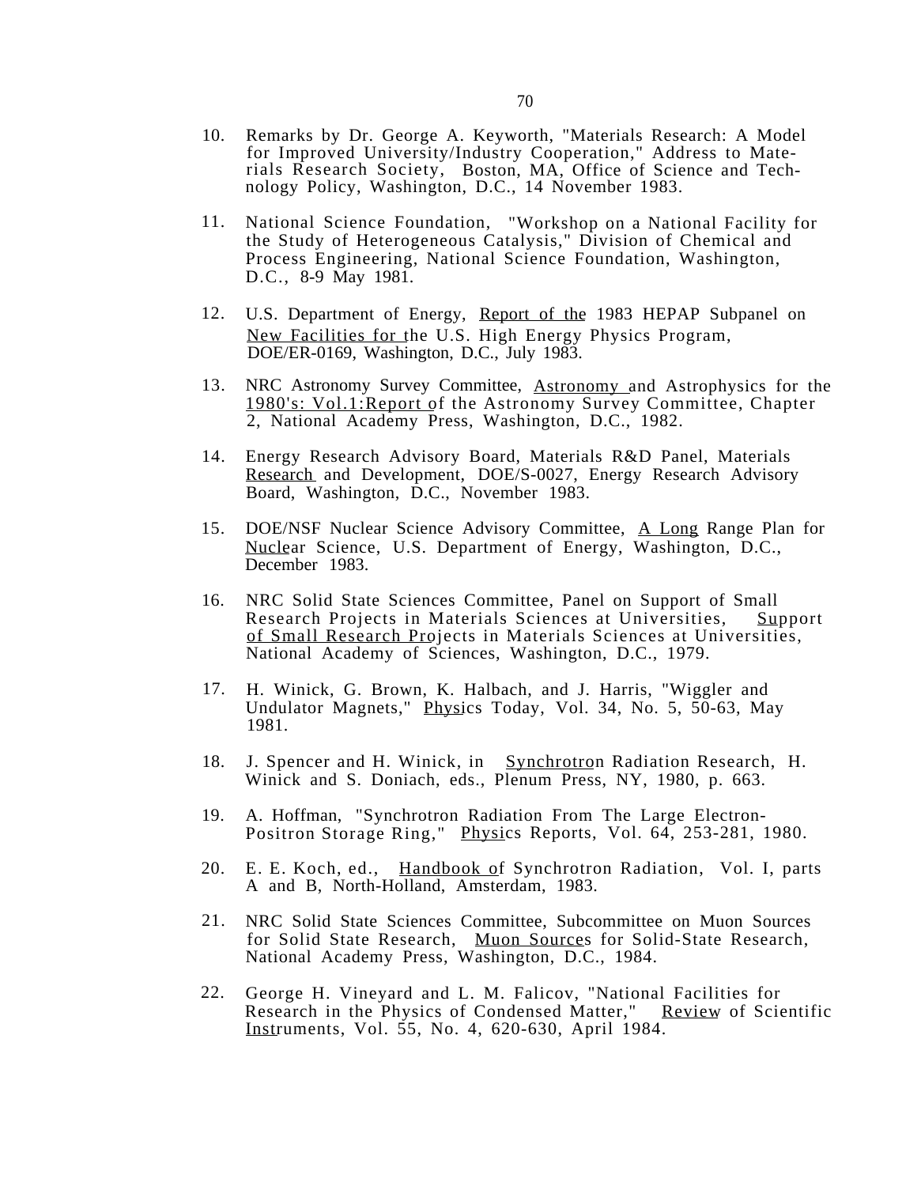10. Remarks by Dr. George A. Keyworth, "Materials Research: A Model for Improved University/Industry Cooperation," Address to Materials Research Society, Boston, MA, Office of Science and Technology Policy, Washington, D.C., 14 November 1983.

11. National Science Foundation, "Workshop on a National Facility for the Study of Heterogeneous Catalysis," Division of Chemical and Process Engineering, National Science Foundation, Washington, D.C., 8-9 May 1981.

12. U.S. Department of Energy, Report of the 1983 HEPAP Subpanel on New Facilities for the U.S. High Energy Physics Program, DOE/ER-0169, Washington, D.C., July 1983.

13. NRC Astronomy Survey Committee, Astronomy and Astrophysics for the 1980's: Vol.1:Report of the Astronomy Survey Committee, Chapter 2, National Academy Press, Washington, D.C., 1982.

14. Energy Research Advisory Board, Materials R&D Panel, Materials Research and Development, DOE/S-0027, Energy Research Advisory Board, Washington, D.C., November 1983.

15. DOE/NSF Nuclear Science Advisory Committee, A Long Range Plan for Nuclear Science, U.S. Department of Energy, Washington, D.C., December 1983.

16. NRC Solid State Sciences Committee, Panel on Support of Small Research Projects in Materials Sciences at Universities, Support of Small Research Projects in Materials Sciences at Universities, National Academy of Sciences, Washington, D.C., 1979.

17. H. Winick, G. Brown, K. Halbach, and J. Harris, "Wiggler and Undulator Magnets," Physics Today, Vol. 34, No. 5, 50-63, May 1981.

18. J. Spencer and H. Winick, in Synchrotron Radiation Research, H. Winick and S. Doniach, eds., Plenum Press, NY, 1980, p. 663.

19. A. Hoffman, "Synchrotron Radiation From The Large Electron-Positron Storage Ring," Physics Reports, Vol. 64, 253-281, 1980.

20. E. E. Koch, ed., Handbook of Synchrotron Radiation, Vol. I, parts A and B, North-Holland, Amsterdam, 1983.

21. NRC Solid State Sciences Committee, Subcommittee on Muon Sources for Solid State Research, Muon Sources for Solid-State Research, National Academy Press, Washington, D.C., 1984.

22. George H. Vineyard and L. M. Falicov, "National Facilities for Research in the Physics of Condensed Matter," Review of Scientific Instruments, Vol. 55, No. 4, 620-630, April 1984.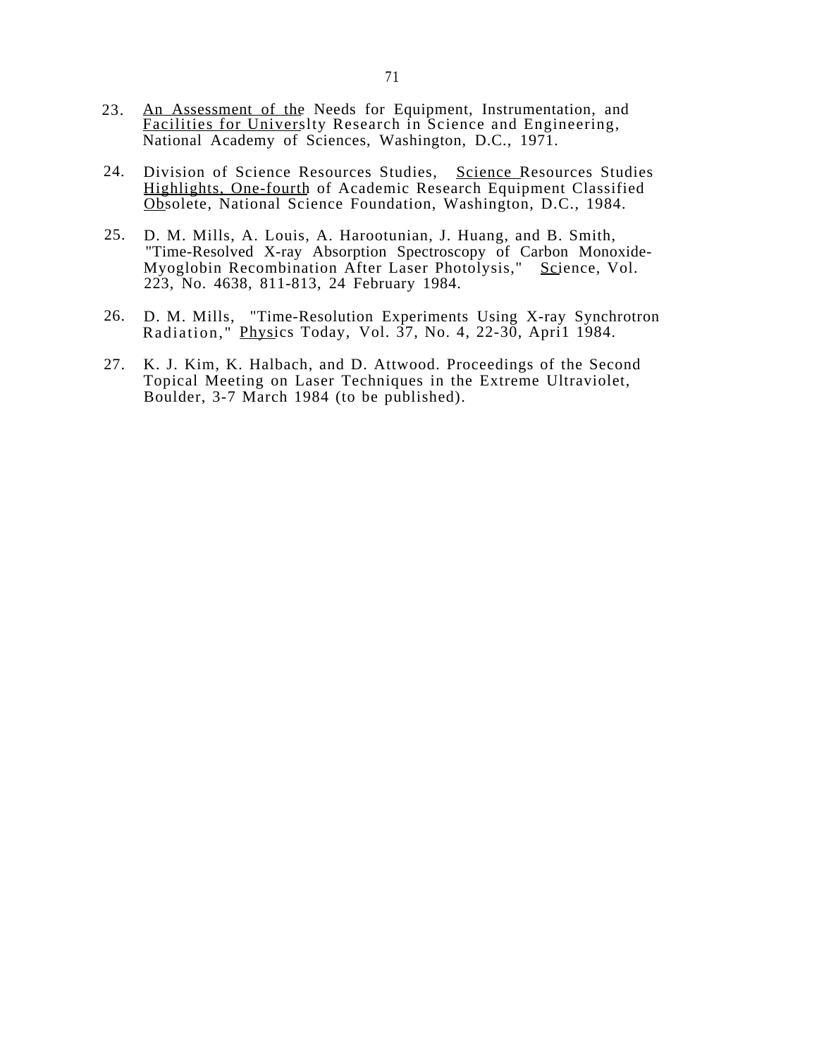23. An Assessment of the Needs for Equipment, Instrumentation, and Facilities for Universlty Research in Science and Engineering, National Academy of Sciences, Washington, D.C., 1971.

24. Division of Science Resources Studies, Science Resources Studies Highlights, One-fourth of Academic Research Equipment Classified Obsolete, National Science Foundation, Washington, D.C., 1984.

25. D. M. Mills, A. Louis, A. Harootunian, J. Huang, and B. Smith, "Time-Resolved X-ray Absorption Spectroscopy of Carbon Monoxide-Myoglobin Recombination After Laser Photolysis," Science, Vol. 223, No. 4638, 811-813, 24 February 1984.

26. D. M. Mills, "Time-Resolution Experiments Using X-ray Synchrotron Radiation," Physics Today, Vol. 37, No. 4, 22-30, Apri1 1984.

27. K. J. Kim, K. Halbach, and D. Attwood. Proceedings of the Second Topical Meeting on Laser Techniques in the Extreme Ultraviolet, Boulder, 3-7 March 1984 (to be published).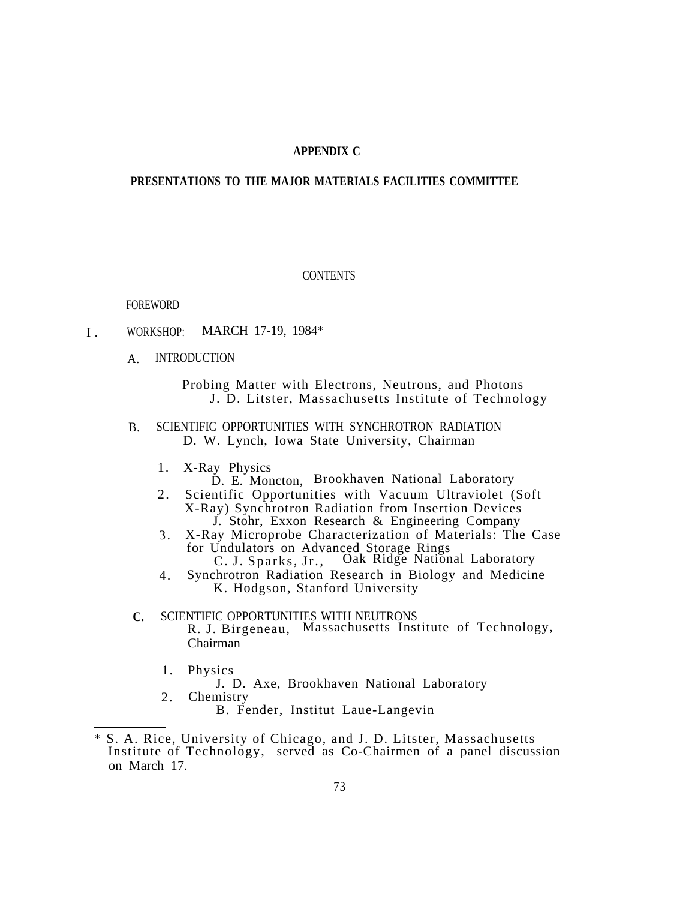# APPENDIX C

## PRESENTATIONS TO THE MAJOR MATERIALS FACILITIES COMMITTEE

### CONTENTS

FOREWORD

I. WORKSHOP: MARCH 17-19, 1984*

A. INTRODUCTION

Probing Matter with Electrons, Neutrons, and Photons
J. D. Litster, Massachusetts Institute of Technology

B. SCIENTIFIC OPPORTUNITIES WITH SYNCHROTRON RADIATION
D. W. Lynch, Iowa State University, Chairman

1. X-Ray Physics
   D. E. Moncton, Brookhaven National Laboratory
2. Scientific Opportunities with Vacuum Ultraviolet (Soft X-Ray) Synchrotron Radiation from Insertion Devices
   J. Stohr, Exxon Research & Engineering Company
3. X-Ray Microprobe Characterization of Materials: The Case for Undulators on Advanced Storage Rings
   C. J. Sparks, Jr., Oak Ridge National Laboratory
4. Synchrotron Radiation Research in Biology and Medicine
   K. Hodgson, Stanford University

C. SCIENTIFIC OPPORTUNITIES WITH NEUTRONS
R. J. Birgeneau, Massachusetts Institute of Technology, Chairman

1. Physics
   J. D. Axe, Brookhaven National Laboratory
2. Chemistry
   B. Fender, Institut Laue-Langevin

---

* S. A. Rice, University of Chicago, and J. D. Litster, Massachusetts Institute of Technology, served as Co-Chairmen of a panel discussion on March 17.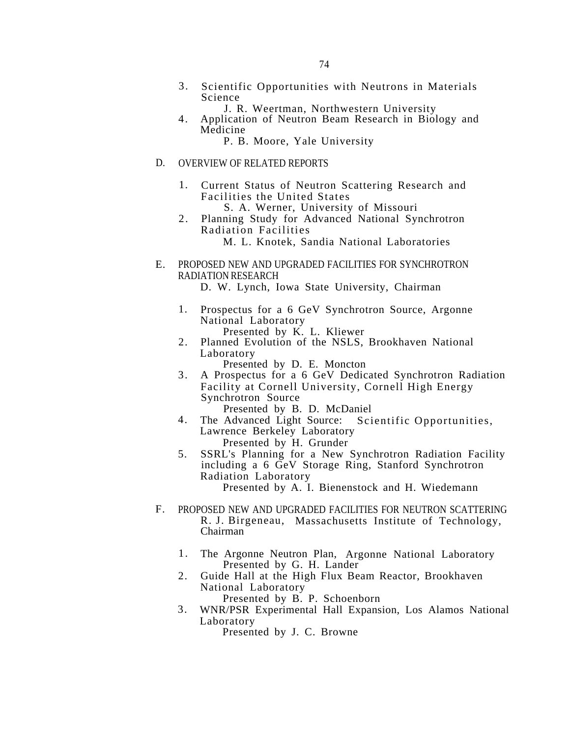3. Scientific Opportunities with Neutrons in Materials Science
   J. R. Weertman, Northwestern University
4. Application of Neutron Beam Research in Biology and Medicine
   P. B. Moore, Yale University

D. OVERVIEW OF RELATED REPORTS

1. Current Status of Neutron Scattering Research and Facilities the United States
   S. A. Werner, University of Missouri
2. Planning Study for Advanced National Synchrotron Radiation Facilities
   M. L. Knotek, Sandia National Laboratories

E. PROPOSED NEW AND UPGRADED FACILITIES FOR SYNCHROTRON RADIATION RESEARCH
   D. W. Lynch, Iowa State University, Chairman

1. Prospectus for a 6 GeV Synchrotron Source, Argonne National Laboratory
   Presented by K. L. Kliewer
2. Planned Evolution of the NSLS, Brookhaven National Laboratory
   Presented by D. E. Moncton
3. A Prospectus for a 6 GeV Dedicated Synchrotron Radiation Facility at Cornell University, Cornell High Energy Synchrotron Source
   Presented by B. D. McDaniel
4. The Advanced Light Source: Scientific Opportunities, Lawrence Berkeley Laboratory
   Presented by H. Grunder
5. SSRL's Planning for a New Synchrotron Radiation Facility including a 6 GeV Storage Ring, Stanford Synchrotron Radiation Laboratory
   Presented by A. I. Bienenstock and H. Wiedemann

F. PROPOSED NEW AND UPGRADED FACILITIES FOR NEUTRON SCATTERING
   R. J. Birgeneau, Massachusetts Institute of Technology, Chairman

1. The Argonne Neutron Plan, Argonne National Laboratory
   Presented by G. H. Lander
2. Guide Hall at the High Flux Beam Reactor, Brookhaven National Laboratory
   Presented by B. P. Schoenborn
3. WNR/PSR Experimental Hall Expansion, Los Alamos National Laboratory
   Presented by J. C. Browne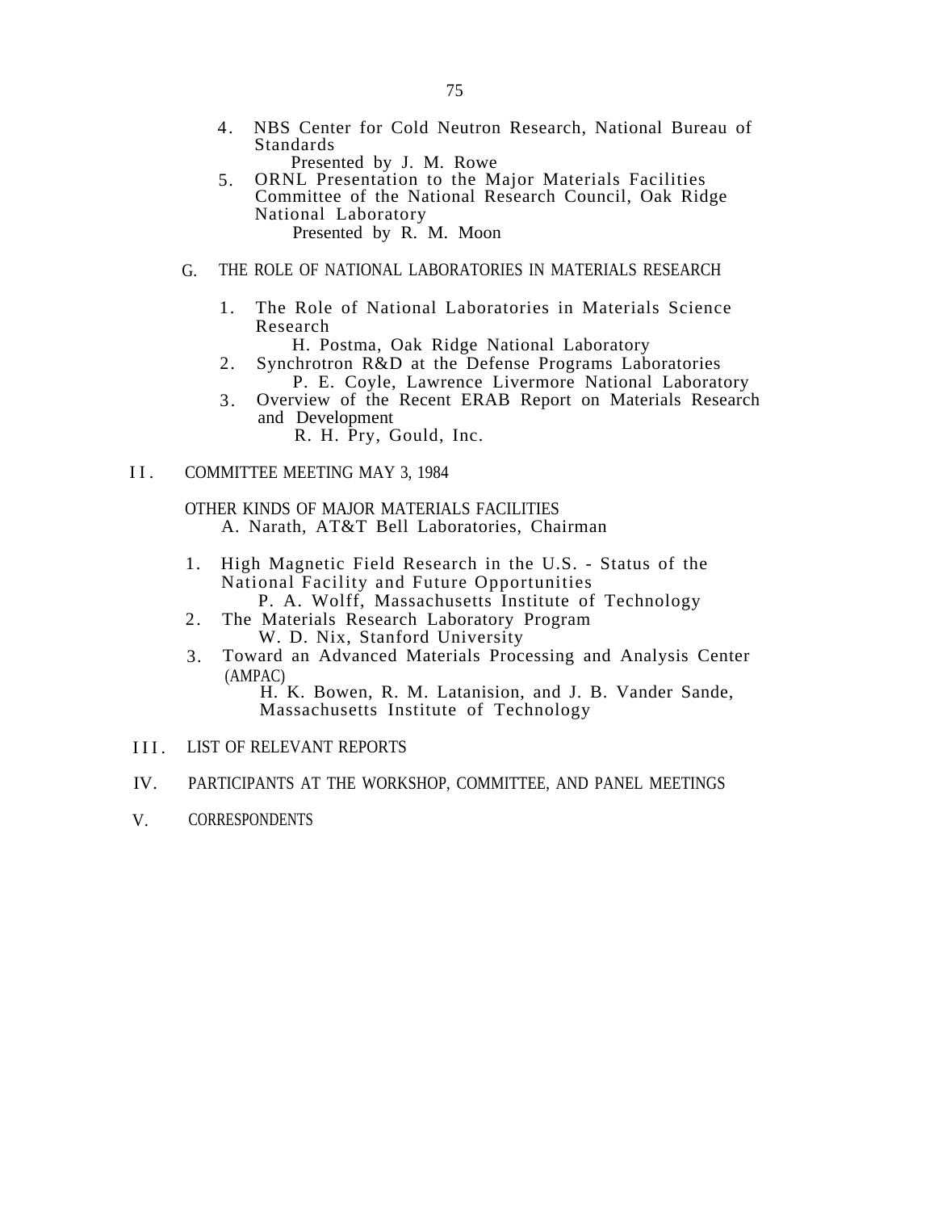4. NBS Center for Cold Neutron Research, National Bureau of Standards

   Presented by J. M. Rowe

5. ORNL Presentation to the Major Materials Facilities Committee of the National Research Council, Oak Ridge National Laboratory

   Presented by R. M. Moon

G. THE ROLE OF NATIONAL LABORATORIES IN MATERIALS RESEARCH

1. The Role of National Laboratories in Materials Science Research

   H. Postma, Oak Ridge National Laboratory

2. Synchrotron R&D at the Defense Programs Laboratories

   P. E. Coyle, Lawrence Livermore National Laboratory

3. Overview of the Recent ERAB Report on Materials Research and Development

   R. H. Pry, Gould, Inc.

II. COMMITTEE MEETING MAY 3, 1984

OTHER KINDS OF MAJOR MATERIALS FACILITIES

A. Narath, AT&T Bell Laboratories, Chairman

1. High Magnetic Field Research in the U.S. - Status of the National Facility and Future Opportunities

   P. A. Wolff, Massachusetts Institute of Technology

2. The Materials Research Laboratory Program

   W. D. Nix, Stanford University

3. Toward an Advanced Materials Processing and Analysis Center (AMPAC)

   H. K. Bowen, R. M. Latanision, and J. B. Vander Sande, Massachusetts Institute of Technology

III. LIST OF RELEVANT REPORTS

IV. PARTICIPANTS AT THE WORKSHOP, COMMITTEE, AND PANEL MEETINGS

V. CORRESPONDENTS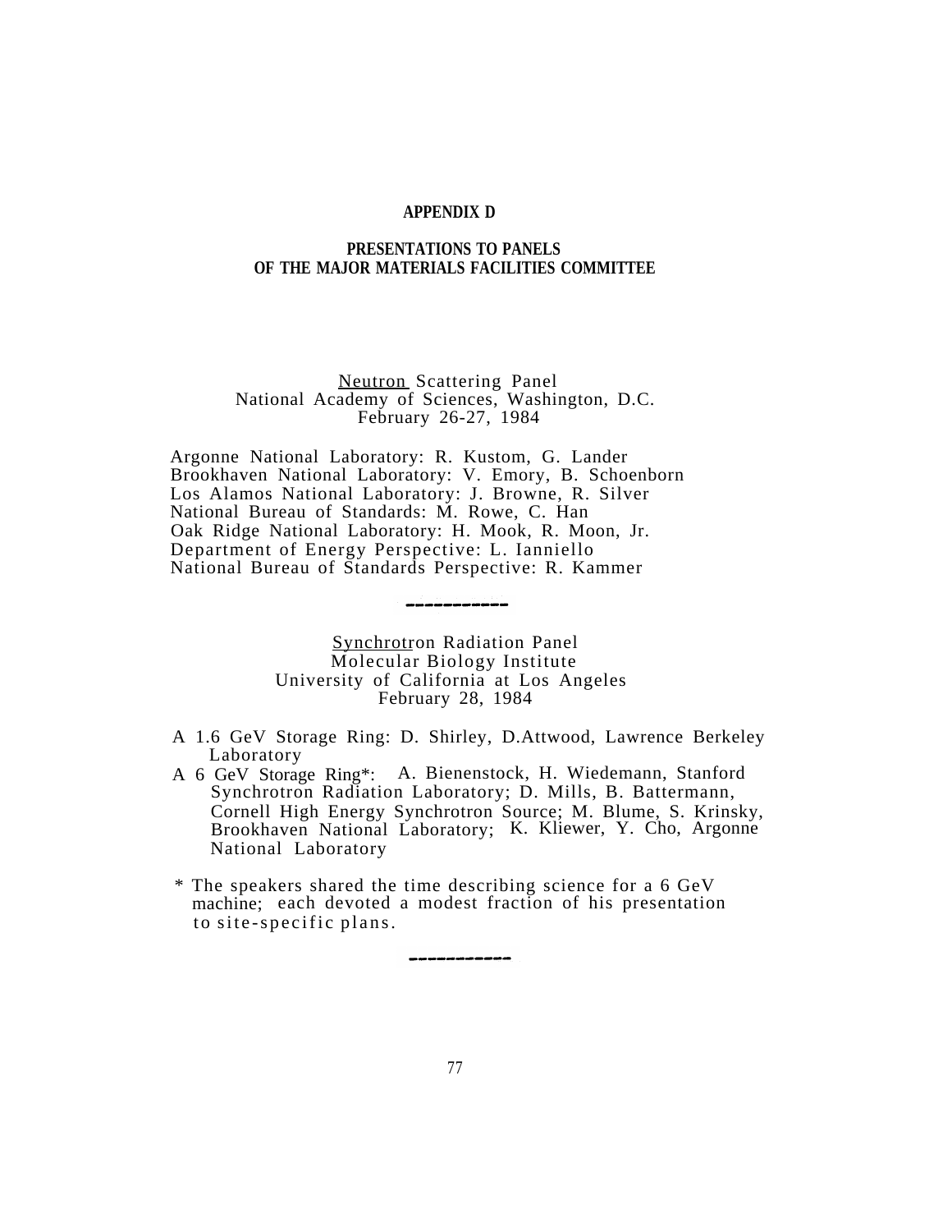# APPENDIX D

## PRESENTATIONS TO PANELS OF THE MAJOR MATERIALS FACILITIES COMMITTEE

Neutron Scattering Panel
National Academy of Sciences, Washington, D.C.
February 26-27, 1984

Argonne National Laboratory: R. Kustom, G. Lander
Brookhaven National Laboratory: V. Emory, B. Schoenborn
Los Alamos National Laboratory: J. Browne, R. Silver
National Bureau of Standards: M. Rowe, C. Han
Oak Ridge National Laboratory: H. Mook, R. Moon, Jr.
Department of Energy Perspective: L. Ianniello
National Bureau of Standards Perspective: R. Kammer

-----------

Synchrotron Radiation Panel
Molecular Biology Institute
University of California at Los Angeles
February 28, 1984

A 1.6 GeV Storage Ring: D. Shirley, D.Attwood, Lawrence Berkeley Laboratory

A 6 GeV Storage Ring*: A. Bienenstock, H. Wiedemann, Stanford Synchrotron Radiation Laboratory; D. Mills, B. Battermann, Cornell High Energy Synchrotron Source; M. Blume, S. Krinsky, Brookhaven National Laboratory; K. Kliewer, Y. Cho, Argonne National Laboratory

* The speakers shared the time describing science for a 6 GeV machine; each devoted a modest fraction of his presentation to site-specific plans.

-----------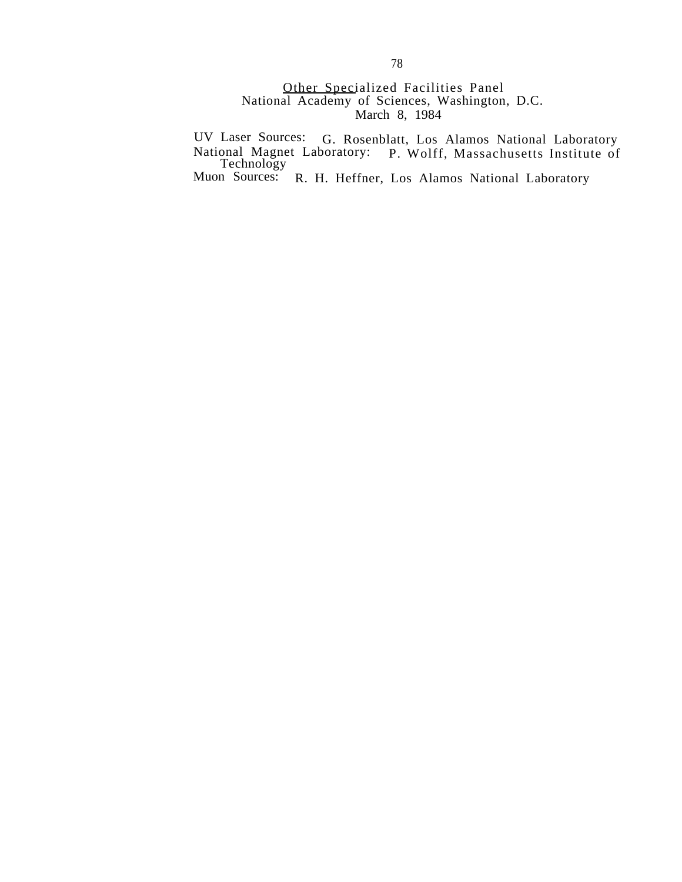Other Specialized Facilities Panel
National Academy of Sciences, Washington, D.C.
March 8, 1984

UV Laser Sources: G. Rosenblatt, Los Alamos National Laboratory
National Magnet Laboratory: P. Wolff, Massachusetts Institute of Technology
Muon Sources: R. H. Heffner, Los Alamos National Laboratory